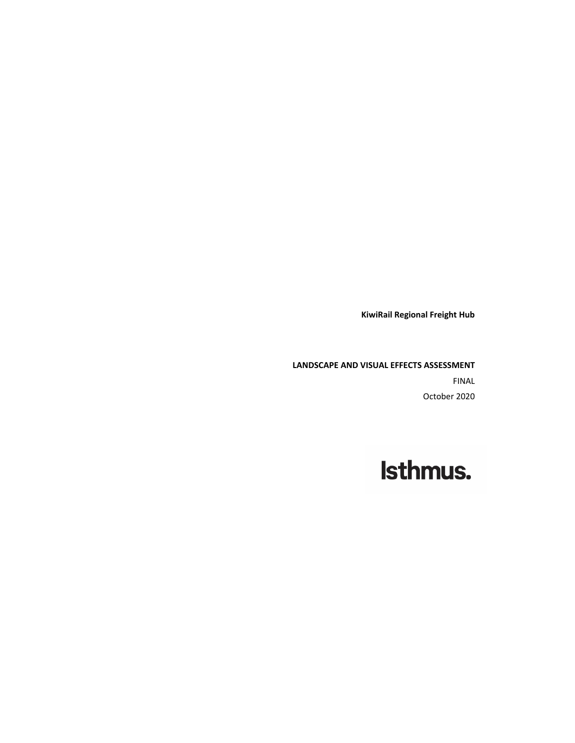**KiwiRail Regional Freight Hub**

**LANDSCAPE AND VISUAL EFFECTS ASSESSMENT**

FINAL

October 2020

Isthmus.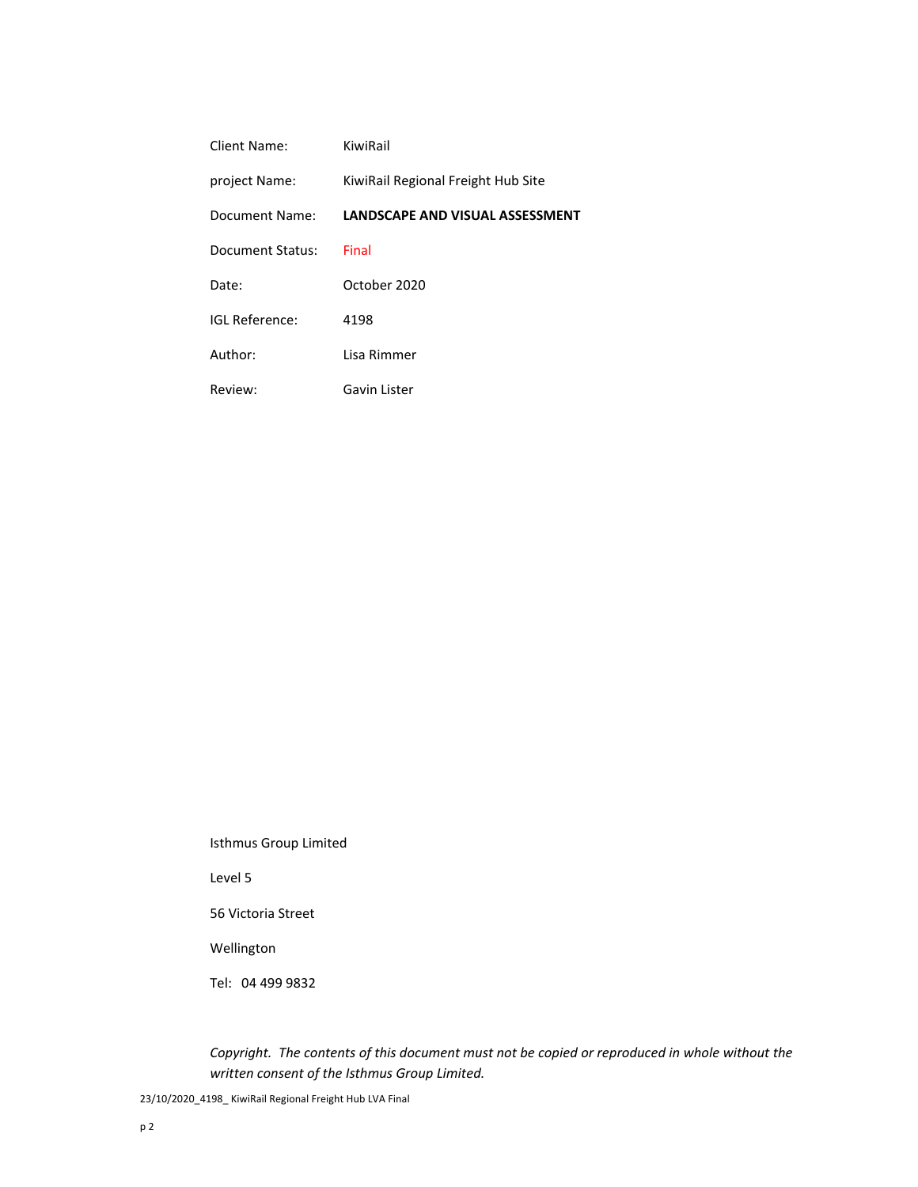| | |
|---|---|
| Client Name: | KiwiRail |
| project Name: | KiwiRail Regional Freight Hub Site |
| Document Name: | **LANDSCAPE AND VISUAL ASSESSMENT** |
| Document Status: | Final |
| Date: | October 2020 |
| IGL Reference: | 4198 |
| Author: | Lisa Rimmer |
| Review: | Gavin Lister |

Isthmus Group Limited

Level 5

56 Victoria Street

Wellington

Tel: 04 499 9832

*Copyright. The contents of this document must not be copied or reproduced in whole without the written consent of the Isthmus Group Limited.*

23/10/2020_4198_ KiwiRail Regional Freight Hub LVA Final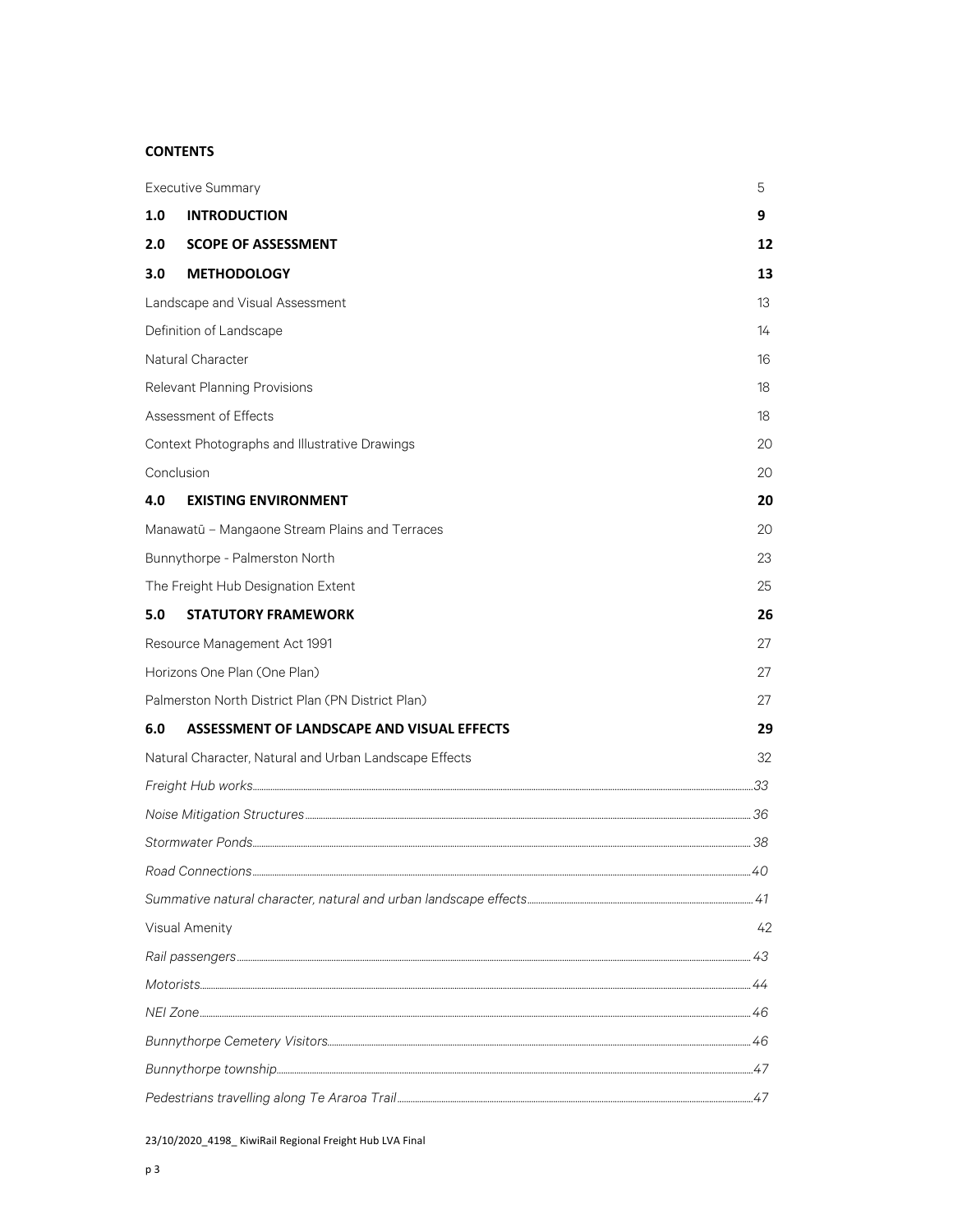**CONTENTS**

| | |
|---|---|
| Executive Summary | 5 |
| **1.0 INTRODUCTION** | **9** |
| **2.0 SCOPE OF ASSESSMENT** | **12** |
| **3.0 METHODOLOGY** | **13** |
| Landscape and Visual Assessment | 13 |
| Definition of Landscape | 14 |
| Natural Character | 16 |
| Relevant Planning Provisions | 18 |
| Assessment of Effects | 18 |
| Context Photographs and Illustrative Drawings | 20 |
| Conclusion | 20 |
| **4.0 EXISTING ENVIRONMENT** | **20** |
| Manawatū – Mangaone Stream Plains and Terraces | 20 |
| Bunnythorpe - Palmerston North | 23 |
| The Freight Hub Designation Extent | 25 |
| **5.0 STATUTORY FRAMEWORK** | **26** |
| Resource Management Act 1991 | 27 |
| Horizons One Plan (One Plan) | 27 |
| Palmerston North District Plan (PN District Plan) | 27 |
| **6.0 ASSESSMENT OF LANDSCAPE AND VISUAL EFFECTS** | **29** |
| Natural Character, Natural and Urban Landscape Effects | 32 |
| *Freight Hub works* | *33* |
| *Noise Mitigation Structures* | *36* |
| *Stormwater Ponds* | *38* |
| *Road Connections* | *40* |
| *Summative natural character, natural and urban landscape effects* | *41* |
| Visual Amenity | 42 |
| *Rail passengers* | *43* |
| *Motorists* | *44* |
| *NEI Zone* | *46* |
| *Bunnythorpe Cemetery Visitors* | *46* |
| *Bunnythorpe township* | *47* |
| *Pedestrians travelling along Te Araroa Trail* | *47* |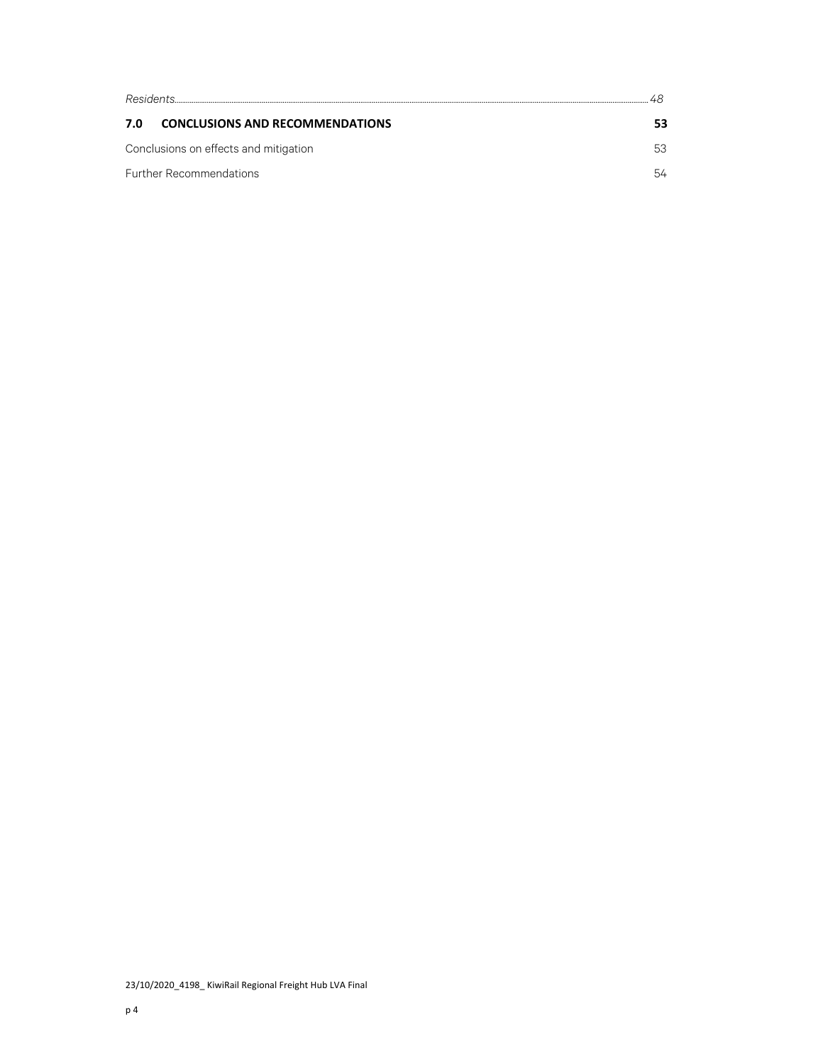*Residents* ........................................................................................................................................................ 48

**7.0 CONCLUSIONS AND RECOMMENDATIONS** **53**

Conclusions on effects and mitigation 53

Further Recommendations 54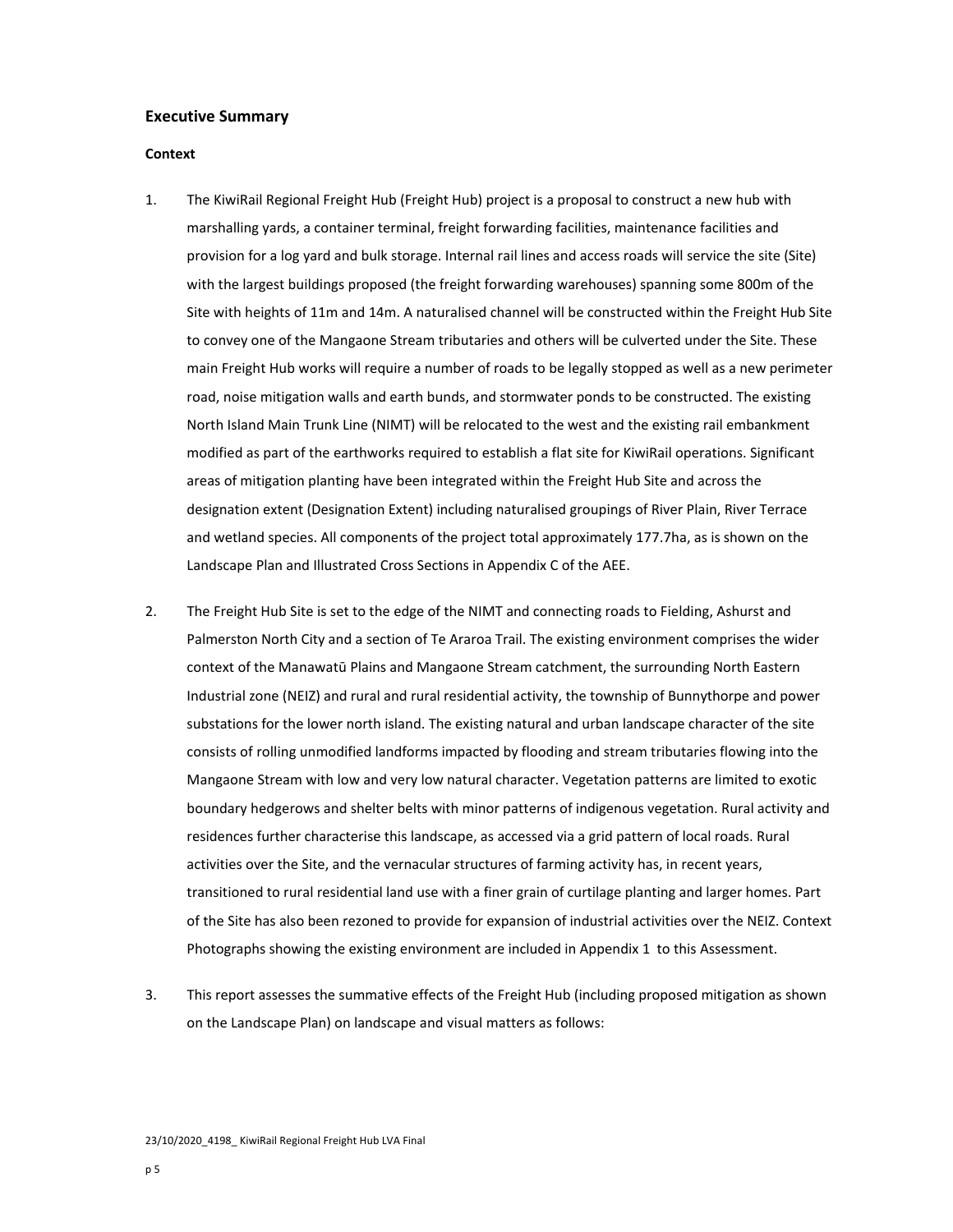## Executive Summary

### Context

1. The KiwiRail Regional Freight Hub (Freight Hub) project is a proposal to construct a new hub with marshalling yards, a container terminal, freight forwarding facilities, maintenance facilities and provision for a log yard and bulk storage. Internal rail lines and access roads will service the site (Site) with the largest buildings proposed (the freight forwarding warehouses) spanning some 800m of the Site with heights of 11m and 14m. A naturalised channel will be constructed within the Freight Hub Site to convey one of the Mangaone Stream tributaries and others will be culverted under the Site. These main Freight Hub works will require a number of roads to be legally stopped as well as a new perimeter road, noise mitigation walls and earth bunds, and stormwater ponds to be constructed. The existing North Island Main Trunk Line (NIMT) will be relocated to the west and the existing rail embankment modified as part of the earthworks required to establish a flat site for KiwiRail operations. Significant areas of mitigation planting have been integrated within the Freight Hub Site and across the designation extent (Designation Extent) including naturalised groupings of River Plain, River Terrace and wetland species. All components of the project total approximately 177.7ha, as is shown on the Landscape Plan and Illustrated Cross Sections in Appendix C of the AEE.

2. The Freight Hub Site is set to the edge of the NIMT and connecting roads to Fielding, Ashurst and Palmerston North City and a section of Te Araroa Trail. The existing environment comprises the wider context of the Manawatū Plains and Mangaone Stream catchment, the surrounding North Eastern Industrial zone (NEIZ) and rural and rural residential activity, the township of Bunnythorpe and power substations for the lower north island. The existing natural and urban landscape character of the site consists of rolling unmodified landforms impacted by flooding and stream tributaries flowing into the Mangaone Stream with low and very low natural character. Vegetation patterns are limited to exotic boundary hedgerows and shelter belts with minor patterns of indigenous vegetation. Rural activity and residences further characterise this landscape, as accessed via a grid pattern of local roads. Rural activities over the Site, and the vernacular structures of farming activity has, in recent years, transitioned to rural residential land use with a finer grain of curtilage planting and larger homes. Part of the Site has also been rezoned to provide for expansion of industrial activities over the NEIZ. Context Photographs showing the existing environment are included in Appendix 1 to this Assessment.

3. This report assesses the summative effects of the Freight Hub (including proposed mitigation as shown on the Landscape Plan) on landscape and visual matters as follows: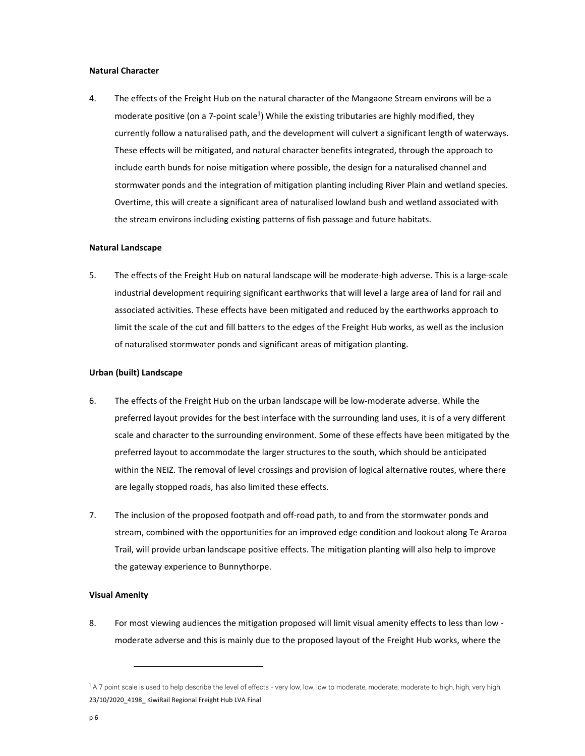**Natural Character**

4. The effects of the Freight Hub on the natural character of the Mangaone Stream environs will be a moderate positive (on a 7-point scale[1]) While the existing tributaries are highly modified, they currently follow a naturalised path, and the development will culvert a significant length of waterways. These effects will be mitigated, and natural character benefits integrated, through the approach to include earth bunds for noise mitigation where possible, the design for a naturalised channel and stormwater ponds and the integration of mitigation planting including River Plain and wetland species. Overtime, this will create a significant area of naturalised lowland bush and wetland associated with the stream environs including existing patterns of fish passage and future habitats.

**Natural Landscape**

5. The effects of the Freight Hub on natural landscape will be moderate-high adverse. This is a large-scale industrial development requiring significant earthworks that will level a large area of land for rail and associated activities. These effects have been mitigated and reduced by the earthworks approach to limit the scale of the cut and fill batters to the edges of the Freight Hub works, as well as the inclusion of naturalised stormwater ponds and significant areas of mitigation planting.

**Urban (built) Landscape**

6. The effects of the Freight Hub on the urban landscape will be low-moderate adverse. While the preferred layout provides for the best interface with the surrounding land uses, it is of a very different scale and character to the surrounding environment. Some of these effects have been mitigated by the preferred layout to accommodate the larger structures to the south, which should be anticipated within the NEIZ. The removal of level crossings and provision of logical alternative routes, where there are legally stopped roads, has also limited these effects.

7. The inclusion of the proposed footpath and off-road path, to and from the stormwater ponds and stream, combined with the opportunities for an improved edge condition and lookout along Te Araroa Trail, will provide urban landscape positive effects. The mitigation planting will also help to improve the gateway experience to Bunnythorpe.

**Visual Amenity**

8. For most viewing audiences the mitigation proposed will limit visual amenity effects to less than low - moderate adverse and this is mainly due to the proposed layout of the Freight Hub works, where the

---

[1] A 7 point scale is used to help describe the level of effects - very low, low, low to moderate, moderate, moderate to high, high, very high.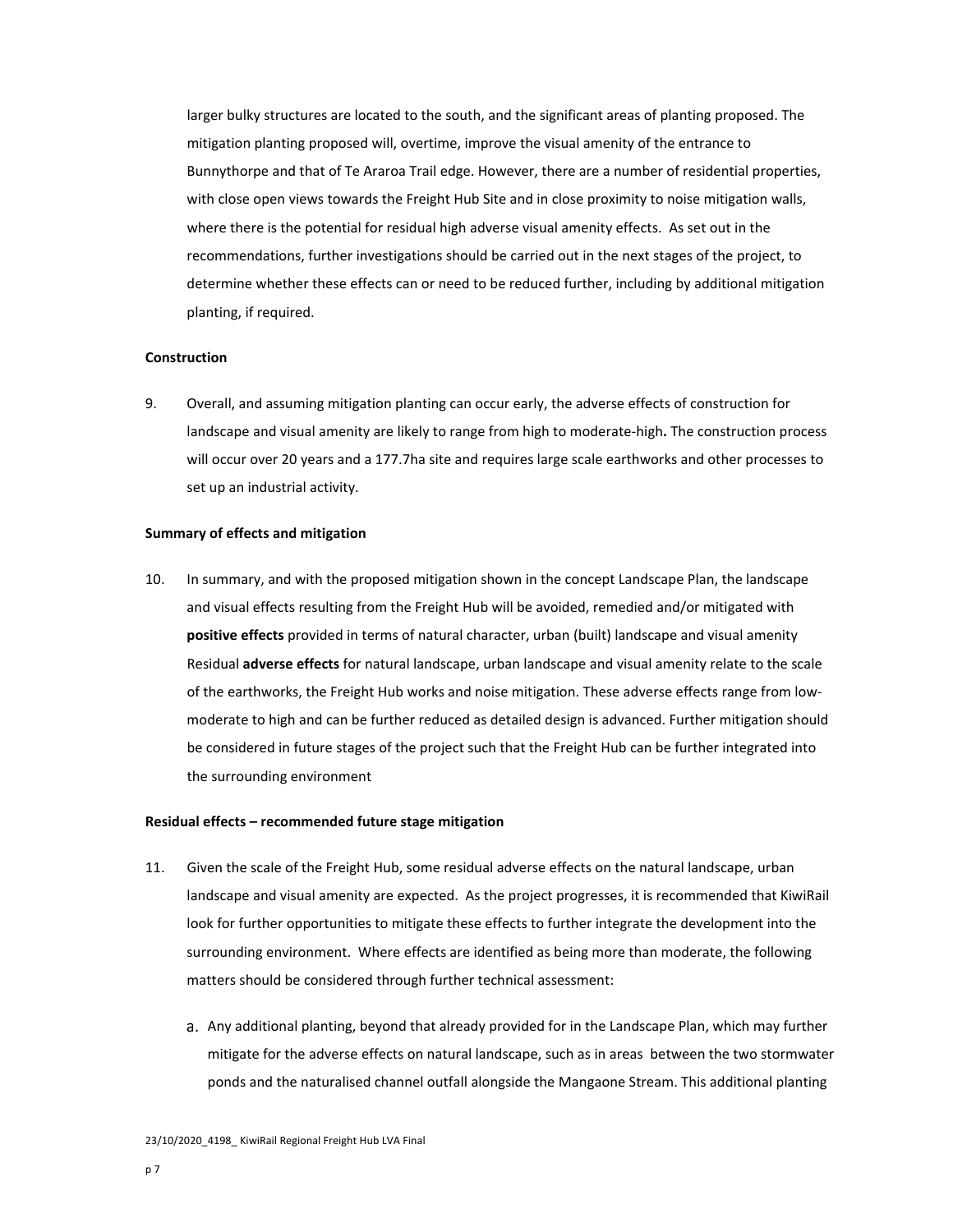larger bulky structures are located to the south, and the significant areas of planting proposed. The mitigation planting proposed will, overtime, improve the visual amenity of the entrance to Bunnythorpe and that of Te Araroa Trail edge. However, there are a number of residential properties, with close open views towards the Freight Hub Site and in close proximity to noise mitigation walls, where there is the potential for residual high adverse visual amenity effects. As set out in the recommendations, further investigations should be carried out in the next stages of the project, to determine whether these effects can or need to be reduced further, including by additional mitigation planting, if required.

**Construction**

9. Overall, and assuming mitigation planting can occur early, the adverse effects of construction for landscape and visual amenity are likely to range from high to moderate-high**.** The construction process will occur over 20 years and a 177.7ha site and requires large scale earthworks and other processes to set up an industrial activity.

**Summary of effects and mitigation**

10. In summary, and with the proposed mitigation shown in the concept Landscape Plan, the landscape and visual effects resulting from the Freight Hub will be avoided, remedied and/or mitigated with **positive effects** provided in terms of natural character, urban (built) landscape and visual amenity Residual **adverse effects** for natural landscape, urban landscape and visual amenity relate to the scale of the earthworks, the Freight Hub works and noise mitigation. These adverse effects range from low-moderate to high and can be further reduced as detailed design is advanced. Further mitigation should be considered in future stages of the project such that the Freight Hub can be further integrated into the surrounding environment

**Residual effects – recommended future stage mitigation**

11. Given the scale of the Freight Hub, some residual adverse effects on the natural landscape, urban landscape and visual amenity are expected. As the project progresses, it is recommended that KiwiRail look for further opportunities to mitigate these effects to further integrate the development into the surrounding environment. Where effects are identified as being more than moderate, the following matters should be considered through further technical assessment:

    a. Any additional planting, beyond that already provided for in the Landscape Plan, which may further mitigate for the adverse effects on natural landscape, such as in areas between the two stormwater ponds and the naturalised channel outfall alongside the Mangaone Stream. This additional planting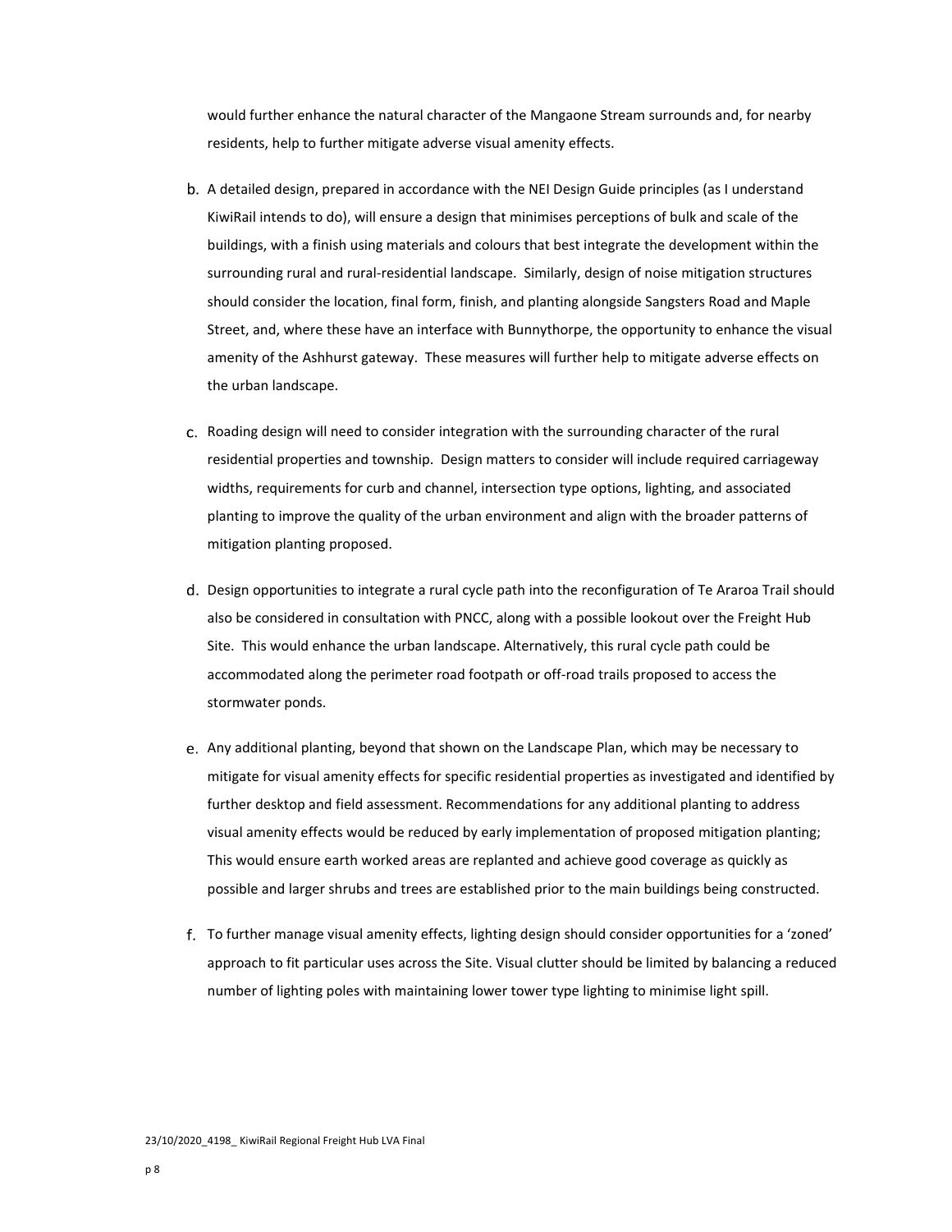would further enhance the natural character of the Mangaone Stream surrounds and, for nearby residents, help to further mitigate adverse visual amenity effects.

b. A detailed design, prepared in accordance with the NEI Design Guide principles (as I understand KiwiRail intends to do), will ensure a design that minimises perceptions of bulk and scale of the buildings, with a finish using materials and colours that best integrate the development within the surrounding rural and rural-residential landscape. Similarly, design of noise mitigation structures should consider the location, final form, finish, and planting alongside Sangsters Road and Maple Street, and, where these have an interface with Bunnythorpe, the opportunity to enhance the visual amenity of the Ashhurst gateway. These measures will further help to mitigate adverse effects on the urban landscape.

c. Roading design will need to consider integration with the surrounding character of the rural residential properties and township. Design matters to consider will include required carriageway widths, requirements for curb and channel, intersection type options, lighting, and associated planting to improve the quality of the urban environment and align with the broader patterns of mitigation planting proposed.

d. Design opportunities to integrate a rural cycle path into the reconfiguration of Te Araroa Trail should also be considered in consultation with PNCC, along with a possible lookout over the Freight Hub Site. This would enhance the urban landscape. Alternatively, this rural cycle path could be accommodated along the perimeter road footpath or off-road trails proposed to access the stormwater ponds.

e. Any additional planting, beyond that shown on the Landscape Plan, which may be necessary to mitigate for visual amenity effects for specific residential properties as investigated and identified by further desktop and field assessment. Recommendations for any additional planting to address visual amenity effects would be reduced by early implementation of proposed mitigation planting; This would ensure earth worked areas are replanted and achieve good coverage as quickly as possible and larger shrubs and trees are established prior to the main buildings being constructed.

f. To further manage visual amenity effects, lighting design should consider opportunities for a 'zoned' approach to fit particular uses across the Site. Visual clutter should be limited by balancing a reduced number of lighting poles with maintaining lower tower type lighting to minimise light spill.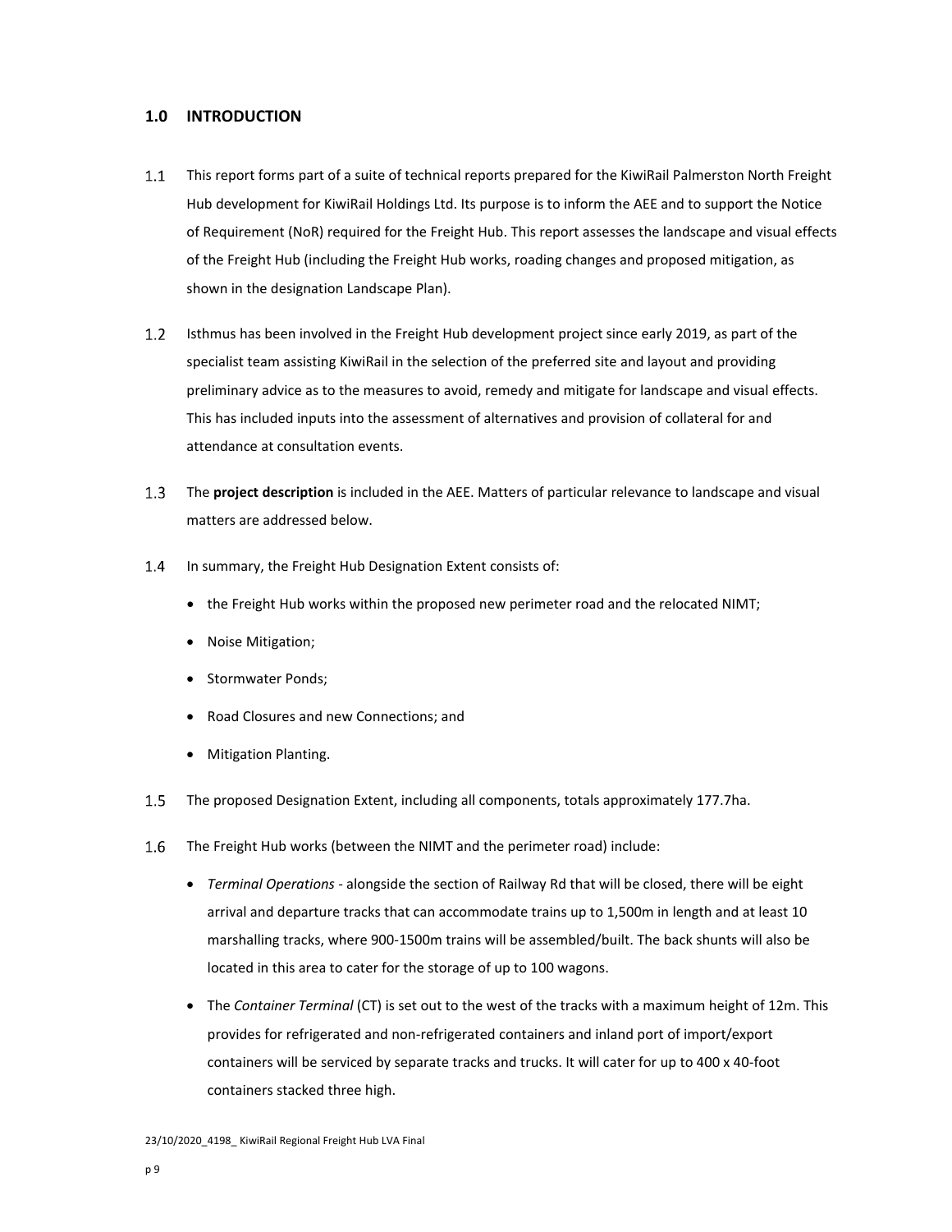## 1.0 INTRODUCTION

1.1 This report forms part of a suite of technical reports prepared for the KiwiRail Palmerston North Freight Hub development for KiwiRail Holdings Ltd. Its purpose is to inform the AEE and to support the Notice of Requirement (NoR) required for the Freight Hub. This report assesses the landscape and visual effects of the Freight Hub (including the Freight Hub works, roading changes and proposed mitigation, as shown in the designation Landscape Plan).

1.2 Isthmus has been involved in the Freight Hub development project since early 2019, as part of the specialist team assisting KiwiRail in the selection of the preferred site and layout and providing preliminary advice as to the measures to avoid, remedy and mitigate for landscape and visual effects. This has included inputs into the assessment of alternatives and provision of collateral for and attendance at consultation events.

1.3 The **project description** is included in the AEE. Matters of particular relevance to landscape and visual matters are addressed below.

1.4 In summary, the Freight Hub Designation Extent consists of:

- the Freight Hub works within the proposed new perimeter road and the relocated NIMT;
- Noise Mitigation;
- Stormwater Ponds;
- Road Closures and new Connections; and
- Mitigation Planting.

1.5 The proposed Designation Extent, including all components, totals approximately 177.7ha.

1.6 The Freight Hub works (between the NIMT and the perimeter road) include:

- *Terminal Operations* - alongside the section of Railway Rd that will be closed, there will be eight arrival and departure tracks that can accommodate trains up to 1,500m in length and at least 10 marshalling tracks, where 900-1500m trains will be assembled/built. The back shunts will also be located in this area to cater for the storage of up to 100 wagons.
- The *Container Terminal* (CT) is set out to the west of the tracks with a maximum height of 12m. This provides for refrigerated and non-refrigerated containers and inland port of import/export containers will be serviced by separate tracks and trucks. It will cater for up to 400 x 40-foot containers stacked three high.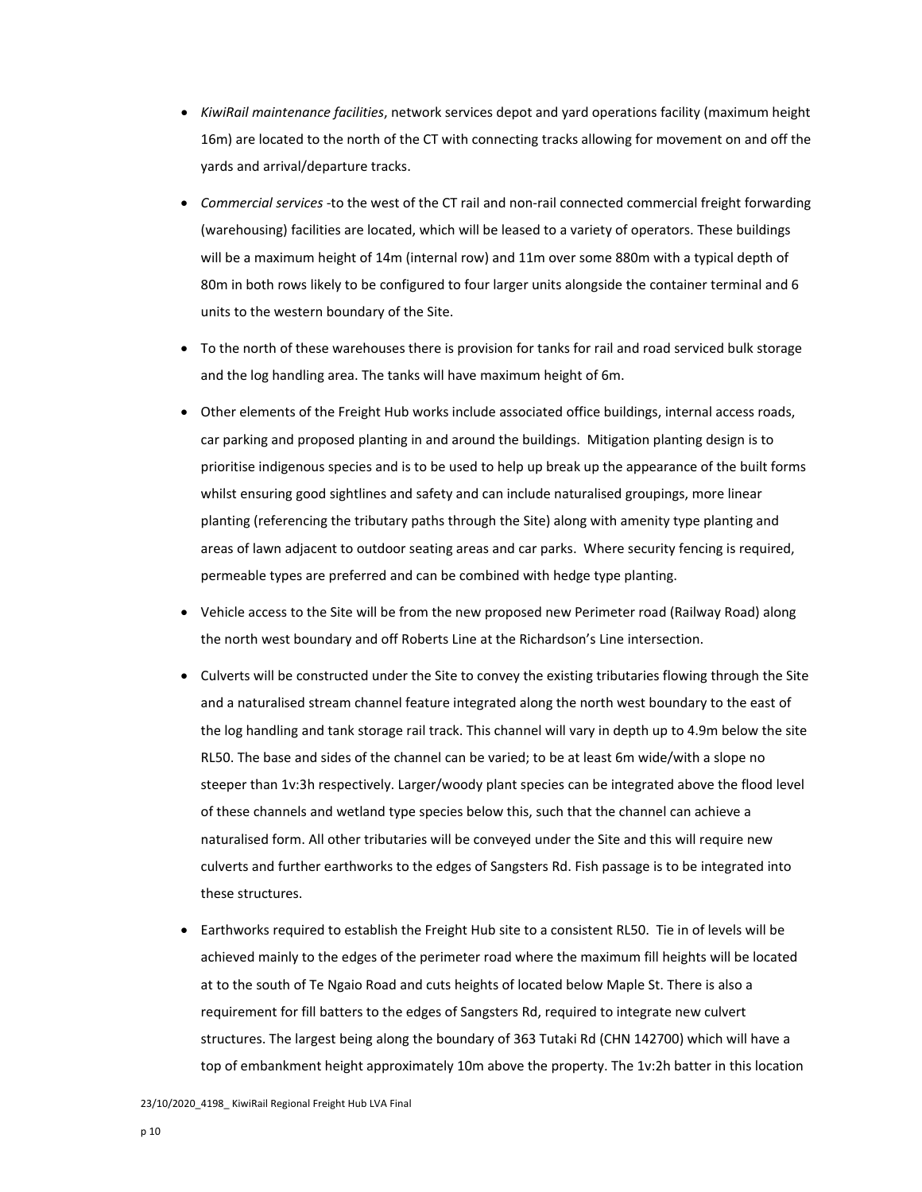- *KiwiRail maintenance facilities*, network services depot and yard operations facility (maximum height 16m) are located to the north of the CT with connecting tracks allowing for movement on and off the yards and arrival/departure tracks.
- *Commercial services* -to the west of the CT rail and non-rail connected commercial freight forwarding (warehousing) facilities are located, which will be leased to a variety of operators. These buildings will be a maximum height of 14m (internal row) and 11m over some 880m with a typical depth of 80m in both rows likely to be configured to four larger units alongside the container terminal and 6 units to the western boundary of the Site.
- To the north of these warehouses there is provision for tanks for rail and road serviced bulk storage and the log handling area. The tanks will have maximum height of 6m.
- Other elements of the Freight Hub works include associated office buildings, internal access roads, car parking and proposed planting in and around the buildings. Mitigation planting design is to prioritise indigenous species and is to be used to help up break up the appearance of the built forms whilst ensuring good sightlines and safety and can include naturalised groupings, more linear planting (referencing the tributary paths through the Site) along with amenity type planting and areas of lawn adjacent to outdoor seating areas and car parks. Where security fencing is required, permeable types are preferred and can be combined with hedge type planting.
- Vehicle access to the Site will be from the new proposed new Perimeter road (Railway Road) along the north west boundary and off Roberts Line at the Richardson's Line intersection.
- Culverts will be constructed under the Site to convey the existing tributaries flowing through the Site and a naturalised stream channel feature integrated along the north west boundary to the east of the log handling and tank storage rail track. This channel will vary in depth up to 4.9m below the site RL50. The base and sides of the channel can be varied; to be at least 6m wide/with a slope no steeper than 1v:3h respectively. Larger/woody plant species can be integrated above the flood level of these channels and wetland type species below this, such that the channel can achieve a naturalised form. All other tributaries will be conveyed under the Site and this will require new culverts and further earthworks to the edges of Sangsters Rd. Fish passage is to be integrated into these structures.
- Earthworks required to establish the Freight Hub site to a consistent RL50. Tie in of levels will be achieved mainly to the edges of the perimeter road where the maximum fill heights will be located at to the south of Te Ngaio Road and cuts heights of located below Maple St. There is also a requirement for fill batters to the edges of Sangsters Rd, required to integrate new culvert structures. The largest being along the boundary of 363 Tutaki Rd (CHN 142700) which will have a top of embankment height approximately 10m above the property. The 1v:2h batter in this location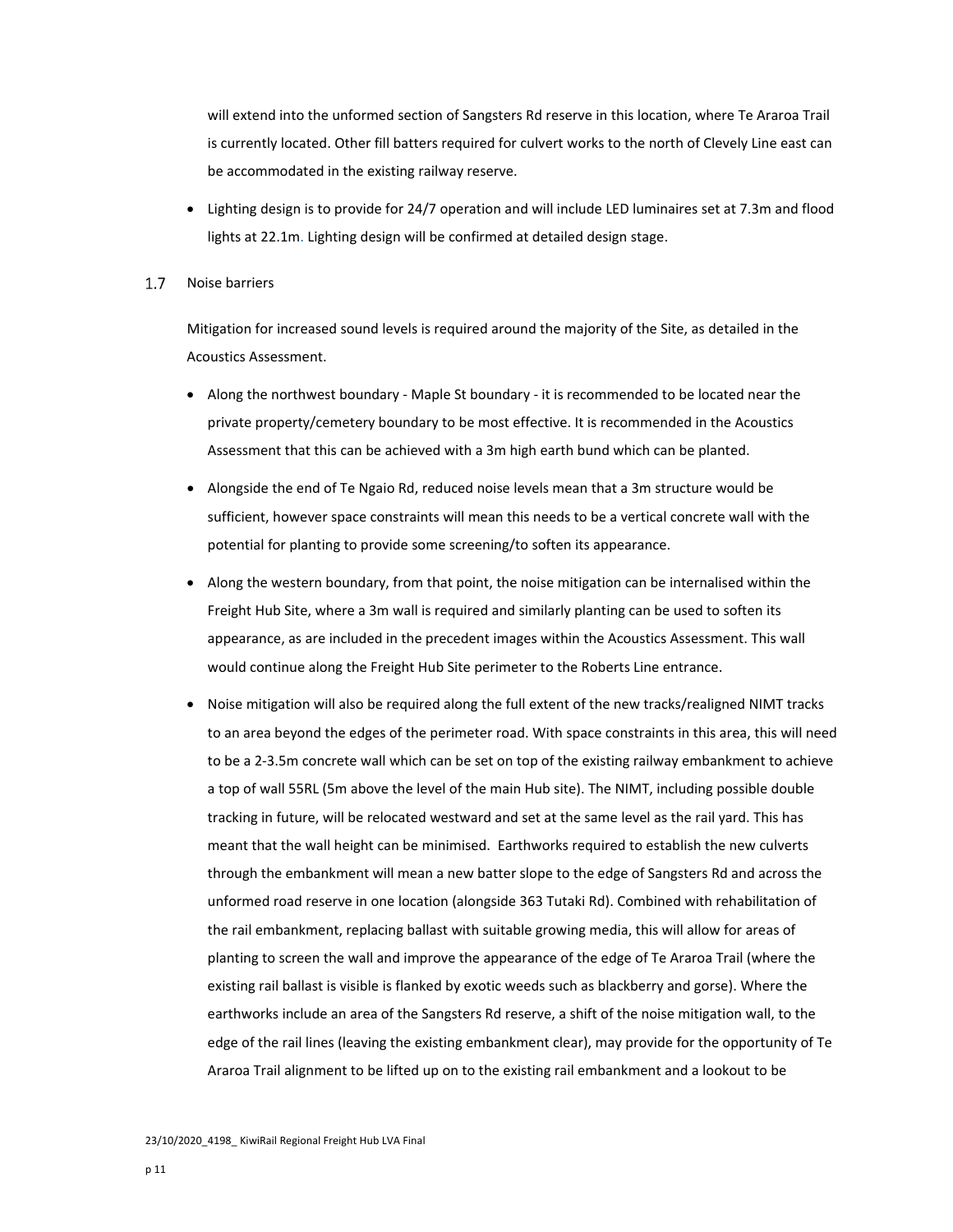will extend into the unformed section of Sangsters Rd reserve in this location, where Te Araroa Trail is currently located. Other fill batters required for culvert works to the north of Clevely Line east can be accommodated in the existing railway reserve.

- Lighting design is to provide for 24/7 operation and will include LED luminaires set at 7.3m and flood lights at 22.1m. Lighting design will be confirmed at detailed design stage.

## 1.7 Noise barriers

Mitigation for increased sound levels is required around the majority of the Site, as detailed in the Acoustics Assessment.

- Along the northwest boundary - Maple St boundary - it is recommended to be located near the private property/cemetery boundary to be most effective. It is recommended in the Acoustics Assessment that this can be achieved with a 3m high earth bund which can be planted.
- Alongside the end of Te Ngaio Rd, reduced noise levels mean that a 3m structure would be sufficient, however space constraints will mean this needs to be a vertical concrete wall with the potential for planting to provide some screening/to soften its appearance.
- Along the western boundary, from that point, the noise mitigation can be internalised within the Freight Hub Site, where a 3m wall is required and similarly planting can be used to soften its appearance, as are included in the precedent images within the Acoustics Assessment. This wall would continue along the Freight Hub Site perimeter to the Roberts Line entrance.
- Noise mitigation will also be required along the full extent of the new tracks/realigned NIMT tracks to an area beyond the edges of the perimeter road. With space constraints in this area, this will need to be a 2-3.5m concrete wall which can be set on top of the existing railway embankment to achieve a top of wall 55RL (5m above the level of the main Hub site). The NIMT, including possible double tracking in future, will be relocated westward and set at the same level as the rail yard. This has meant that the wall height can be minimised. Earthworks required to establish the new culverts through the embankment will mean a new batter slope to the edge of Sangsters Rd and across the unformed road reserve in one location (alongside 363 Tutaki Rd). Combined with rehabilitation of the rail embankment, replacing ballast with suitable growing media, this will allow for areas of planting to screen the wall and improve the appearance of the edge of Te Araroa Trail (where the existing rail ballast is visible is flanked by exotic weeds such as blackberry and gorse). Where the earthworks include an area of the Sangsters Rd reserve, a shift of the noise mitigation wall, to the edge of the rail lines (leaving the existing embankment clear), may provide for the opportunity of Te Araroa Trail alignment to be lifted up on to the existing rail embankment and a lookout to be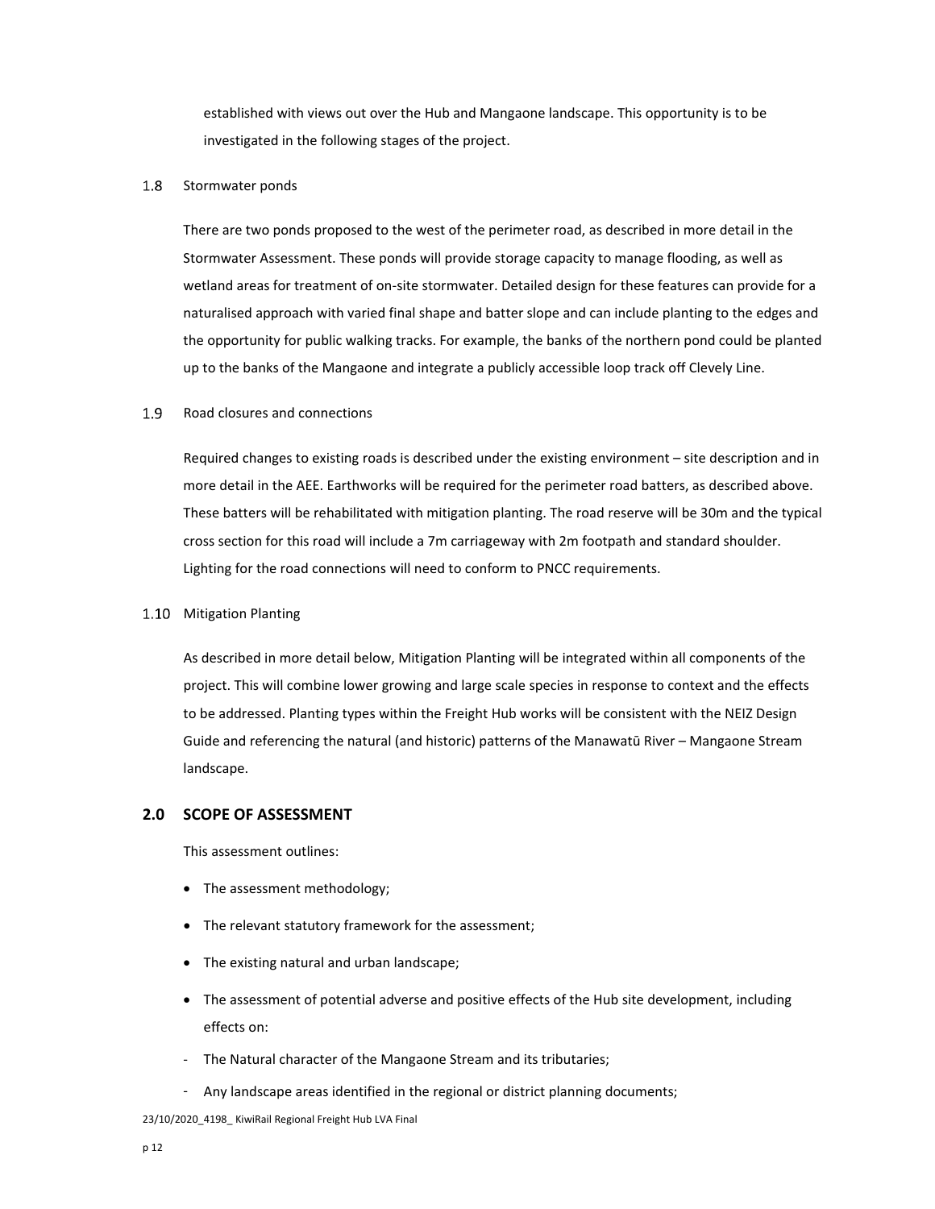established with views out over the Hub and Mangaone landscape. This opportunity is to be investigated in the following stages of the project.

### 1.8 Stormwater ponds

There are two ponds proposed to the west of the perimeter road, as described in more detail in the Stormwater Assessment. These ponds will provide storage capacity to manage flooding, as well as wetland areas for treatment of on-site stormwater. Detailed design for these features can provide for a naturalised approach with varied final shape and batter slope and can include planting to the edges and the opportunity for public walking tracks. For example, the banks of the northern pond could be planted up to the banks of the Mangaone and integrate a publicly accessible loop track off Clevely Line.

### 1.9 Road closures and connections

Required changes to existing roads is described under the existing environment – site description and in more detail in the AEE. Earthworks will be required for the perimeter road batters, as described above. These batters will be rehabilitated with mitigation planting. The road reserve will be 30m and the typical cross section for this road will include a 7m carriageway with 2m footpath and standard shoulder. Lighting for the road connections will need to conform to PNCC requirements.

### 1.10 Mitigation Planting

As described in more detail below, Mitigation Planting will be integrated within all components of the project. This will combine lower growing and large scale species in response to context and the effects to be addressed. Planting types within the Freight Hub works will be consistent with the NEIZ Design Guide and referencing the natural (and historic) patterns of the Manawatū River – Mangaone Stream landscape.

## 2.0 SCOPE OF ASSESSMENT

This assessment outlines:

- The assessment methodology;
- The relevant statutory framework for the assessment;
- The existing natural and urban landscape;
- The assessment of potential adverse and positive effects of the Hub site development, including effects on:

- The Natural character of the Mangaone Stream and its tributaries;
- Any landscape areas identified in the regional or district planning documents;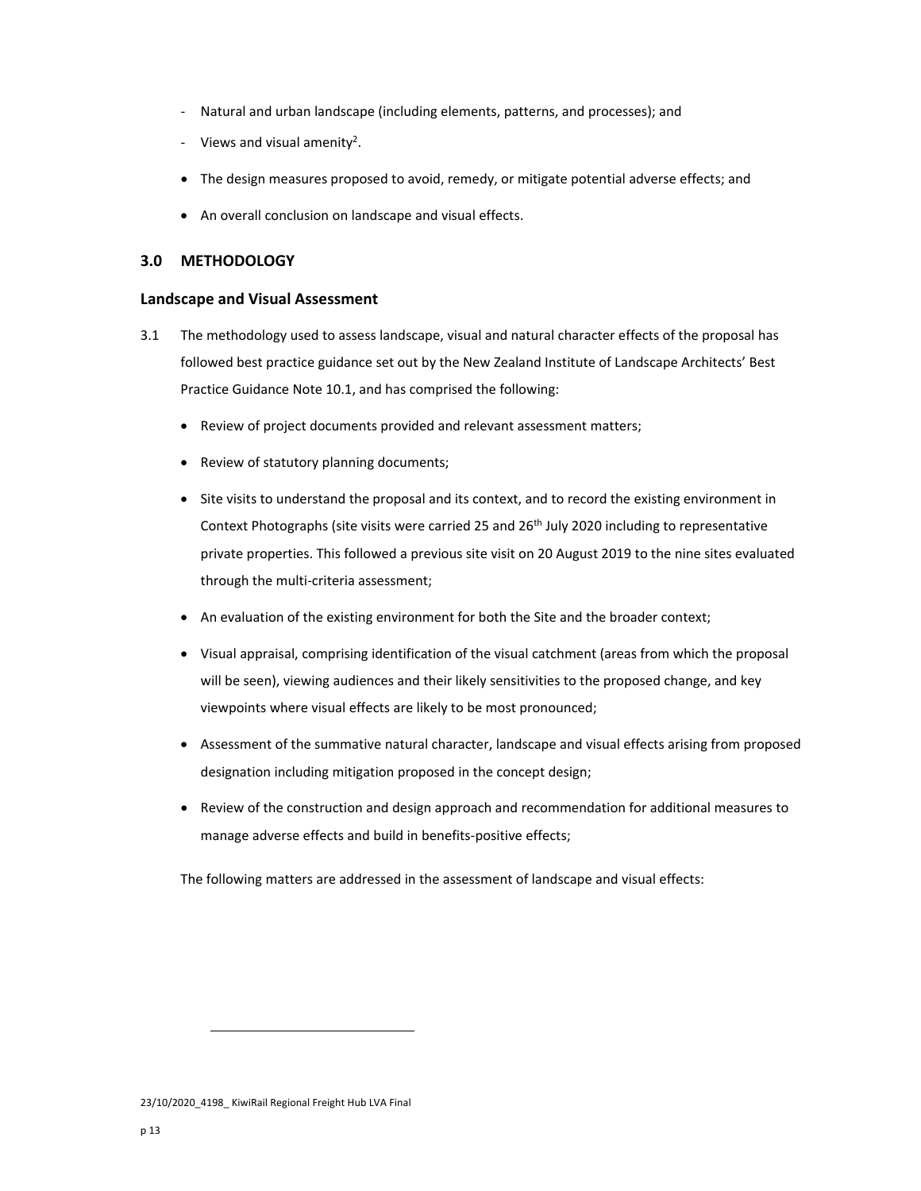- Natural and urban landscape (including elements, patterns, and processes); and
- Views and visual amenity[2].

- The design measures proposed to avoid, remedy, or mitigate potential adverse effects; and
- An overall conclusion on landscape and visual effects.

## 3.0 METHODOLOGY

### Landscape and Visual Assessment

3.1 The methodology used to assess landscape, visual and natural character effects of the proposal has followed best practice guidance set out by the New Zealand Institute of Landscape Architects' Best Practice Guidance Note 10.1, and has comprised the following:

- Review of project documents provided and relevant assessment matters;
- Review of statutory planning documents;
- Site visits to understand the proposal and its context, and to record the existing environment in Context Photographs (site visits were carried 25 and 26th July 2020 including to representative private properties. This followed a previous site visit on 20 August 2019 to the nine sites evaluated through the multi-criteria assessment;
- An evaluation of the existing environment for both the Site and the broader context;
- Visual appraisal, comprising identification of the visual catchment (areas from which the proposal will be seen), viewing audiences and their likely sensitivities to the proposed change, and key viewpoints where visual effects are likely to be most pronounced;
- Assessment of the summative natural character, landscape and visual effects arising from proposed designation including mitigation proposed in the concept design;
- Review of the construction and design approach and recommendation for additional measures to manage adverse effects and build in benefits-positive effects;

The following matters are addressed in the assessment of landscape and visual effects: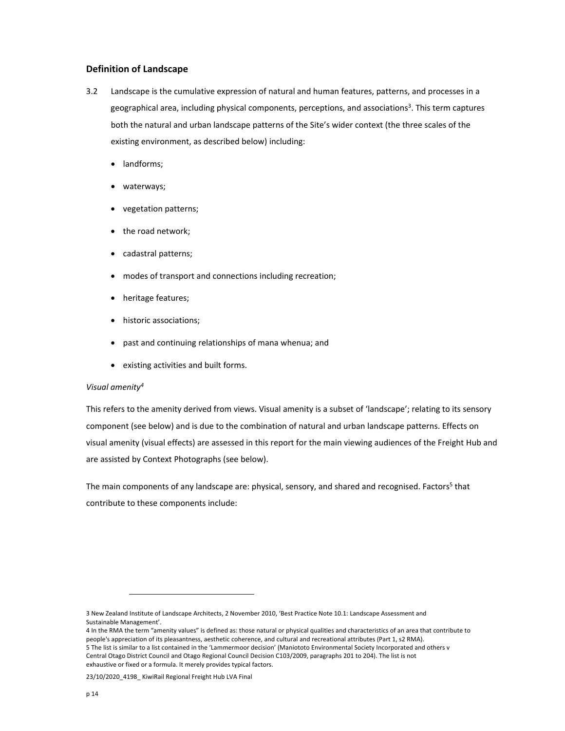## Definition of Landscape

3.2 Landscape is the cumulative expression of natural and human features, patterns, and processes in a geographical area, including physical components, perceptions, and associations[3]. This term captures both the natural and urban landscape patterns of the Site's wider context (the three scales of the existing environment, as described below) including:

- landforms;
- waterways;
- vegetation patterns;
- the road network;
- cadastral patterns;
- modes of transport and connections including recreation;
- heritage features;
- historic associations;
- past and continuing relationships of mana whenua; and
- existing activities and built forms.

*Visual amenity[4]*

This refers to the amenity derived from views. Visual amenity is a subset of 'landscape'; relating to its sensory component (see below) and is due to the combination of natural and urban landscape patterns. Effects on visual amenity (visual effects) are assessed in this report for the main viewing audiences of the Freight Hub and are assisted by Context Photographs (see below).

The main components of any landscape are: physical, sensory, and shared and recognised. Factors[5] that contribute to these components include:

---

3 New Zealand Institute of Landscape Architects, 2 November 2010, 'Best Practice Note 10.1: Landscape Assessment and Sustainable Management'.

4 In the RMA the term "amenity values" is defined as: those natural or physical qualities and characteristics of an area that contribute to people's appreciation of its pleasantness, aesthetic coherence, and cultural and recreational attributes (Part 1, s2 RMA).

5 The list is similar to a list contained in the 'Lammermoor decision' (Maniototo Environmental Society Incorporated and others v Central Otago District Council and Otago Regional Council Decision C103/2009, paragraphs 201 to 204). The list is not exhaustive or fixed or a formula. It merely provides typical factors.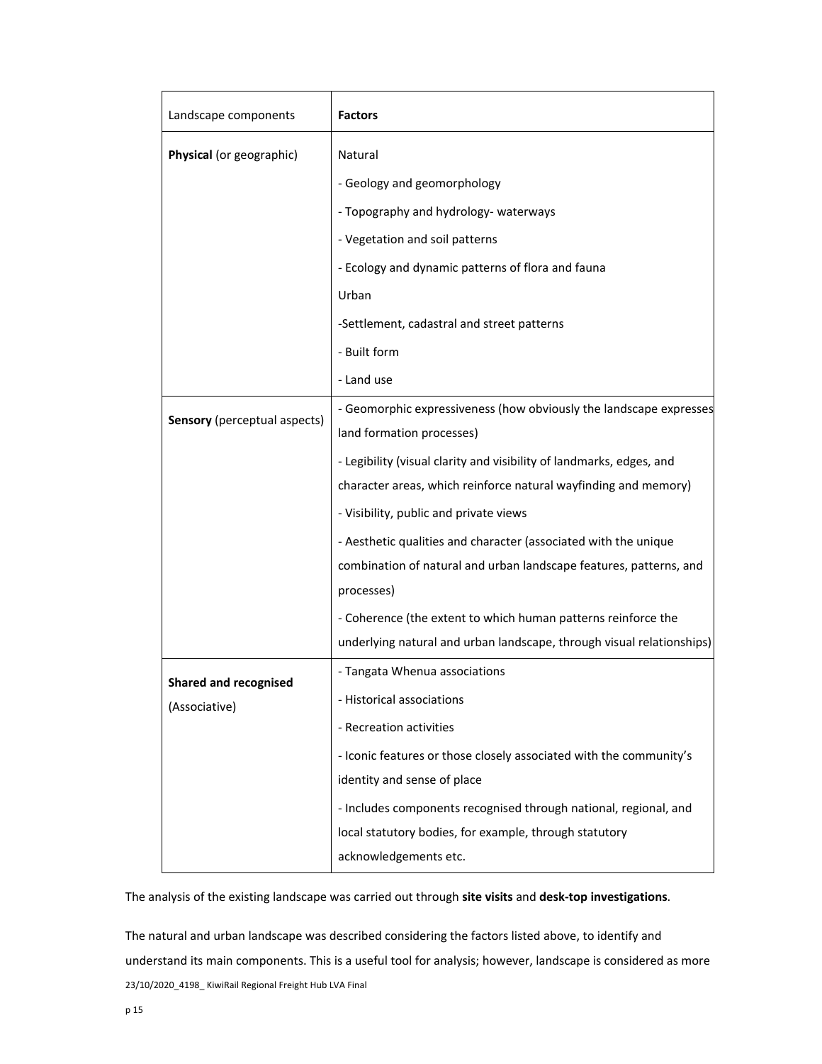| Landscape components | **Factors** |
| --- | --- |
| **Physical** (or geographic) | Natural<br>- Geology and geomorphology<br>- Topography and hydrology- waterways<br>- Vegetation and soil patterns<br>- Ecology and dynamic patterns of flora and fauna<br>Urban<br>-Settlement, cadastral and street patterns<br>- Built form<br>- Land use |
| **Sensory** (perceptual aspects) | - Geomorphic expressiveness (how obviously the landscape expresses land formation processes)<br>- Legibility (visual clarity and visibility of landmarks, edges, and character areas, which reinforce natural wayfinding and memory)<br>- Visibility, public and private views<br>- Aesthetic qualities and character (associated with the unique combination of natural and urban landscape features, patterns, and processes)<br>- Coherence (the extent to which human patterns reinforce the underlying natural and urban landscape, through visual relationships) |
| **Shared and recognised** (Associative) | - Tangata Whenua associations<br>- Historical associations<br>- Recreation activities<br>- Iconic features or those closely associated with the community's identity and sense of place<br>- Includes components recognised through national, regional, and local statutory bodies, for example, through statutory acknowledgements etc. |

The analysis of the existing landscape was carried out through **site visits** and **desk-top investigations**.

The natural and urban landscape was described considering the factors listed above, to identify and understand its main components. This is a useful tool for analysis; however, landscape is considered as more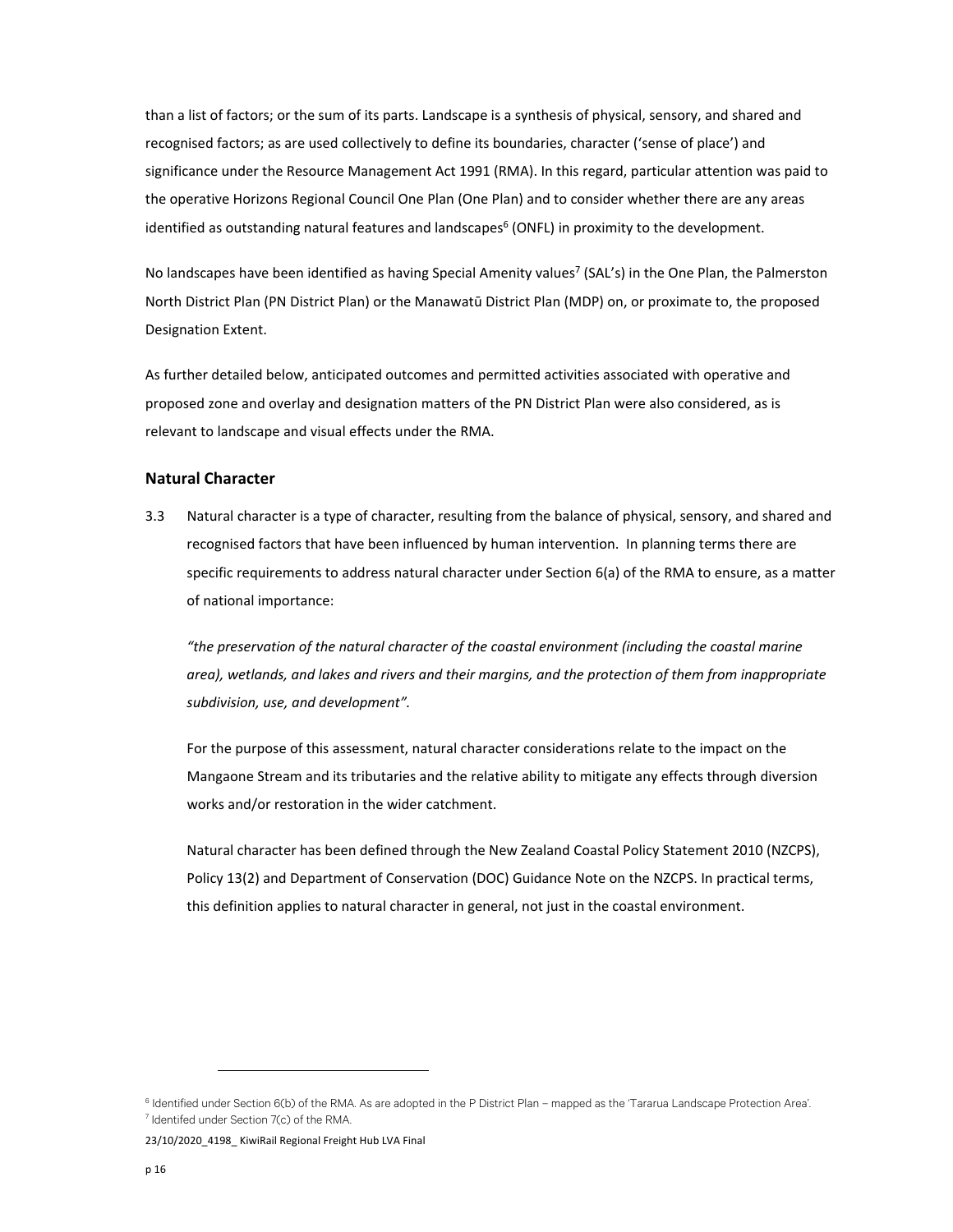than a list of factors; or the sum of its parts. Landscape is a synthesis of physical, sensory, and shared and recognised factors; as are used collectively to define its boundaries, character ('sense of place') and significance under the Resource Management Act 1991 (RMA). In this regard, particular attention was paid to the operative Horizons Regional Council One Plan (One Plan) and to consider whether there are any areas identified as outstanding natural features and landscapes[6] (ONFL) in proximity to the development.

No landscapes have been identified as having Special Amenity values[7] (SAL's) in the One Plan, the Palmerston North District Plan (PN District Plan) or the Manawatū District Plan (MDP) on, or proximate to, the proposed Designation Extent.

As further detailed below, anticipated outcomes and permitted activities associated with operative and proposed zone and overlay and designation matters of the PN District Plan were also considered, as is relevant to landscape and visual effects under the RMA.

## Natural Character

3.3 Natural character is a type of character, resulting from the balance of physical, sensory, and shared and recognised factors that have been influenced by human intervention. In planning terms there are specific requirements to address natural character under Section 6(a) of the RMA to ensure, as a matter of national importance:

*"the preservation of the natural character of the coastal environment (including the coastal marine area), wetlands, and lakes and rivers and their margins, and the protection of them from inappropriate subdivision, use, and development".*

For the purpose of this assessment, natural character considerations relate to the impact on the Mangaone Stream and its tributaries and the relative ability to mitigate any effects through diversion works and/or restoration in the wider catchment.

Natural character has been defined through the New Zealand Coastal Policy Statement 2010 (NZCPS), Policy 13(2) and Department of Conservation (DOC) Guidance Note on the NZCPS. In practical terms, this definition applies to natural character in general, not just in the coastal environment.

[6] Identified under Section 6(b) of the RMA. As are adopted in the P District Plan – mapped as the 'Tararua Landscape Protection Area'.
[7] Identifed under Section 7(c) of the RMA.

23/10/2020_4198_ KiwiRail Regional Freight Hub LVA Final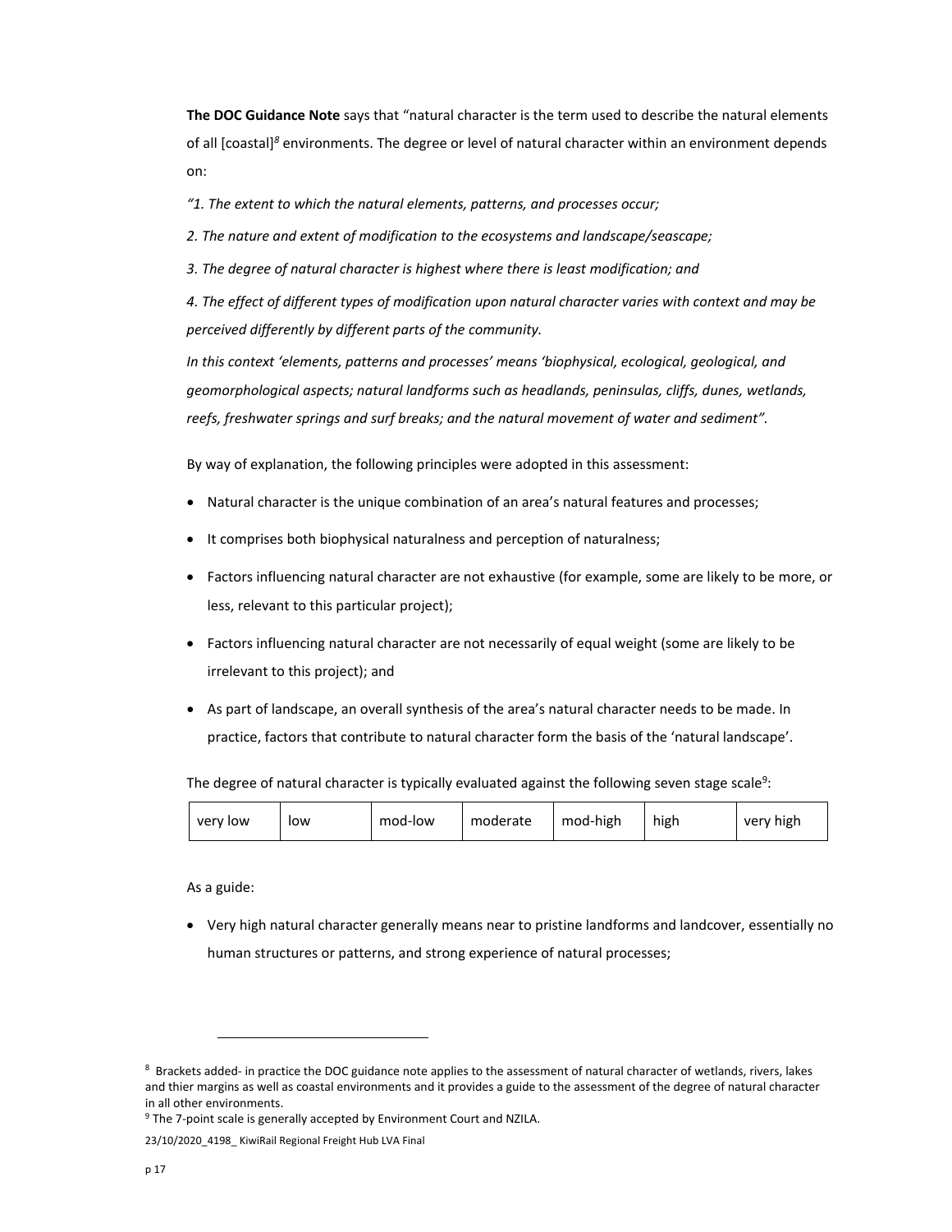**The DOC Guidance Note** says that "natural character is the term used to describe the natural elements of all [coastal][8] environments. The degree or level of natural character within an environment depends on:

*"1. The extent to which the natural elements, patterns, and processes occur;*

*2. The nature and extent of modification to the ecosystems and landscape/seascape;*

*3. The degree of natural character is highest where there is least modification; and*

*4. The effect of different types of modification upon natural character varies with context and may be perceived differently by different parts of the community.*

*In this context 'elements, patterns and processes' means 'biophysical, ecological, geological, and geomorphological aspects; natural landforms such as headlands, peninsulas, cliffs, dunes, wetlands, reefs, freshwater springs and surf breaks; and the natural movement of water and sediment".*

By way of explanation, the following principles were adopted in this assessment:

- Natural character is the unique combination of an area's natural features and processes;
- It comprises both biophysical naturalness and perception of naturalness;
- Factors influencing natural character are not exhaustive (for example, some are likely to be more, or less, relevant to this particular project);
- Factors influencing natural character are not necessarily of equal weight (some are likely to be irrelevant to this project); and
- As part of landscape, an overall synthesis of the area's natural character needs to be made. In practice, factors that contribute to natural character form the basis of the 'natural landscape'.

The degree of natural character is typically evaluated against the following seven stage scale[9]:

| very low | low | mod-low | moderate | mod-high | high | very high |
|---|---|---|---|---|---|---|

As a guide:

- Very high natural character generally means near to pristine landforms and landcover, essentially no human structures or patterns, and strong experience of natural processes;

[8] Brackets added- in practice the DOC guidance note applies to the assessment of natural character of wetlands, rivers, lakes and thier margins as well as coastal environments and it provides a guide to the assessment of the degree of natural character in all other environments.

[9] The 7-point scale is generally accepted by Environment Court and NZILA.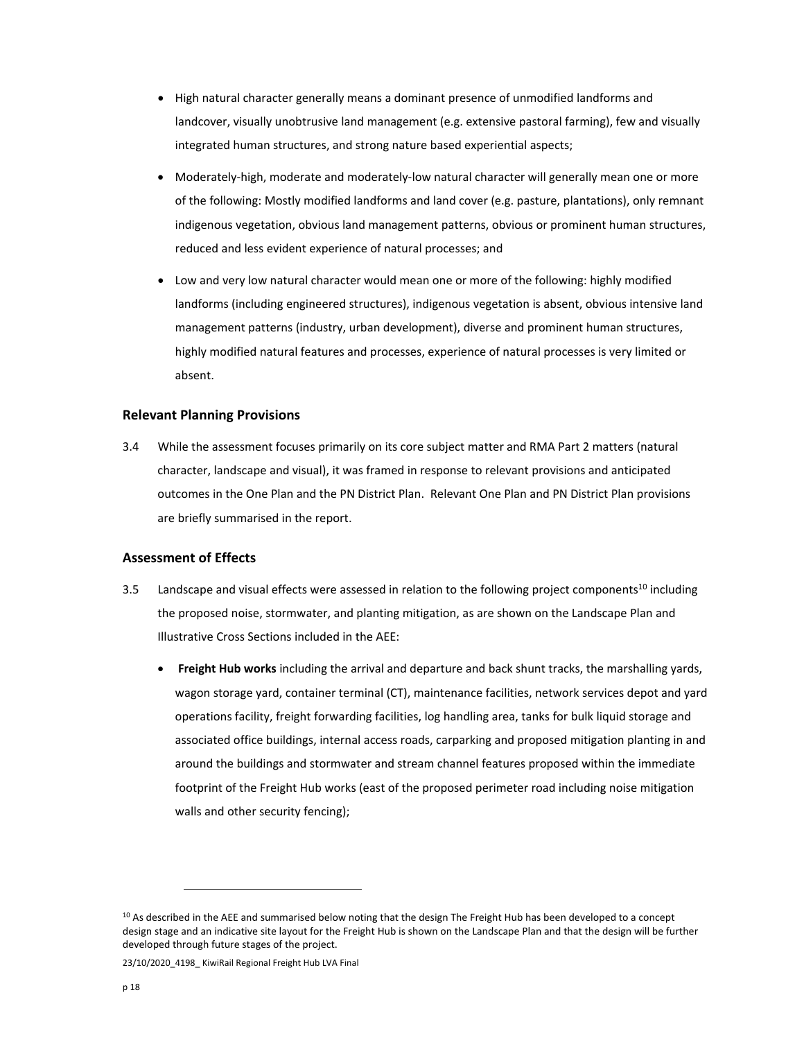- High natural character generally means a dominant presence of unmodified landforms and landcover, visually unobtrusive land management (e.g. extensive pastoral farming), few and visually integrated human structures, and strong nature based experiential aspects;

- Moderately-high, moderate and moderately-low natural character will generally mean one or more of the following: Mostly modified landforms and land cover (e.g. pasture, plantations), only remnant indigenous vegetation, obvious land management patterns, obvious or prominent human structures, reduced and less evident experience of natural processes; and

- Low and very low natural character would mean one or more of the following: highly modified landforms (including engineered structures), indigenous vegetation is absent, obvious intensive land management patterns (industry, urban development), diverse and prominent human structures, highly modified natural features and processes, experience of natural processes is very limited or absent.

### Relevant Planning Provisions

3.4 While the assessment focuses primarily on its core subject matter and RMA Part 2 matters (natural character, landscape and visual), it was framed in response to relevant provisions and anticipated outcomes in the One Plan and the PN District Plan. Relevant One Plan and PN District Plan provisions are briefly summarised in the report.

### Assessment of Effects

3.5 Landscape and visual effects were assessed in relation to the following project components[10] including the proposed noise, stormwater, and planting mitigation, as are shown on the Landscape Plan and Illustrative Cross Sections included in the AEE:

- **Freight Hub works** including the arrival and departure and back shunt tracks, the marshalling yards, wagon storage yard, container terminal (CT), maintenance facilities, network services depot and yard operations facility, freight forwarding facilities, log handling area, tanks for bulk liquid storage and associated office buildings, internal access roads, carparking and proposed mitigation planting in and around the buildings and stormwater and stream channel features proposed within the immediate footprint of the Freight Hub works (east of the proposed perimeter road including noise mitigation walls and other security fencing);

[10] As described in the AEE and summarised below noting that the design The Freight Hub has been developed to a concept design stage and an indicative site layout for the Freight Hub is shown on the Landscape Plan and that the design will be further developed through future stages of the project.

23/10/2020_4198_ KiwiRail Regional Freight Hub LVA Final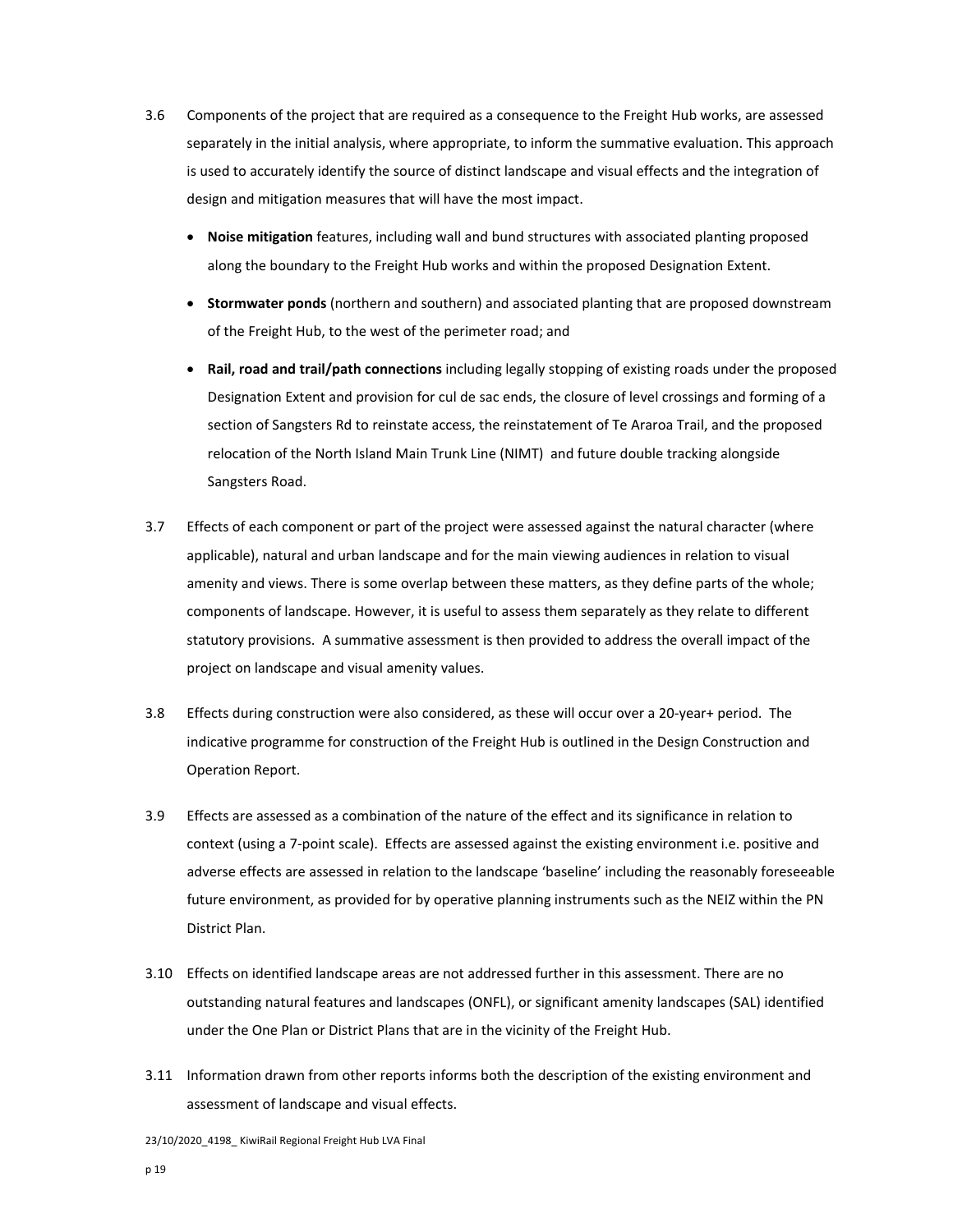3.6 Components of the project that are required as a consequence to the Freight Hub works, are assessed separately in the initial analysis, where appropriate, to inform the summative evaluation. This approach is used to accurately identify the source of distinct landscape and visual effects and the integration of design and mitigation measures that will have the most impact.

- **Noise mitigation** features, including wall and bund structures with associated planting proposed along the boundary to the Freight Hub works and within the proposed Designation Extent.
- **Stormwater ponds** (northern and southern) and associated planting that are proposed downstream of the Freight Hub, to the west of the perimeter road; and
- **Rail, road and trail/path connections** including legally stopping of existing roads under the proposed Designation Extent and provision for cul de sac ends, the closure of level crossings and forming of a section of Sangsters Rd to reinstate access, the reinstatement of Te Araroa Trail, and the proposed relocation of the North Island Main Trunk Line (NIMT) and future double tracking alongside Sangsters Road.

3.7 Effects of each component or part of the project were assessed against the natural character (where applicable), natural and urban landscape and for the main viewing audiences in relation to visual amenity and views. There is some overlap between these matters, as they define parts of the whole; components of landscape. However, it is useful to assess them separately as they relate to different statutory provisions. A summative assessment is then provided to address the overall impact of the project on landscape and visual amenity values.

3.8 Effects during construction were also considered, as these will occur over a 20-year+ period. The indicative programme for construction of the Freight Hub is outlined in the Design Construction and Operation Report.

3.9 Effects are assessed as a combination of the nature of the effect and its significance in relation to context (using a 7-point scale). Effects are assessed against the existing environment i.e. positive and adverse effects are assessed in relation to the landscape 'baseline' including the reasonably foreseeable future environment, as provided for by operative planning instruments such as the NEIZ within the PN District Plan.

3.10 Effects on identified landscape areas are not addressed further in this assessment. There are no outstanding natural features and landscapes (ONFL), or significant amenity landscapes (SAL) identified under the One Plan or District Plans that are in the vicinity of the Freight Hub.

3.11 Information drawn from other reports informs both the description of the existing environment and assessment of landscape and visual effects.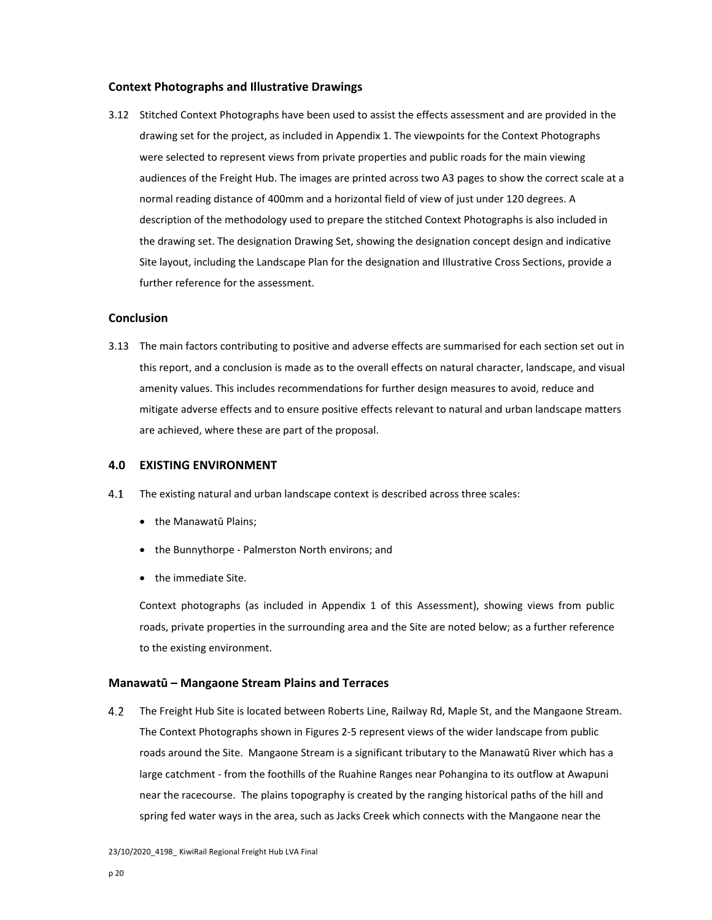### Context Photographs and Illustrative Drawings

3.12 Stitched Context Photographs have been used to assist the effects assessment and are provided in the drawing set for the project, as included in Appendix 1. The viewpoints for the Context Photographs were selected to represent views from private properties and public roads for the main viewing audiences of the Freight Hub. The images are printed across two A3 pages to show the correct scale at a normal reading distance of 400mm and a horizontal field of view of just under 120 degrees. A description of the methodology used to prepare the stitched Context Photographs is also included in the drawing set. The designation Drawing Set, showing the designation concept design and indicative Site layout, including the Landscape Plan for the designation and Illustrative Cross Sections, provide a further reference for the assessment.

### Conclusion

3.13 The main factors contributing to positive and adverse effects are summarised for each section set out in this report, and a conclusion is made as to the overall effects on natural character, landscape, and visual amenity values. This includes recommendations for further design measures to avoid, reduce and mitigate adverse effects and to ensure positive effects relevant to natural and urban landscape matters are achieved, where these are part of the proposal.

## 4.0 EXISTING ENVIRONMENT

4.1 The existing natural and urban landscape context is described across three scales:

- the Manawatū Plains;
- the Bunnythorpe - Palmerston North environs; and
- the immediate Site.

Context photographs (as included in Appendix 1 of this Assessment), showing views from public roads, private properties in the surrounding area and the Site are noted below; as a further reference to the existing environment.

### Manawatū – Mangaone Stream Plains and Terraces

4.2 The Freight Hub Site is located between Roberts Line, Railway Rd, Maple St, and the Mangaone Stream. The Context Photographs shown in Figures 2-5 represent views of the wider landscape from public roads around the Site. Mangaone Stream is a significant tributary to the Manawatū River which has a large catchment - from the foothills of the Ruahine Ranges near Pohangina to its outflow at Awapuni near the racecourse. The plains topography is created by the ranging historical paths of the hill and spring fed water ways in the area, such as Jacks Creek which connects with the Mangaone near the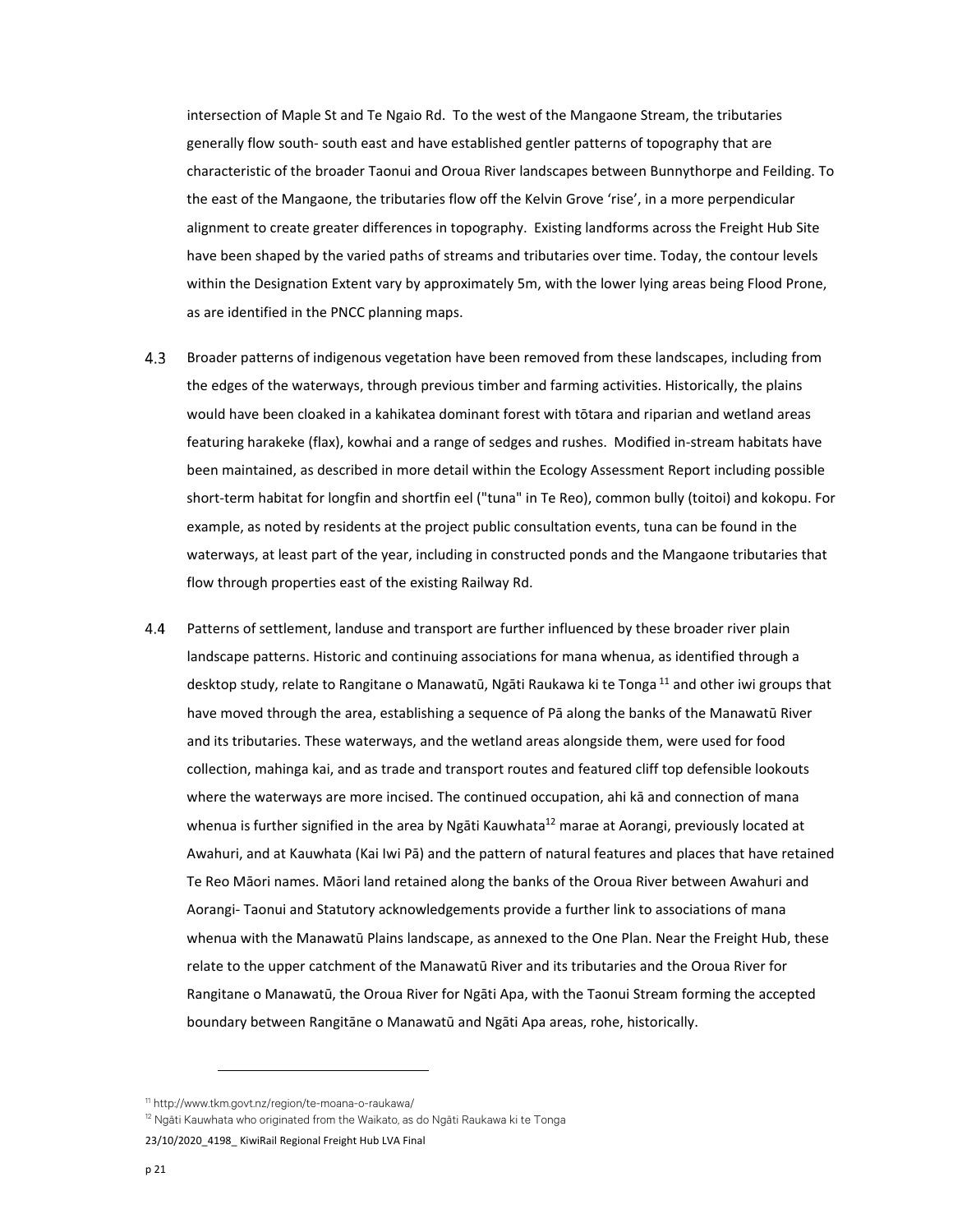intersection of Maple St and Te Ngaio Rd. To the west of the Mangaone Stream, the tributaries generally flow south- south east and have established gentler patterns of topography that are characteristic of the broader Taonui and Oroua River landscapes between Bunnythorpe and Feilding. To the east of the Mangaone, the tributaries flow off the Kelvin Grove 'rise', in a more perpendicular alignment to create greater differences in topography. Existing landforms across the Freight Hub Site have been shaped by the varied paths of streams and tributaries over time. Today, the contour levels within the Designation Extent vary by approximately 5m, with the lower lying areas being Flood Prone, as are identified in the PNCC planning maps.

4.3 Broader patterns of indigenous vegetation have been removed from these landscapes, including from the edges of the waterways, through previous timber and farming activities. Historically, the plains would have been cloaked in a kahikatea dominant forest with tōtara and riparian and wetland areas featuring harakeke (flax), kowhai and a range of sedges and rushes. Modified in-stream habitats have been maintained, as described in more detail within the Ecology Assessment Report including possible short-term habitat for longfin and shortfin eel ("tuna" in Te Reo), common bully (toitoi) and kokopu. For example, as noted by residents at the project public consultation events, tuna can be found in the waterways, at least part of the year, including in constructed ponds and the Mangaone tributaries that flow through properties east of the existing Railway Rd.

4.4 Patterns of settlement, landuse and transport are further influenced by these broader river plain landscape patterns. Historic and continuing associations for mana whenua, as identified through a desktop study, relate to Rangitane o Manawatū, Ngāti Raukawa ki te Tonga [11] and other iwi groups that have moved through the area, establishing a sequence of Pā along the banks of the Manawatū River and its tributaries. These waterways, and the wetland areas alongside them, were used for food collection, mahinga kai, and as trade and transport routes and featured cliff top defensible lookouts where the waterways are more incised. The continued occupation, ahi kā and connection of mana whenua is further signified in the area by Ngāti Kauwhata[12] marae at Aorangi, previously located at Awahuri, and at Kauwhata (Kai Iwi Pā) and the pattern of natural features and places that have retained Te Reo Māori names. Māori land retained along the banks of the Oroua River between Awahuri and Aorangi- Taonui and Statutory acknowledgements provide a further link to associations of mana whenua with the Manawatū Plains landscape, as annexed to the One Plan. Near the Freight Hub, these relate to the upper catchment of the Manawatū River and its tributaries and the Oroua River for Rangitane o Manawatū, the Oroua River for Ngāti Apa, with the Taonui Stream forming the accepted boundary between Rangitāne o Manawatū and Ngāti Apa areas, rohe, historically.

[11] http://www.tkm.govt.nz/region/te-moana-o-raukawa/

[12] Ngāti Kauwhata who originated from the Waikato, as do Ngāti Raukawa ki te Tonga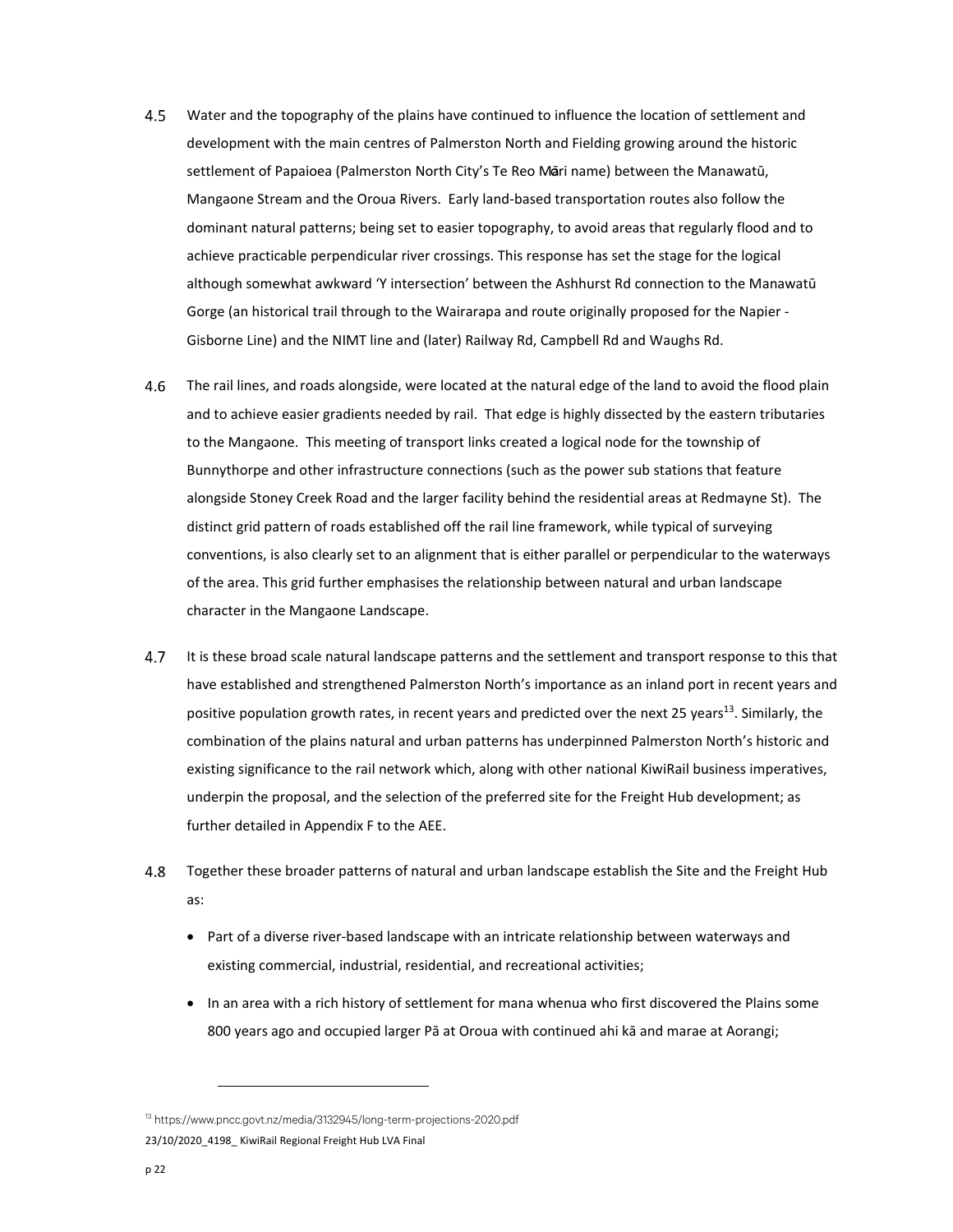4.5 Water and the topography of the plains have continued to influence the location of settlement and development with the main centres of Palmerston North and Fielding growing around the historic settlement of Papaioea (Palmerston North City's Te Reo Māri name) between the Manawatū, Mangaone Stream and the Oroua Rivers. Early land-based transportation routes also follow the dominant natural patterns; being set to easier topography, to avoid areas that regularly flood and to achieve practicable perpendicular river crossings. This response has set the stage for the logical although somewhat awkward 'Y intersection' between the Ashhurst Rd connection to the Manawatū Gorge (an historical trail through to the Wairarapa and route originally proposed for the Napier - Gisborne Line) and the NIMT line and (later) Railway Rd, Campbell Rd and Waughs Rd.

4.6 The rail lines, and roads alongside, were located at the natural edge of the land to avoid the flood plain and to achieve easier gradients needed by rail. That edge is highly dissected by the eastern tributaries to the Mangaone. This meeting of transport links created a logical node for the township of Bunnythorpe and other infrastructure connections (such as the power sub stations that feature alongside Stoney Creek Road and the larger facility behind the residential areas at Redmayne St). The distinct grid pattern of roads established off the rail line framework, while typical of surveying conventions, is also clearly set to an alignment that is either parallel or perpendicular to the waterways of the area. This grid further emphasises the relationship between natural and urban landscape character in the Mangaone Landscape.

4.7 It is these broad scale natural landscape patterns and the settlement and transport response to this that have established and strengthened Palmerston North's importance as an inland port in recent years and positive population growth rates, in recent years and predicted over the next 25 years[13]. Similarly, the combination of the plains natural and urban patterns has underpinned Palmerston North's historic and existing significance to the rail network which, along with other national KiwiRail business imperatives, underpin the proposal, and the selection of the preferred site for the Freight Hub development; as further detailed in Appendix F to the AEE.

4.8 Together these broader patterns of natural and urban landscape establish the Site and the Freight Hub as:

- Part of a diverse river-based landscape with an intricate relationship between waterways and existing commercial, industrial, residential, and recreational activities;
- In an area with a rich history of settlement for mana whenua who first discovered the Plains some 800 years ago and occupied larger Pā at Oroua with continued ahi kā and marae at Aorangi;

[13] https://www.pncc.govt.nz/media/3132945/long-term-projections-2020.pdf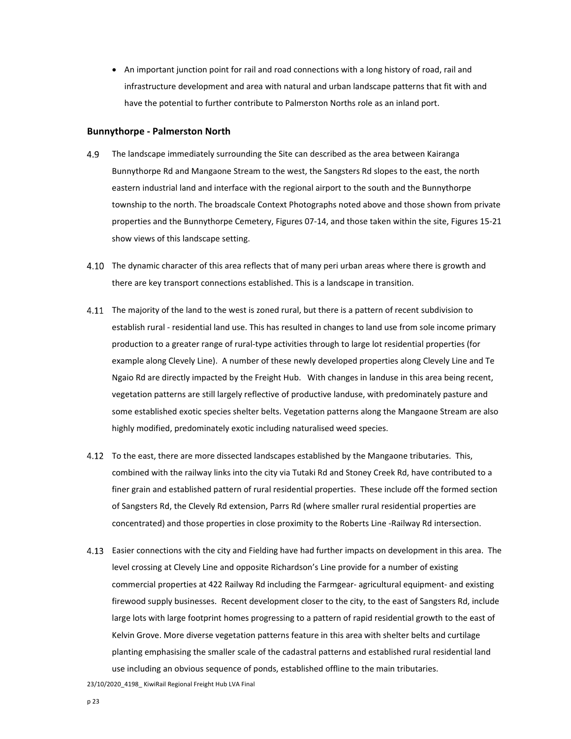- An important junction point for rail and road connections with a long history of road, rail and infrastructure development and area with natural and urban landscape patterns that fit with and have the potential to further contribute to Palmerston Norths role as an inland port.

### Bunnythorpe - Palmerston North

4.9 The landscape immediately surrounding the Site can described as the area between Kairanga Bunnythorpe Rd and Mangaone Stream to the west, the Sangsters Rd slopes to the east, the north eastern industrial land and interface with the regional airport to the south and the Bunnythorpe township to the north. The broadscale Context Photographs noted above and those shown from private properties and the Bunnythorpe Cemetery, Figures 07-14, and those taken within the site, Figures 15-21 show views of this landscape setting.

4.10 The dynamic character of this area reflects that of many peri urban areas where there is growth and there are key transport connections established. This is a landscape in transition.

4.11 The majority of the land to the west is zoned rural, but there is a pattern of recent subdivision to establish rural - residential land use. This has resulted in changes to land use from sole income primary production to a greater range of rural-type activities through to large lot residential properties (for example along Clevely Line). A number of these newly developed properties along Clevely Line and Te Ngaio Rd are directly impacted by the Freight Hub. With changes in landuse in this area being recent, vegetation patterns are still largely reflective of productive landuse, with predominately pasture and some established exotic species shelter belts. Vegetation patterns along the Mangaone Stream are also highly modified, predominately exotic including naturalised weed species.

4.12 To the east, there are more dissected landscapes established by the Mangaone tributaries. This, combined with the railway links into the city via Tutaki Rd and Stoney Creek Rd, have contributed to a finer grain and established pattern of rural residential properties. These include off the formed section of Sangsters Rd, the Clevely Rd extension, Parrs Rd (where smaller rural residential properties are concentrated) and those properties in close proximity to the Roberts Line -Railway Rd intersection.

4.13 Easier connections with the city and Fielding have had further impacts on development in this area. The level crossing at Clevely Line and opposite Richardson's Line provide for a number of existing commercial properties at 422 Railway Rd including the Farmgear- agricultural equipment- and existing firewood supply businesses. Recent development closer to the city, to the east of Sangsters Rd, include large lots with large footprint homes progressing to a pattern of rapid residential growth to the east of Kelvin Grove. More diverse vegetation patterns feature in this area with shelter belts and curtilage planting emphasising the smaller scale of the cadastral patterns and established rural residential land use including an obvious sequence of ponds, established offline to the main tributaries.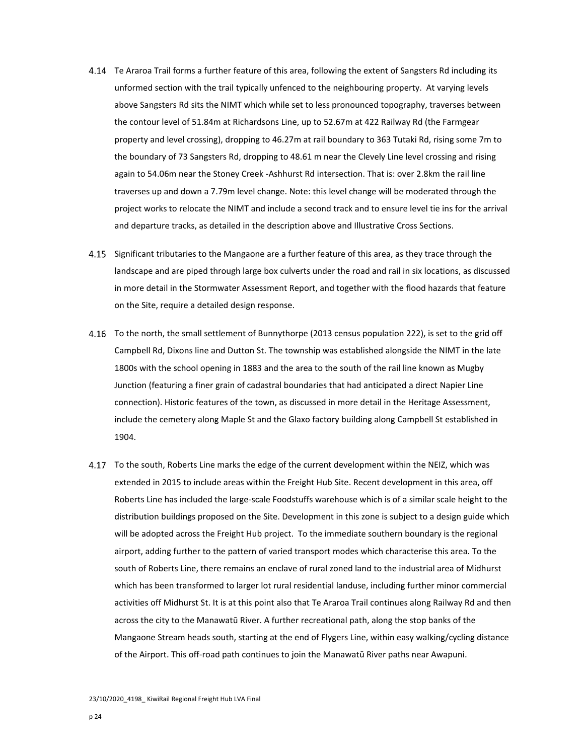4.14 Te Araroa Trail forms a further feature of this area, following the extent of Sangsters Rd including its unformed section with the trail typically unfenced to the neighbouring property. At varying levels above Sangsters Rd sits the NIMT which while set to less pronounced topography, traverses between the contour level of 51.84m at Richardsons Line, up to 52.67m at 422 Railway Rd (the Farmgear property and level crossing), dropping to 46.27m at rail boundary to 363 Tutaki Rd, rising some 7m to the boundary of 73 Sangsters Rd, dropping to 48.61 m near the Clevely Line level crossing and rising again to 54.06m near the Stoney Creek -Ashhurst Rd intersection. That is: over 2.8km the rail line traverses up and down a 7.79m level change. Note: this level change will be moderated through the project works to relocate the NIMT and include a second track and to ensure level tie ins for the arrival and departure tracks, as detailed in the description above and Illustrative Cross Sections.

4.15 Significant tributaries to the Mangaone are a further feature of this area, as they trace through the landscape and are piped through large box culverts under the road and rail in six locations, as discussed in more detail in the Stormwater Assessment Report, and together with the flood hazards that feature on the Site, require a detailed design response.

4.16 To the north, the small settlement of Bunnythorpe (2013 census population 222), is set to the grid off Campbell Rd, Dixons line and Dutton St. The township was established alongside the NIMT in the late 1800s with the school opening in 1883 and the area to the south of the rail line known as Mugby Junction (featuring a finer grain of cadastral boundaries that had anticipated a direct Napier Line connection). Historic features of the town, as discussed in more detail in the Heritage Assessment, include the cemetery along Maple St and the Glaxo factory building along Campbell St established in 1904.

4.17 To the south, Roberts Line marks the edge of the current development within the NEIZ, which was extended in 2015 to include areas within the Freight Hub Site. Recent development in this area, off Roberts Line has included the large-scale Foodstuffs warehouse which is of a similar scale height to the distribution buildings proposed on the Site. Development in this zone is subject to a design guide which will be adopted across the Freight Hub project. To the immediate southern boundary is the regional airport, adding further to the pattern of varied transport modes which characterise this area. To the south of Roberts Line, there remains an enclave of rural zoned land to the industrial area of Midhurst which has been transformed to larger lot rural residential landuse, including further minor commercial activities off Midhurst St. It is at this point also that Te Araroa Trail continues along Railway Rd and then across the city to the Manawatū River. A further recreational path, along the stop banks of the Mangaone Stream heads south, starting at the end of Flygers Line, within easy walking/cycling distance of the Airport. This off-road path continues to join the Manawatū River paths near Awapuni.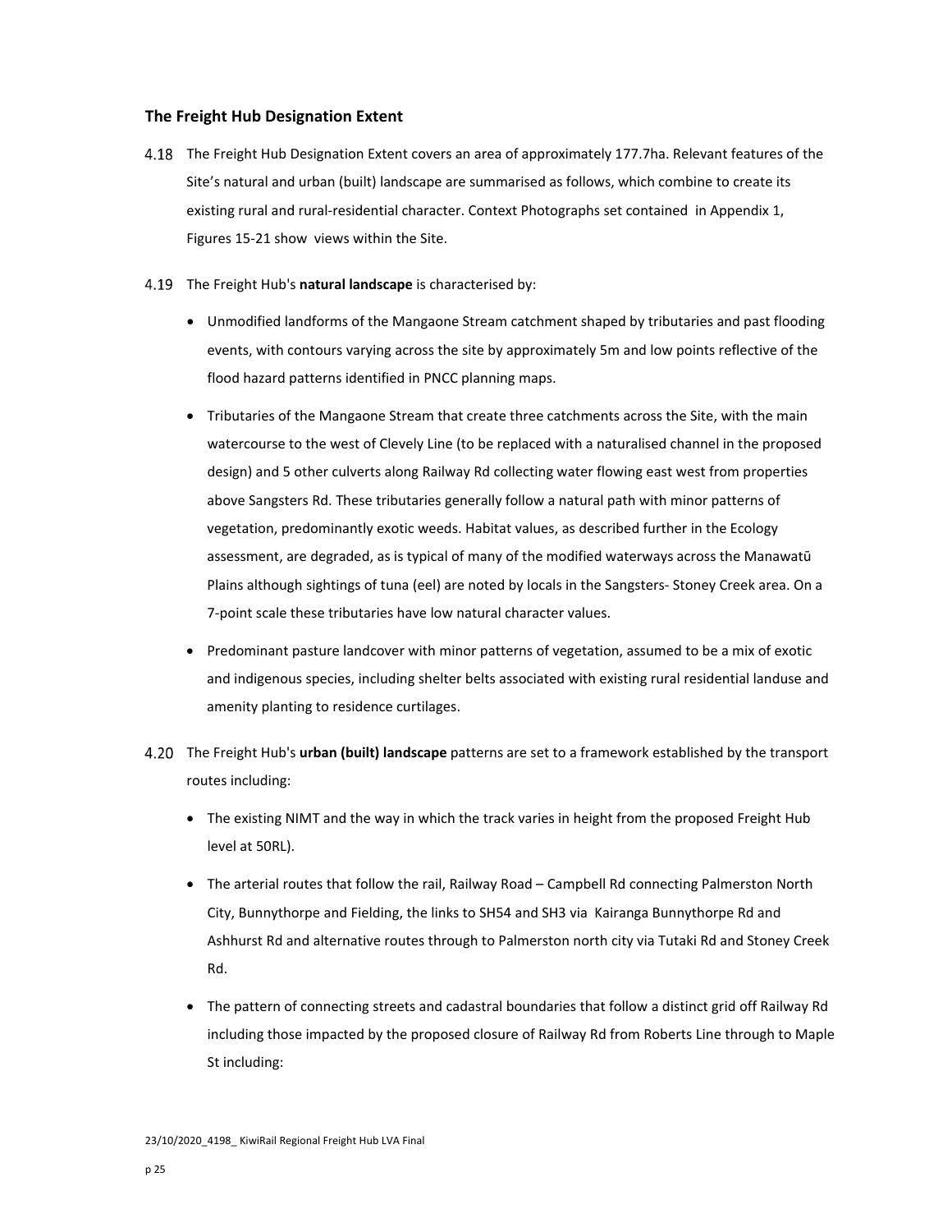### The Freight Hub Designation Extent

4.18 The Freight Hub Designation Extent covers an area of approximately 177.7ha. Relevant features of the Site's natural and urban (built) landscape are summarised as follows, which combine to create its existing rural and rural-residential character. Context Photographs set contained in Appendix 1, Figures 15-21 show views within the Site.

4.19 The Freight Hub's **natural landscape** is characterised by:

- Unmodified landforms of the Mangaone Stream catchment shaped by tributaries and past flooding events, with contours varying across the site by approximately 5m and low points reflective of the flood hazard patterns identified in PNCC planning maps.
- Tributaries of the Mangaone Stream that create three catchments across the Site, with the main watercourse to the west of Clevely Line (to be replaced with a naturalised channel in the proposed design) and 5 other culverts along Railway Rd collecting water flowing east west from properties above Sangsters Rd. These tributaries generally follow a natural path with minor patterns of vegetation, predominantly exotic weeds. Habitat values, as described further in the Ecology assessment, are degraded, as is typical of many of the modified waterways across the Manawatū Plains although sightings of tuna (eel) are noted by locals in the Sangsters- Stoney Creek area. On a 7-point scale these tributaries have low natural character values.
- Predominant pasture landcover with minor patterns of vegetation, assumed to be a mix of exotic and indigenous species, including shelter belts associated with existing rural residential landuse and amenity planting to residence curtilages.

4.20 The Freight Hub's **urban (built) landscape** patterns are set to a framework established by the transport routes including:

- The existing NIMT and the way in which the track varies in height from the proposed Freight Hub level at 50RL).
- The arterial routes that follow the rail, Railway Road – Campbell Rd connecting Palmerston North City, Bunnythorpe and Fielding, the links to SH54 and SH3 via Kairanga Bunnythorpe Rd and Ashhurst Rd and alternative routes through to Palmerston north city via Tutaki Rd and Stoney Creek Rd.
- The pattern of connecting streets and cadastral boundaries that follow a distinct grid off Railway Rd including those impacted by the proposed closure of Railway Rd from Roberts Line through to Maple St including: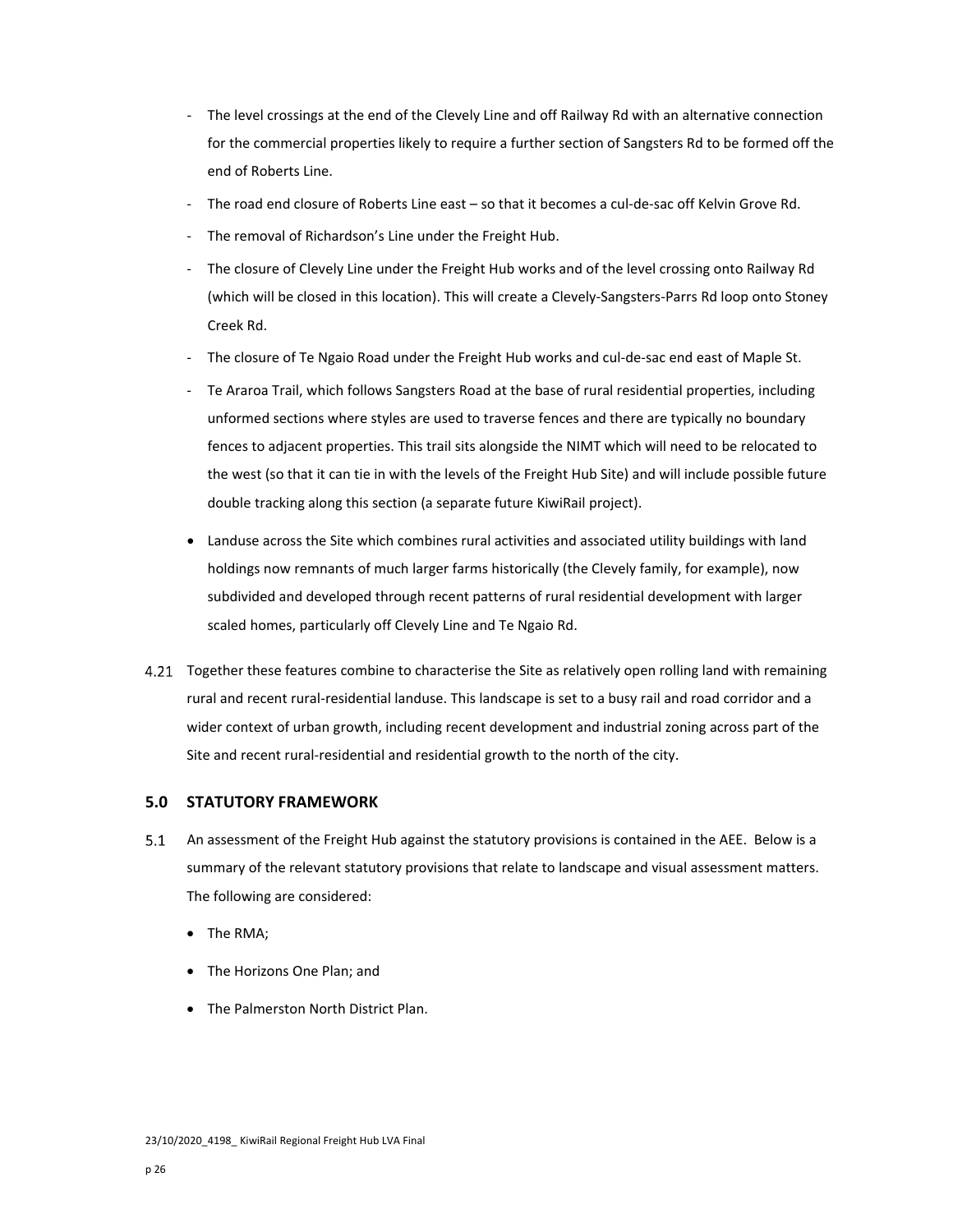- The level crossings at the end of the Clevely Line and off Railway Rd with an alternative connection for the commercial properties likely to require a further section of Sangsters Rd to be formed off the end of Roberts Line.
    - The road end closure of Roberts Line east – so that it becomes a cul-de-sac off Kelvin Grove Rd.
    - The removal of Richardson's Line under the Freight Hub.
    - The closure of Clevely Line under the Freight Hub works and of the level crossing onto Railway Rd (which will be closed in this location). This will create a Clevely-Sangsters-Parrs Rd loop onto Stoney Creek Rd.
    - The closure of Te Ngaio Road under the Freight Hub works and cul-de-sac end east of Maple St.
    - Te Araroa Trail, which follows Sangsters Road at the base of rural residential properties, including unformed sections where styles are used to traverse fences and there are typically no boundary fences to adjacent properties. This trail sits alongside the NIMT which will need to be relocated to the west (so that it can tie in with the levels of the Freight Hub Site) and will include possible future double tracking along this section (a separate future KiwiRail project).

- Landuse across the Site which combines rural activities and associated utility buildings with land holdings now remnants of much larger farms historically (the Clevely family, for example), now subdivided and developed through recent patterns of rural residential development with larger scaled homes, particularly off Clevely Line and Te Ngaio Rd.

4.21 Together these features combine to characterise the Site as relatively open rolling land with remaining rural and recent rural-residential landuse. This landscape is set to a busy rail and road corridor and a wider context of urban growth, including recent development and industrial zoning across part of the Site and recent rural-residential and residential growth to the north of the city.

## 5.0 STATUTORY FRAMEWORK

5.1 An assessment of the Freight Hub against the statutory provisions is contained in the AEE. Below is a summary of the relevant statutory provisions that relate to landscape and visual assessment matters. The following are considered:

- The RMA;
- The Horizons One Plan; and
- The Palmerston North District Plan.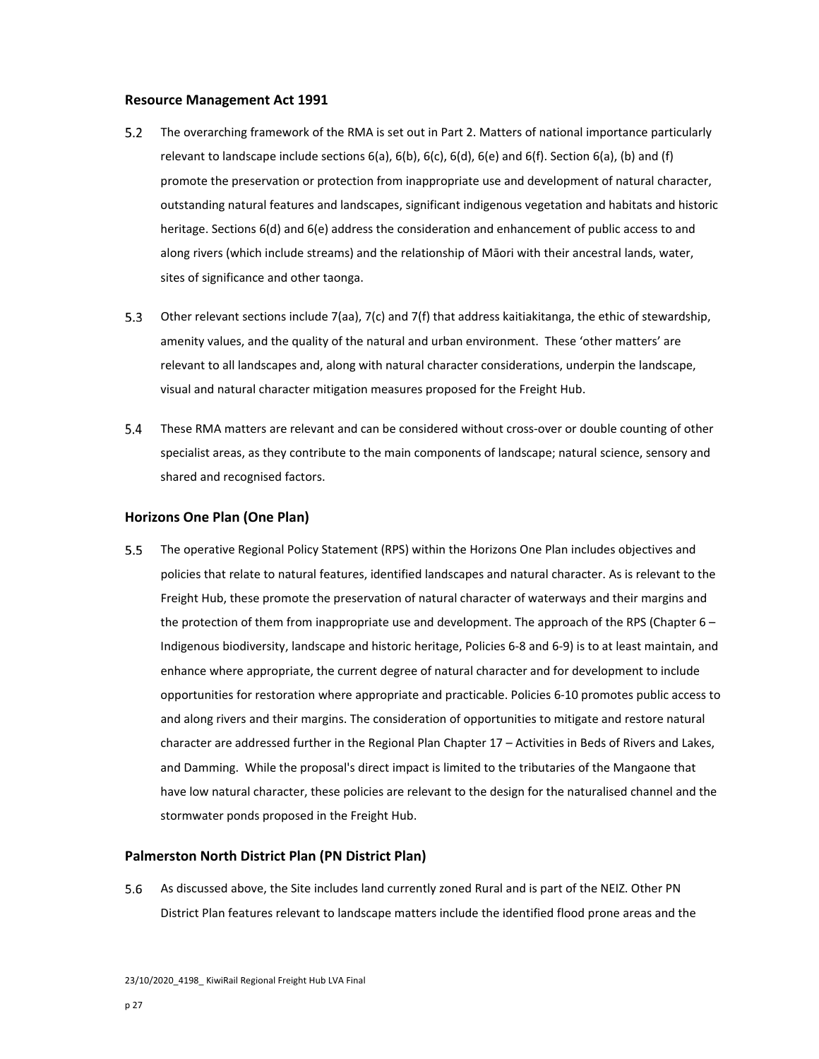### Resource Management Act 1991

5.2 The overarching framework of the RMA is set out in Part 2. Matters of national importance particularly relevant to landscape include sections 6(a), 6(b), 6(c), 6(d), 6(e) and 6(f). Section 6(a), (b) and (f) promote the preservation or protection from inappropriate use and development of natural character, outstanding natural features and landscapes, significant indigenous vegetation and habitats and historic heritage. Sections 6(d) and 6(e) address the consideration and enhancement of public access to and along rivers (which include streams) and the relationship of Māori with their ancestral lands, water, sites of significance and other taonga.

5.3 Other relevant sections include 7(aa), 7(c) and 7(f) that address kaitiakitanga, the ethic of stewardship, amenity values, and the quality of the natural and urban environment. These 'other matters' are relevant to all landscapes and, along with natural character considerations, underpin the landscape, visual and natural character mitigation measures proposed for the Freight Hub.

5.4 These RMA matters are relevant and can be considered without cross-over or double counting of other specialist areas, as they contribute to the main components of landscape; natural science, sensory and shared and recognised factors.

### Horizons One Plan (One Plan)

5.5 The operative Regional Policy Statement (RPS) within the Horizons One Plan includes objectives and policies that relate to natural features, identified landscapes and natural character. As is relevant to the Freight Hub, these promote the preservation of natural character of waterways and their margins and the protection of them from inappropriate use and development. The approach of the RPS (Chapter 6 – Indigenous biodiversity, landscape and historic heritage, Policies 6-8 and 6-9) is to at least maintain, and enhance where appropriate, the current degree of natural character and for development to include opportunities for restoration where appropriate and practicable. Policies 6-10 promotes public access to and along rivers and their margins. The consideration of opportunities to mitigate and restore natural character are addressed further in the Regional Plan Chapter 17 – Activities in Beds of Rivers and Lakes, and Damming. While the proposal's direct impact is limited to the tributaries of the Mangaone that have low natural character, these policies are relevant to the design for the naturalised channel and the stormwater ponds proposed in the Freight Hub.

### Palmerston North District Plan (PN District Plan)

5.6 As discussed above, the Site includes land currently zoned Rural and is part of the NEIZ. Other PN District Plan features relevant to landscape matters include the identified flood prone areas and the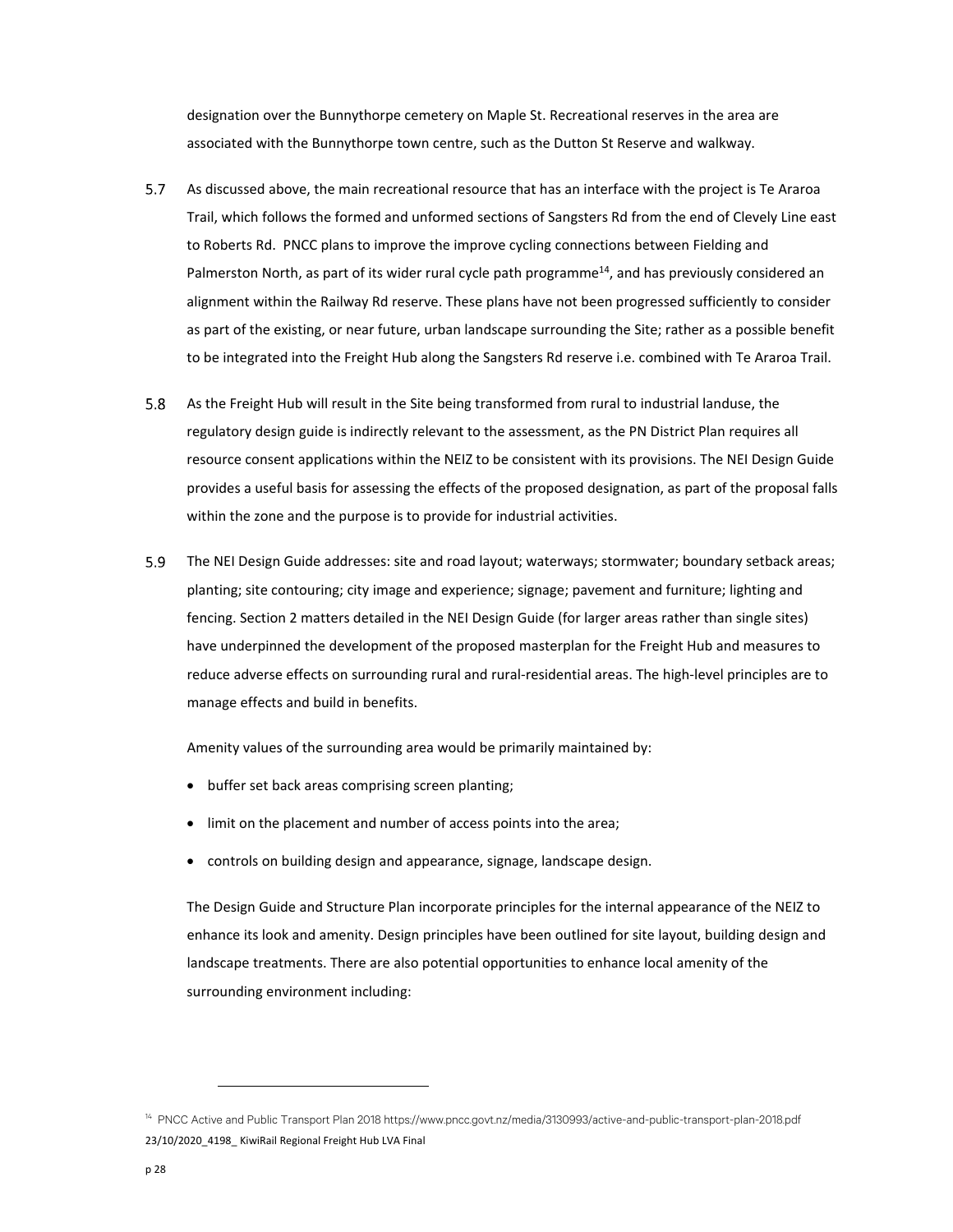designation over the Bunnythorpe cemetery on Maple St. Recreational reserves in the area are associated with the Bunnythorpe town centre, such as the Dutton St Reserve and walkway.

5.7 As discussed above, the main recreational resource that has an interface with the project is Te Araroa Trail, which follows the formed and unformed sections of Sangsters Rd from the end of Clevely Line east to Roberts Rd. PNCC plans to improve the improve cycling connections between Fielding and Palmerston North, as part of its wider rural cycle path programme[14], and has previously considered an alignment within the Railway Rd reserve. These plans have not been progressed sufficiently to consider as part of the existing, or near future, urban landscape surrounding the Site; rather as a possible benefit to be integrated into the Freight Hub along the Sangsters Rd reserve i.e. combined with Te Araroa Trail.

5.8 As the Freight Hub will result in the Site being transformed from rural to industrial landuse, the regulatory design guide is indirectly relevant to the assessment, as the PN District Plan requires all resource consent applications within the NEIZ to be consistent with its provisions. The NEI Design Guide provides a useful basis for assessing the effects of the proposed designation, as part of the proposal falls within the zone and the purpose is to provide for industrial activities.

5.9 The NEI Design Guide addresses: site and road layout; waterways; stormwater; boundary setback areas; planting; site contouring; city image and experience; signage; pavement and furniture; lighting and fencing. Section 2 matters detailed in the NEI Design Guide (for larger areas rather than single sites) have underpinned the development of the proposed masterplan for the Freight Hub and measures to reduce adverse effects on surrounding rural and rural-residential areas. The high-level principles are to manage effects and build in benefits.

Amenity values of the surrounding area would be primarily maintained by:

- buffer set back areas comprising screen planting;
- limit on the placement and number of access points into the area;
- controls on building design and appearance, signage, landscape design.

The Design Guide and Structure Plan incorporate principles for the internal appearance of the NEIZ to enhance its look and amenity. Design principles have been outlined for site layout, building design and landscape treatments. There are also potential opportunities to enhance local amenity of the surrounding environment including:

---

[14] PNCC Active and Public Transport Plan 2018 https://www.pncc.govt.nz/media/3130993/active-and-public-transport-plan-2018.pdf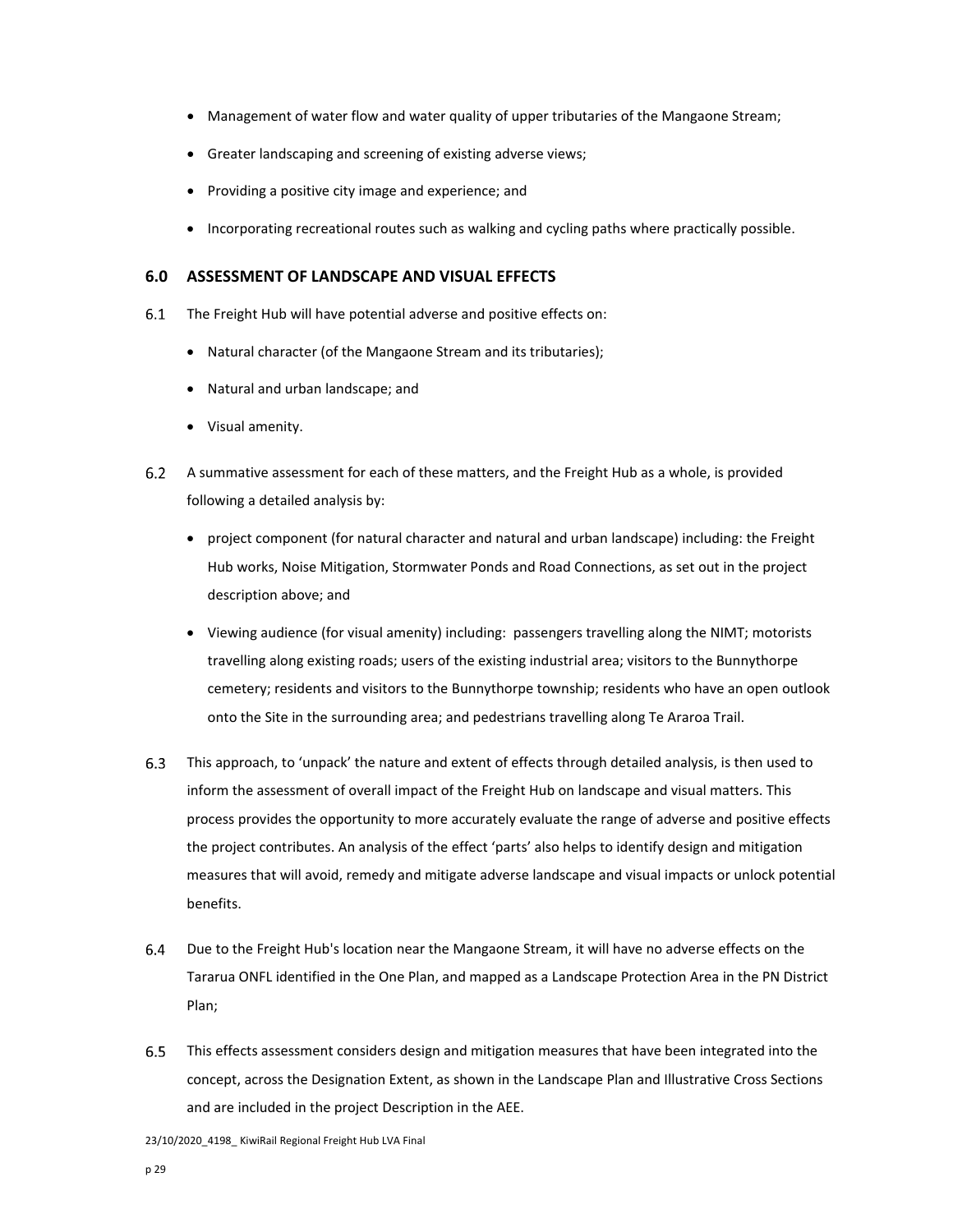- Management of water flow and water quality of upper tributaries of the Mangaone Stream;
- Greater landscaping and screening of existing adverse views;
- Providing a positive city image and experience; and
- Incorporating recreational routes such as walking and cycling paths where practically possible.

## 6.0 ASSESSMENT OF LANDSCAPE AND VISUAL EFFECTS

6.1 The Freight Hub will have potential adverse and positive effects on:

- Natural character (of the Mangaone Stream and its tributaries);
- Natural and urban landscape; and
- Visual amenity.

6.2 A summative assessment for each of these matters, and the Freight Hub as a whole, is provided following a detailed analysis by:

- project component (for natural character and natural and urban landscape) including: the Freight Hub works, Noise Mitigation, Stormwater Ponds and Road Connections, as set out in the project description above; and
- Viewing audience (for visual amenity) including: passengers travelling along the NIMT; motorists travelling along existing roads; users of the existing industrial area; visitors to the Bunnythorpe cemetery; residents and visitors to the Bunnythorpe township; residents who have an open outlook onto the Site in the surrounding area; and pedestrians travelling along Te Araroa Trail.

6.3 This approach, to 'unpack' the nature and extent of effects through detailed analysis, is then used to inform the assessment of overall impact of the Freight Hub on landscape and visual matters. This process provides the opportunity to more accurately evaluate the range of adverse and positive effects the project contributes. An analysis of the effect 'parts' also helps to identify design and mitigation measures that will avoid, remedy and mitigate adverse landscape and visual impacts or unlock potential benefits.

6.4 Due to the Freight Hub's location near the Mangaone Stream, it will have no adverse effects on the Tararua ONFL identified in the One Plan, and mapped as a Landscape Protection Area in the PN District Plan;

6.5 This effects assessment considers design and mitigation measures that have been integrated into the concept, across the Designation Extent, as shown in the Landscape Plan and Illustrative Cross Sections and are included in the project Description in the AEE.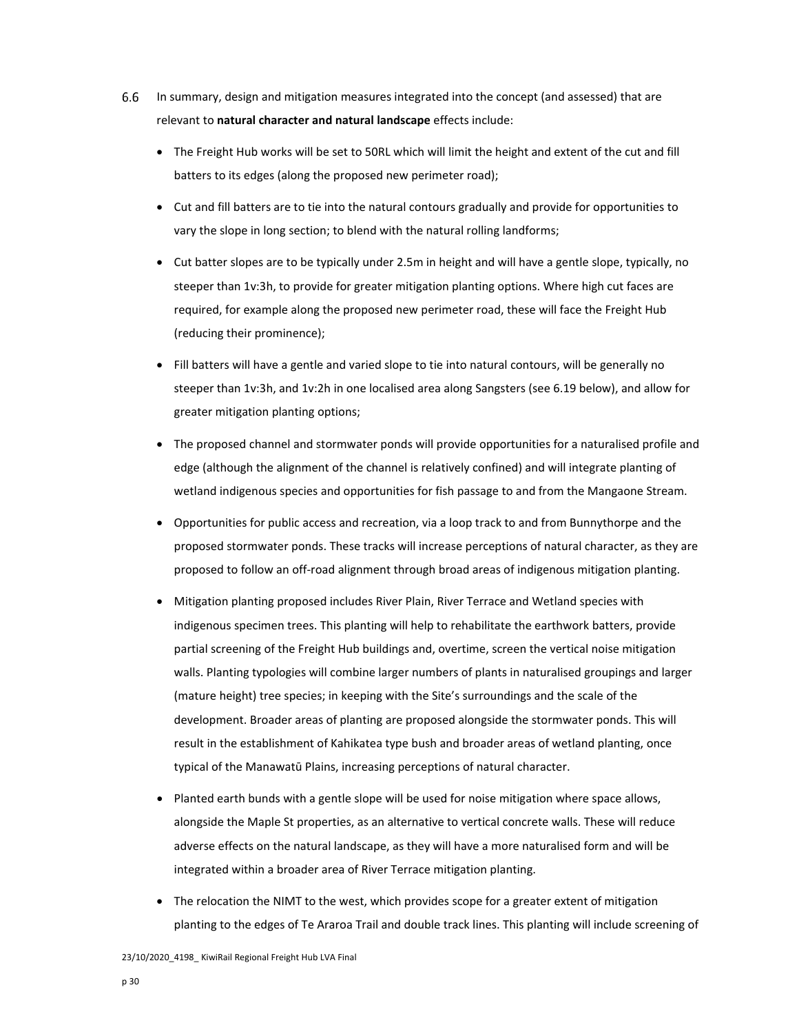6.6 In summary, design and mitigation measures integrated into the concept (and assessed) that are relevant to **natural character and natural landscape** effects include:

- The Freight Hub works will be set to 50RL which will limit the height and extent of the cut and fill batters to its edges (along the proposed new perimeter road);
- Cut and fill batters are to tie into the natural contours gradually and provide for opportunities to vary the slope in long section; to blend with the natural rolling landforms;
- Cut batter slopes are to be typically under 2.5m in height and will have a gentle slope, typically, no steeper than 1v:3h, to provide for greater mitigation planting options. Where high cut faces are required, for example along the proposed new perimeter road, these will face the Freight Hub (reducing their prominence);
- Fill batters will have a gentle and varied slope to tie into natural contours, will be generally no steeper than 1v:3h, and 1v:2h in one localised area along Sangsters (see 6.19 below), and allow for greater mitigation planting options;
- The proposed channel and stormwater ponds will provide opportunities for a naturalised profile and edge (although the alignment of the channel is relatively confined) and will integrate planting of wetland indigenous species and opportunities for fish passage to and from the Mangaone Stream.
- Opportunities for public access and recreation, via a loop track to and from Bunnythorpe and the proposed stormwater ponds. These tracks will increase perceptions of natural character, as they are proposed to follow an off-road alignment through broad areas of indigenous mitigation planting.
- Mitigation planting proposed includes River Plain, River Terrace and Wetland species with indigenous specimen trees. This planting will help to rehabilitate the earthwork batters, provide partial screening of the Freight Hub buildings and, overtime, screen the vertical noise mitigation walls. Planting typologies will combine larger numbers of plants in naturalised groupings and larger (mature height) tree species; in keeping with the Site's surroundings and the scale of the development. Broader areas of planting are proposed alongside the stormwater ponds. This will result in the establishment of Kahikatea type bush and broader areas of wetland planting, once typical of the Manawatū Plains, increasing perceptions of natural character.
- Planted earth bunds with a gentle slope will be used for noise mitigation where space allows, alongside the Maple St properties, as an alternative to vertical concrete walls. These will reduce adverse effects on the natural landscape, as they will have a more naturalised form and will be integrated within a broader area of River Terrace mitigation planting.
- The relocation the NIMT to the west, which provides scope for a greater extent of mitigation planting to the edges of Te Araroa Trail and double track lines. This planting will include screening of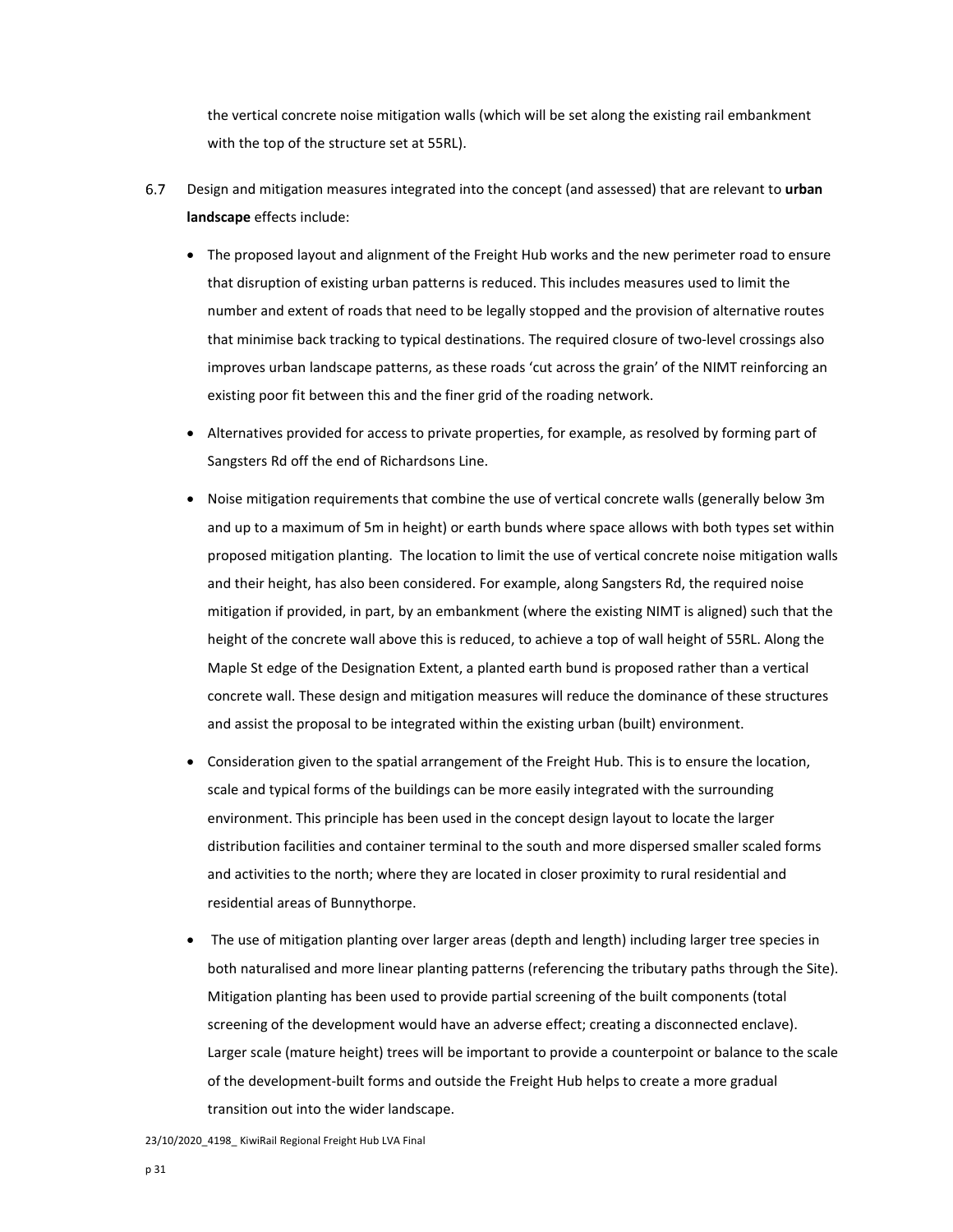the vertical concrete noise mitigation walls (which will be set along the existing rail embankment with the top of the structure set at 55RL).

6.7 Design and mitigation measures integrated into the concept (and assessed) that are relevant to **urban landscape** effects include:

- The proposed layout and alignment of the Freight Hub works and the new perimeter road to ensure that disruption of existing urban patterns is reduced. This includes measures used to limit the number and extent of roads that need to be legally stopped and the provision of alternative routes that minimise back tracking to typical destinations. The required closure of two-level crossings also improves urban landscape patterns, as these roads 'cut across the grain' of the NIMT reinforcing an existing poor fit between this and the finer grid of the roading network.
- Alternatives provided for access to private properties, for example, as resolved by forming part of Sangsters Rd off the end of Richardsons Line.
- Noise mitigation requirements that combine the use of vertical concrete walls (generally below 3m and up to a maximum of 5m in height) or earth bunds where space allows with both types set within proposed mitigation planting. The location to limit the use of vertical concrete noise mitigation walls and their height, has also been considered. For example, along Sangsters Rd, the required noise mitigation if provided, in part, by an embankment (where the existing NIMT is aligned) such that the height of the concrete wall above this is reduced, to achieve a top of wall height of 55RL. Along the Maple St edge of the Designation Extent, a planted earth bund is proposed rather than a vertical concrete wall. These design and mitigation measures will reduce the dominance of these structures and assist the proposal to be integrated within the existing urban (built) environment.
- Consideration given to the spatial arrangement of the Freight Hub. This is to ensure the location, scale and typical forms of the buildings can be more easily integrated with the surrounding environment. This principle has been used in the concept design layout to locate the larger distribution facilities and container terminal to the south and more dispersed smaller scaled forms and activities to the north; where they are located in closer proximity to rural residential and residential areas of Bunnythorpe.
- The use of mitigation planting over larger areas (depth and length) including larger tree species in both naturalised and more linear planting patterns (referencing the tributary paths through the Site). Mitigation planting has been used to provide partial screening of the built components (total screening of the development would have an adverse effect; creating a disconnected enclave). Larger scale (mature height) trees will be important to provide a counterpoint or balance to the scale of the development-built forms and outside the Freight Hub helps to create a more gradual transition out into the wider landscape.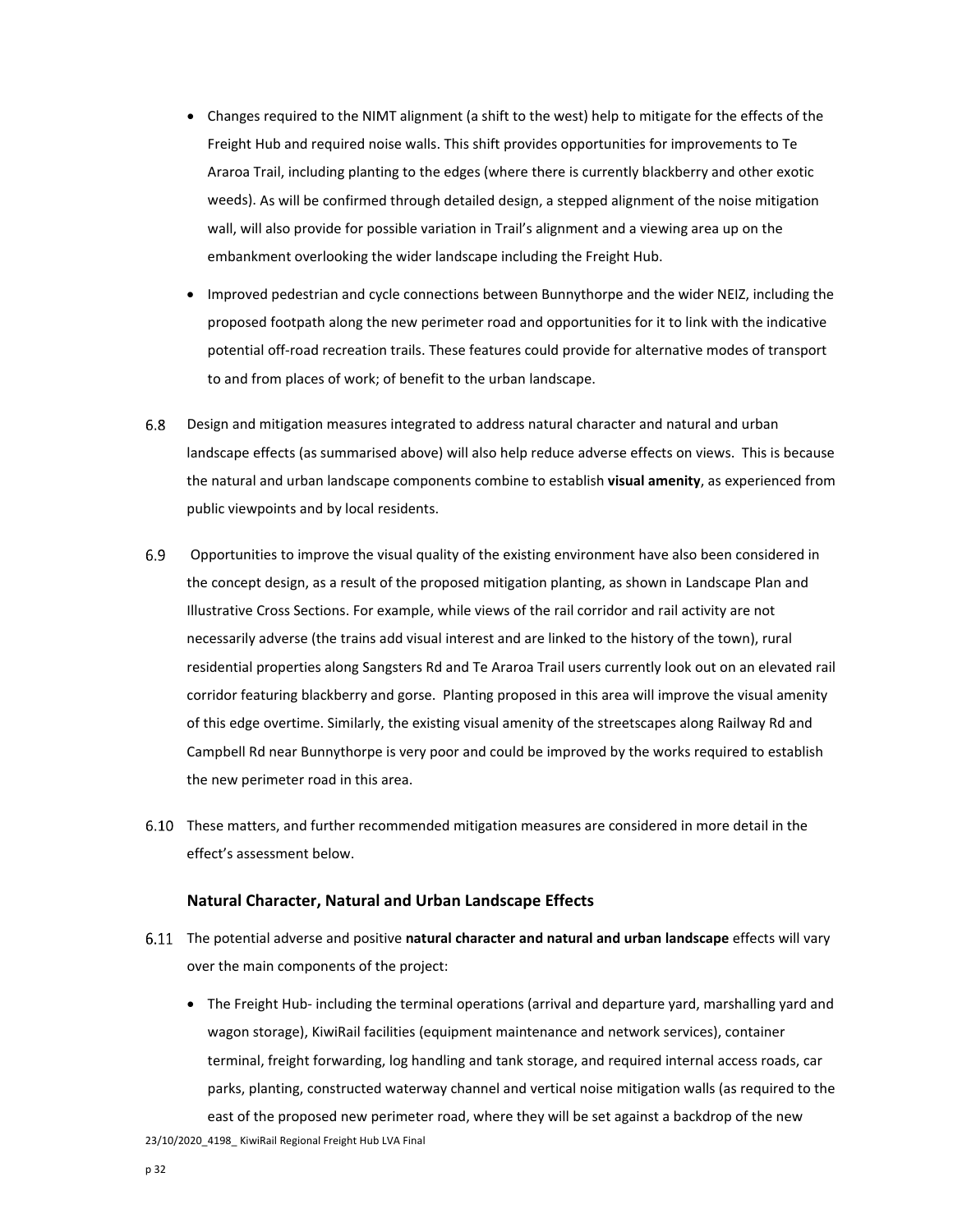- Changes required to the NIMT alignment (a shift to the west) help to mitigate for the effects of the Freight Hub and required noise walls. This shift provides opportunities for improvements to Te Araroa Trail, including planting to the edges (where there is currently blackberry and other exotic weeds). As will be confirmed through detailed design, a stepped alignment of the noise mitigation wall, will also provide for possible variation in Trail's alignment and a viewing area up on the embankment overlooking the wider landscape including the Freight Hub.
- Improved pedestrian and cycle connections between Bunnythorpe and the wider NEIZ, including the proposed footpath along the new perimeter road and opportunities for it to link with the indicative potential off-road recreation trails. These features could provide for alternative modes of transport to and from places of work; of benefit to the urban landscape.

6.8 Design and mitigation measures integrated to address natural character and natural and urban landscape effects (as summarised above) will also help reduce adverse effects on views. This is because the natural and urban landscape components combine to establish **visual amenity**, as experienced from public viewpoints and by local residents.

6.9 Opportunities to improve the visual quality of the existing environment have also been considered in the concept design, as a result of the proposed mitigation planting, as shown in Landscape Plan and Illustrative Cross Sections. For example, while views of the rail corridor and rail activity are not necessarily adverse (the trains add visual interest and are linked to the history of the town), rural residential properties along Sangsters Rd and Te Araroa Trail users currently look out on an elevated rail corridor featuring blackberry and gorse. Planting proposed in this area will improve the visual amenity of this edge overtime. Similarly, the existing visual amenity of the streetscapes along Railway Rd and Campbell Rd near Bunnythorpe is very poor and could be improved by the works required to establish the new perimeter road in this area.

6.10 These matters, and further recommended mitigation measures are considered in more detail in the effect's assessment below.

### Natural Character, Natural and Urban Landscape Effects

6.11 The potential adverse and positive **natural character and natural and urban landscape** effects will vary over the main components of the project:

- The Freight Hub- including the terminal operations (arrival and departure yard, marshalling yard and wagon storage), KiwiRail facilities (equipment maintenance and network services), container terminal, freight forwarding, log handling and tank storage, and required internal access roads, car parks, planting, constructed waterway channel and vertical noise mitigation walls (as required to the east of the proposed new perimeter road, where they will be set against a backdrop of the new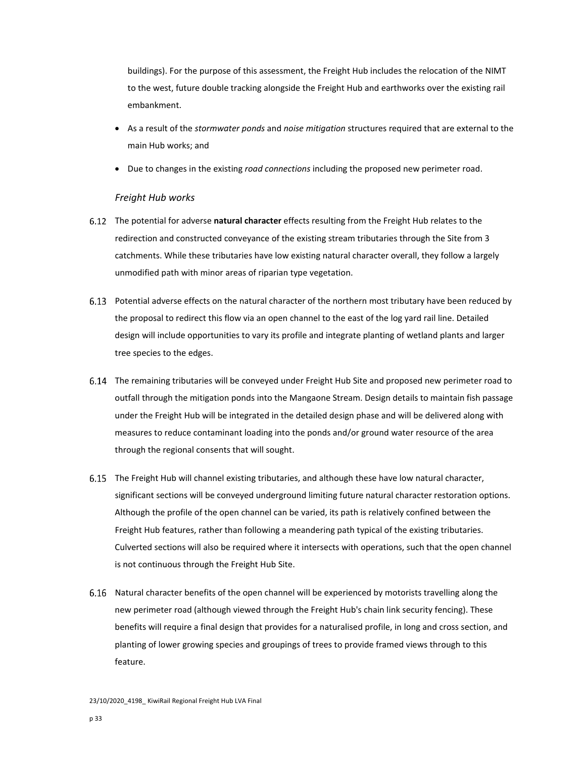buildings). For the purpose of this assessment, the Freight Hub includes the relocation of the NIMT to the west, future double tracking alongside the Freight Hub and earthworks over the existing rail embankment.

- As a result of the *stormwater ponds* and *noise mitigation* structures required that are external to the main Hub works; and
- Due to changes in the existing *road connections* including the proposed new perimeter road.

*Freight Hub works*

6.12 The potential for adverse **natural character** effects resulting from the Freight Hub relates to the redirection and constructed conveyance of the existing stream tributaries through the Site from 3 catchments. While these tributaries have low existing natural character overall, they follow a largely unmodified path with minor areas of riparian type vegetation.

6.13 Potential adverse effects on the natural character of the northern most tributary have been reduced by the proposal to redirect this flow via an open channel to the east of the log yard rail line. Detailed design will include opportunities to vary its profile and integrate planting of wetland plants and larger tree species to the edges.

6.14 The remaining tributaries will be conveyed under Freight Hub Site and proposed new perimeter road to outfall through the mitigation ponds into the Mangaone Stream. Design details to maintain fish passage under the Freight Hub will be integrated in the detailed design phase and will be delivered along with measures to reduce contaminant loading into the ponds and/or ground water resource of the area through the regional consents that will sought.

6.15 The Freight Hub will channel existing tributaries, and although these have low natural character, significant sections will be conveyed underground limiting future natural character restoration options. Although the profile of the open channel can be varied, its path is relatively confined between the Freight Hub features, rather than following a meandering path typical of the existing tributaries. Culverted sections will also be required where it intersects with operations, such that the open channel is not continuous through the Freight Hub Site.

6.16 Natural character benefits of the open channel will be experienced by motorists travelling along the new perimeter road (although viewed through the Freight Hub's chain link security fencing). These benefits will require a final design that provides for a naturalised profile, in long and cross section, and planting of lower growing species and groupings of trees to provide framed views through to this feature.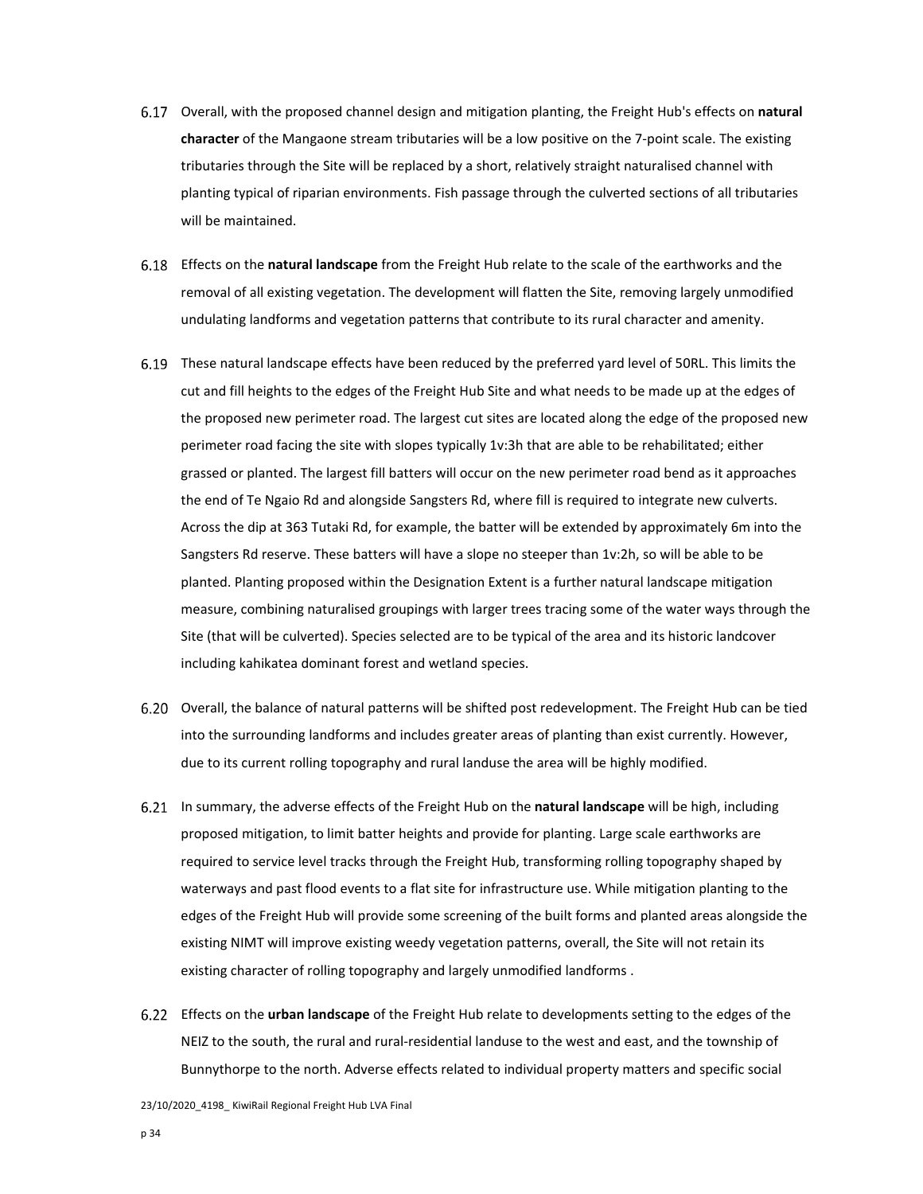6.17 Overall, with the proposed channel design and mitigation planting, the Freight Hub's effects on **natural character** of the Mangaone stream tributaries will be a low positive on the 7-point scale. The existing tributaries through the Site will be replaced by a short, relatively straight naturalised channel with planting typical of riparian environments. Fish passage through the culverted sections of all tributaries will be maintained.

6.18 Effects on the **natural landscape** from the Freight Hub relate to the scale of the earthworks and the removal of all existing vegetation. The development will flatten the Site, removing largely unmodified undulating landforms and vegetation patterns that contribute to its rural character and amenity.

6.19 These natural landscape effects have been reduced by the preferred yard level of 50RL. This limits the cut and fill heights to the edges of the Freight Hub Site and what needs to be made up at the edges of the proposed new perimeter road. The largest cut sites are located along the edge of the proposed new perimeter road facing the site with slopes typically 1v:3h that are able to be rehabilitated; either grassed or planted. The largest fill batters will occur on the new perimeter road bend as it approaches the end of Te Ngaio Rd and alongside Sangsters Rd, where fill is required to integrate new culverts. Across the dip at 363 Tutaki Rd, for example, the batter will be extended by approximately 6m into the Sangsters Rd reserve. These batters will have a slope no steeper than 1v:2h, so will be able to be planted. Planting proposed within the Designation Extent is a further natural landscape mitigation measure, combining naturalised groupings with larger trees tracing some of the water ways through the Site (that will be culverted). Species selected are to be typical of the area and its historic landcover including kahikatea dominant forest and wetland species.

6.20 Overall, the balance of natural patterns will be shifted post redevelopment. The Freight Hub can be tied into the surrounding landforms and includes greater areas of planting than exist currently. However, due to its current rolling topography and rural landuse the area will be highly modified.

6.21 In summary, the adverse effects of the Freight Hub on the **natural landscape** will be high, including proposed mitigation, to limit batter heights and provide for planting. Large scale earthworks are required to service level tracks through the Freight Hub, transforming rolling topography shaped by waterways and past flood events to a flat site for infrastructure use. While mitigation planting to the edges of the Freight Hub will provide some screening of the built forms and planted areas alongside the existing NIMT will improve existing weedy vegetation patterns, overall, the Site will not retain its existing character of rolling topography and largely unmodified landforms .

6.22 Effects on the **urban landscape** of the Freight Hub relate to developments setting to the edges of the NEIZ to the south, the rural and rural-residential landuse to the west and east, and the township of Bunnythorpe to the north. Adverse effects related to individual property matters and specific social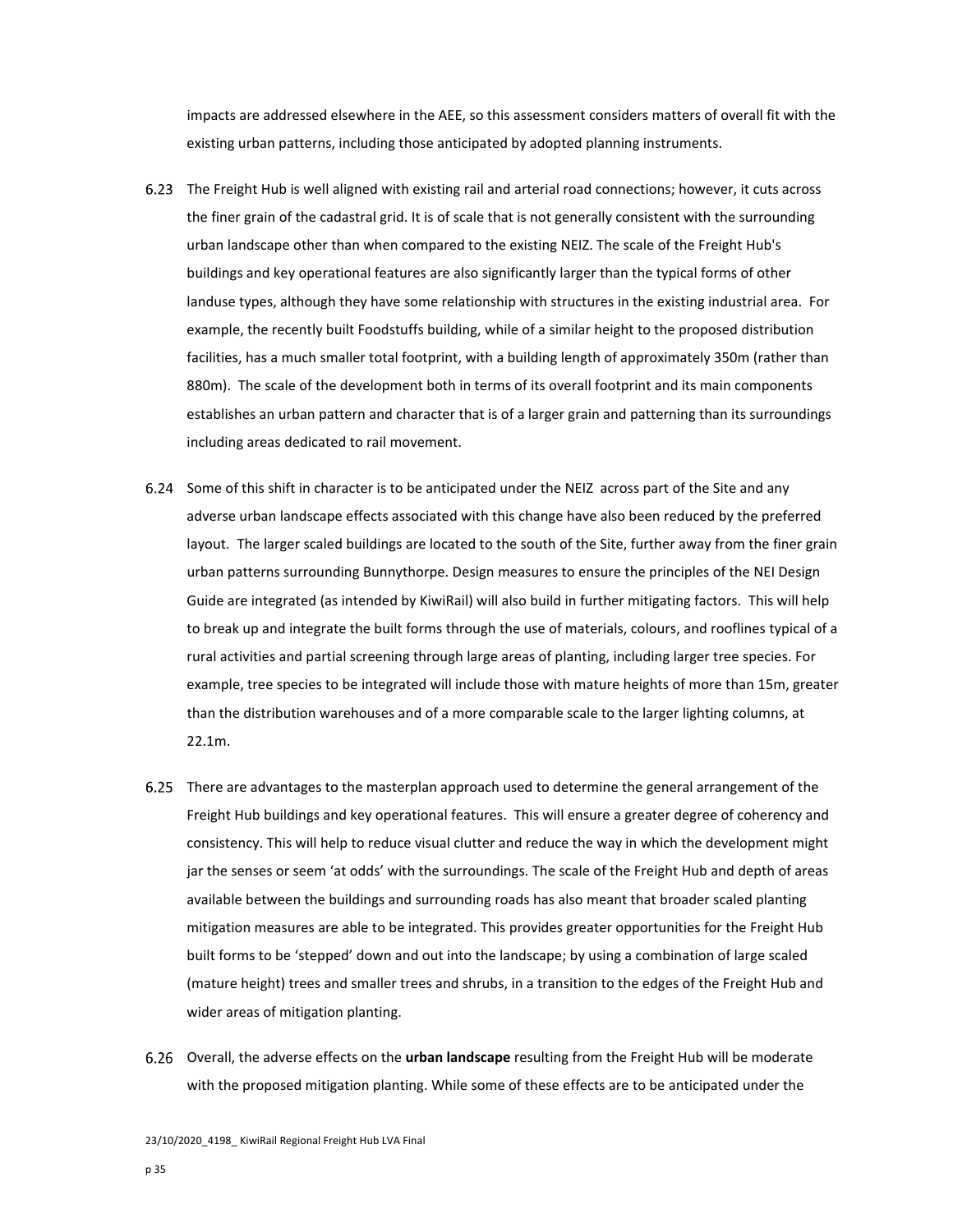impacts are addressed elsewhere in the AEE, so this assessment considers matters of overall fit with the existing urban patterns, including those anticipated by adopted planning instruments.

6.23 The Freight Hub is well aligned with existing rail and arterial road connections; however, it cuts across the finer grain of the cadastral grid. It is of scale that is not generally consistent with the surrounding urban landscape other than when compared to the existing NEIZ. The scale of the Freight Hub's buildings and key operational features are also significantly larger than the typical forms of other landuse types, although they have some relationship with structures in the existing industrial area. For example, the recently built Foodstuffs building, while of a similar height to the proposed distribution facilities, has a much smaller total footprint, with a building length of approximately 350m (rather than 880m). The scale of the development both in terms of its overall footprint and its main components establishes an urban pattern and character that is of a larger grain and patterning than its surroundings including areas dedicated to rail movement.

6.24 Some of this shift in character is to be anticipated under the NEIZ across part of the Site and any adverse urban landscape effects associated with this change have also been reduced by the preferred layout. The larger scaled buildings are located to the south of the Site, further away from the finer grain urban patterns surrounding Bunnythorpe. Design measures to ensure the principles of the NEI Design Guide are integrated (as intended by KiwiRail) will also build in further mitigating factors. This will help to break up and integrate the built forms through the use of materials, colours, and rooflines typical of a rural activities and partial screening through large areas of planting, including larger tree species. For example, tree species to be integrated will include those with mature heights of more than 15m, greater than the distribution warehouses and of a more comparable scale to the larger lighting columns, at 22.1m.

6.25 There are advantages to the masterplan approach used to determine the general arrangement of the Freight Hub buildings and key operational features. This will ensure a greater degree of coherency and consistency. This will help to reduce visual clutter and reduce the way in which the development might jar the senses or seem 'at odds' with the surroundings. The scale of the Freight Hub and depth of areas available between the buildings and surrounding roads has also meant that broader scaled planting mitigation measures are able to be integrated. This provides greater opportunities for the Freight Hub built forms to be 'stepped' down and out into the landscape; by using a combination of large scaled (mature height) trees and smaller trees and shrubs, in a transition to the edges of the Freight Hub and wider areas of mitigation planting.

6.26 Overall, the adverse effects on the **urban landscape** resulting from the Freight Hub will be moderate with the proposed mitigation planting. While some of these effects are to be anticipated under the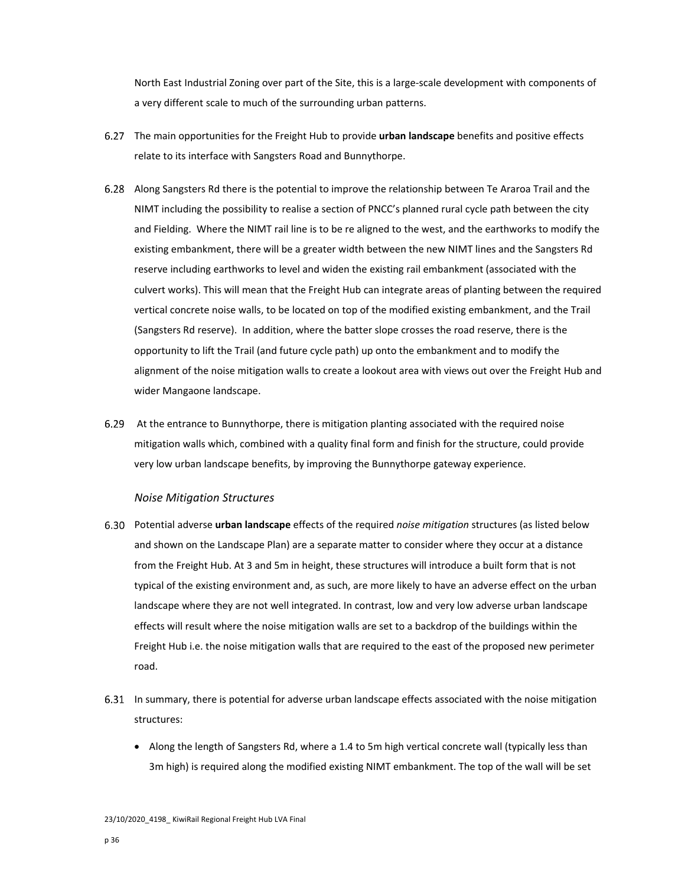North East Industrial Zoning over part of the Site, this is a large-scale development with components of a very different scale to much of the surrounding urban patterns.

6.27 The main opportunities for the Freight Hub to provide **urban landscape** benefits and positive effects relate to its interface with Sangsters Road and Bunnythorpe.

6.28 Along Sangsters Rd there is the potential to improve the relationship between Te Araroa Trail and the NIMT including the possibility to realise a section of PNCC's planned rural cycle path between the city and Fielding. Where the NIMT rail line is to be re aligned to the west, and the earthworks to modify the existing embankment, there will be a greater width between the new NIMT lines and the Sangsters Rd reserve including earthworks to level and widen the existing rail embankment (associated with the culvert works). This will mean that the Freight Hub can integrate areas of planting between the required vertical concrete noise walls, to be located on top of the modified existing embankment, and the Trail (Sangsters Rd reserve). In addition, where the batter slope crosses the road reserve, there is the opportunity to lift the Trail (and future cycle path) up onto the embankment and to modify the alignment of the noise mitigation walls to create a lookout area with views out over the Freight Hub and wider Mangaone landscape.

6.29 At the entrance to Bunnythorpe, there is mitigation planting associated with the required noise mitigation walls which, combined with a quality final form and finish for the structure, could provide very low urban landscape benefits, by improving the Bunnythorpe gateway experience.

### *Noise Mitigation Structures*

6.30 Potential adverse **urban landscape** effects of the required *noise mitigation* structures (as listed below and shown on the Landscape Plan) are a separate matter to consider where they occur at a distance from the Freight Hub. At 3 and 5m in height, these structures will introduce a built form that is not typical of the existing environment and, as such, are more likely to have an adverse effect on the urban landscape where they are not well integrated. In contrast, low and very low adverse urban landscape effects will result where the noise mitigation walls are set to a backdrop of the buildings within the Freight Hub i.e. the noise mitigation walls that are required to the east of the proposed new perimeter road.

6.31 In summary, there is potential for adverse urban landscape effects associated with the noise mitigation structures:

- Along the length of Sangsters Rd, where a 1.4 to 5m high vertical concrete wall (typically less than 3m high) is required along the modified existing NIMT embankment. The top of the wall will be set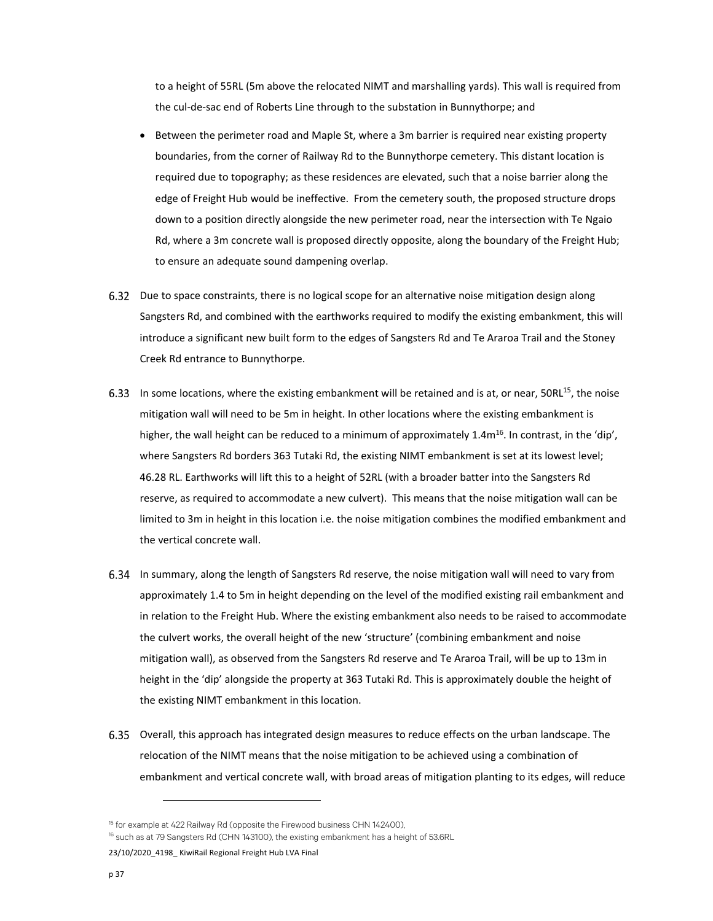to a height of 55RL (5m above the relocated NIMT and marshalling yards). This wall is required from the cul-de-sac end of Roberts Line through to the substation in Bunnythorpe; and

- Between the perimeter road and Maple St, where a 3m barrier is required near existing property boundaries, from the corner of Railway Rd to the Bunnythorpe cemetery. This distant location is required due to topography; as these residences are elevated, such that a noise barrier along the edge of Freight Hub would be ineffective. From the cemetery south, the proposed structure drops down to a position directly alongside the new perimeter road, near the intersection with Te Ngaio Rd, where a 3m concrete wall is proposed directly opposite, along the boundary of the Freight Hub; to ensure an adequate sound dampening overlap.

6.32 Due to space constraints, there is no logical scope for an alternative noise mitigation design along Sangsters Rd, and combined with the earthworks required to modify the existing embankment, this will introduce a significant new built form to the edges of Sangsters Rd and Te Araroa Trail and the Stoney Creek Rd entrance to Bunnythorpe.

6.33 In some locations, where the existing embankment will be retained and is at, or near, 50RL[15], the noise mitigation wall will need to be 5m in height. In other locations where the existing embankment is higher, the wall height can be reduced to a minimum of approximately 1.4m[16]. In contrast, in the 'dip', where Sangsters Rd borders 363 Tutaki Rd, the existing NIMT embankment is set at its lowest level; 46.28 RL. Earthworks will lift this to a height of 52RL (with a broader batter into the Sangsters Rd reserve, as required to accommodate a new culvert). This means that the noise mitigation wall can be limited to 3m in height in this location i.e. the noise mitigation combines the modified embankment and the vertical concrete wall.

6.34 In summary, along the length of Sangsters Rd reserve, the noise mitigation wall will need to vary from approximately 1.4 to 5m in height depending on the level of the modified existing rail embankment and in relation to the Freight Hub. Where the existing embankment also needs to be raised to accommodate the culvert works, the overall height of the new 'structure' (combining embankment and noise mitigation wall), as observed from the Sangsters Rd reserve and Te Araroa Trail, will be up to 13m in height in the 'dip' alongside the property at 363 Tutaki Rd. This is approximately double the height of the existing NIMT embankment in this location.

6.35 Overall, this approach has integrated design measures to reduce effects on the urban landscape. The relocation of the NIMT means that the noise mitigation to be achieved using a combination of embankment and vertical concrete wall, with broad areas of mitigation planting to its edges, will reduce

---

[15] for example at 422 Railway Rd (opposite the Firewood business CHN 142400),

[16] such as at 79 Sangsters Rd (CHN 143100), the existing embankment has a height of 53.6RL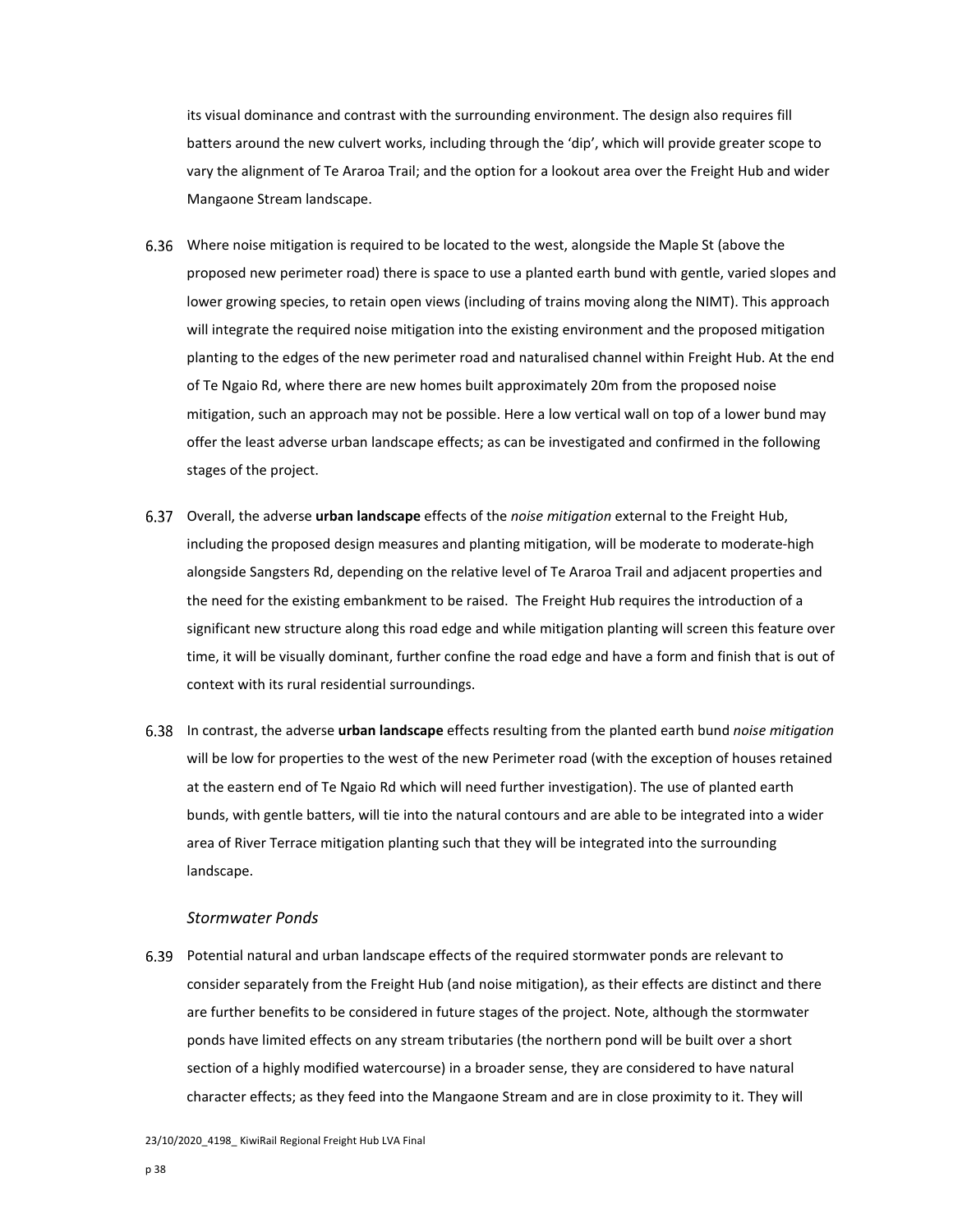its visual dominance and contrast with the surrounding environment. The design also requires fill batters around the new culvert works, including through the 'dip', which will provide greater scope to vary the alignment of Te Araroa Trail; and the option for a lookout area over the Freight Hub and wider Mangaone Stream landscape.

6.36 Where noise mitigation is required to be located to the west, alongside the Maple St (above the proposed new perimeter road) there is space to use a planted earth bund with gentle, varied slopes and lower growing species, to retain open views (including of trains moving along the NIMT). This approach will integrate the required noise mitigation into the existing environment and the proposed mitigation planting to the edges of the new perimeter road and naturalised channel within Freight Hub. At the end of Te Ngaio Rd, where there are new homes built approximately 20m from the proposed noise mitigation, such an approach may not be possible. Here a low vertical wall on top of a lower bund may offer the least adverse urban landscape effects; as can be investigated and confirmed in the following stages of the project.

6.37 Overall, the adverse **urban landscape** effects of the *noise mitigation* external to the Freight Hub, including the proposed design measures and planting mitigation, will be moderate to moderate-high alongside Sangsters Rd, depending on the relative level of Te Araroa Trail and adjacent properties and the need for the existing embankment to be raised. The Freight Hub requires the introduction of a significant new structure along this road edge and while mitigation planting will screen this feature over time, it will be visually dominant, further confine the road edge and have a form and finish that is out of context with its rural residential surroundings.

6.38 In contrast, the adverse **urban landscape** effects resulting from the planted earth bund *noise mitigation* will be low for properties to the west of the new Perimeter road (with the exception of houses retained at the eastern end of Te Ngaio Rd which will need further investigation). The use of planted earth bunds, with gentle batters, will tie into the natural contours and are able to be integrated into a wider area of River Terrace mitigation planting such that they will be integrated into the surrounding landscape.

### *Stormwater Ponds*

6.39 Potential natural and urban landscape effects of the required stormwater ponds are relevant to consider separately from the Freight Hub (and noise mitigation), as their effects are distinct and there are further benefits to be considered in future stages of the project. Note, although the stormwater ponds have limited effects on any stream tributaries (the northern pond will be built over a short section of a highly modified watercourse) in a broader sense, they are considered to have natural character effects; as they feed into the Mangaone Stream and are in close proximity to it. They will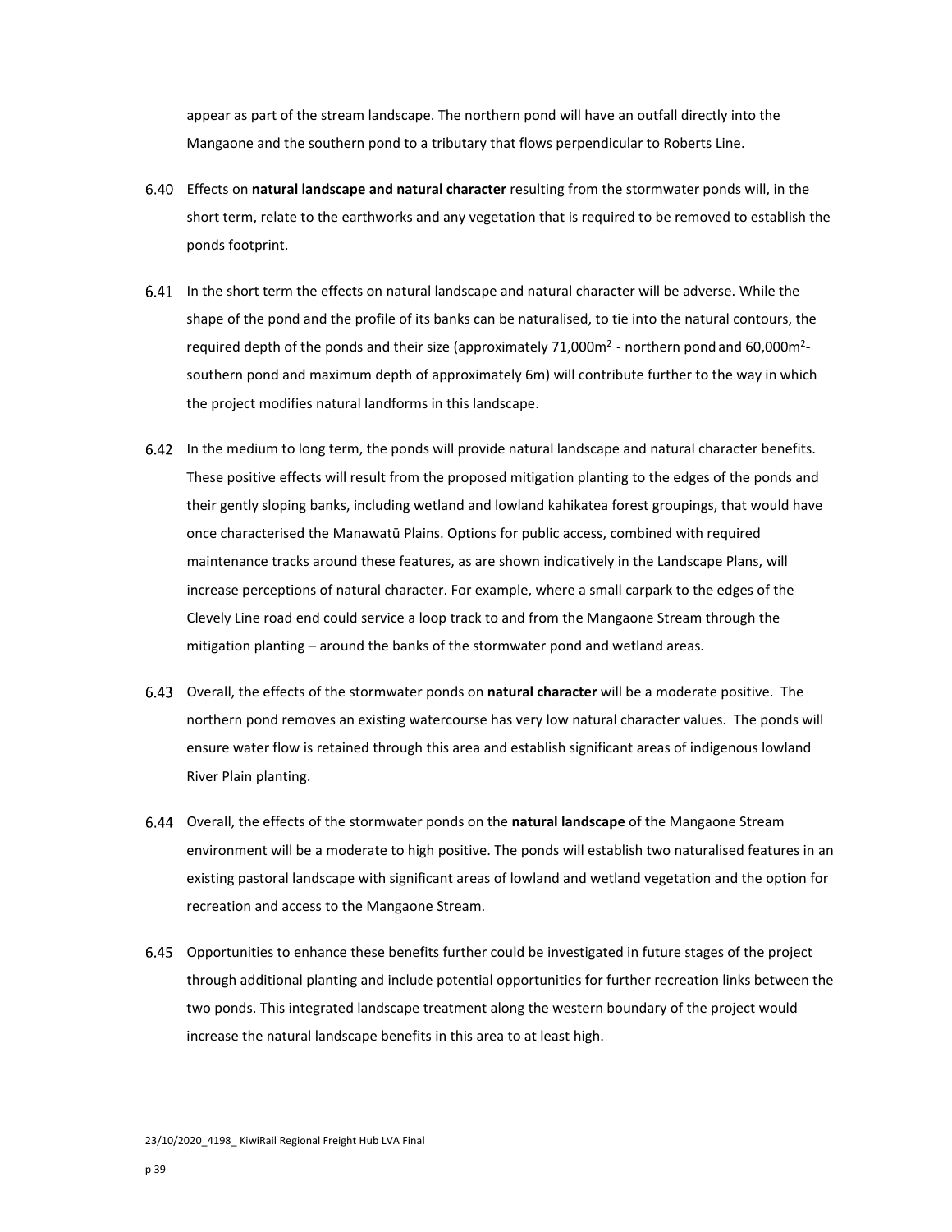appear as part of the stream landscape. The northern pond will have an outfall directly into the Mangaone and the southern pond to a tributary that flows perpendicular to Roberts Line.

6.40 Effects on **natural landscape and natural character** resulting from the stormwater ponds will, in the short term, relate to the earthworks and any vegetation that is required to be removed to establish the ponds footprint.

6.41 In the short term the effects on natural landscape and natural character will be adverse. While the shape of the pond and the profile of its banks can be naturalised, to tie into the natural contours, the required depth of the ponds and their size (approximately 71,000m$^2$ - northern pond and 60,000m$^2$- southern pond and maximum depth of approximately 6m) will contribute further to the way in which the project modifies natural landforms in this landscape.

6.42 In the medium to long term, the ponds will provide natural landscape and natural character benefits. These positive effects will result from the proposed mitigation planting to the edges of the ponds and their gently sloping banks, including wetland and lowland kahikatea forest groupings, that would have once characterised the Manawatū Plains. Options for public access, combined with required maintenance tracks around these features, as are shown indicatively in the Landscape Plans, will increase perceptions of natural character. For example, where a small carpark to the edges of the Clevely Line road end could service a loop track to and from the Mangaone Stream through the mitigation planting – around the banks of the stormwater pond and wetland areas.

6.43 Overall, the effects of the stormwater ponds on **natural character** will be a moderate positive. The northern pond removes an existing watercourse has very low natural character values. The ponds will ensure water flow is retained through this area and establish significant areas of indigenous lowland River Plain planting.

6.44 Overall, the effects of the stormwater ponds on the **natural landscape** of the Mangaone Stream environment will be a moderate to high positive. The ponds will establish two naturalised features in an existing pastoral landscape with significant areas of lowland and wetland vegetation and the option for recreation and access to the Mangaone Stream.

6.45 Opportunities to enhance these benefits further could be investigated in future stages of the project through additional planting and include potential opportunities for further recreation links between the two ponds. This integrated landscape treatment along the western boundary of the project would increase the natural landscape benefits in this area to at least high.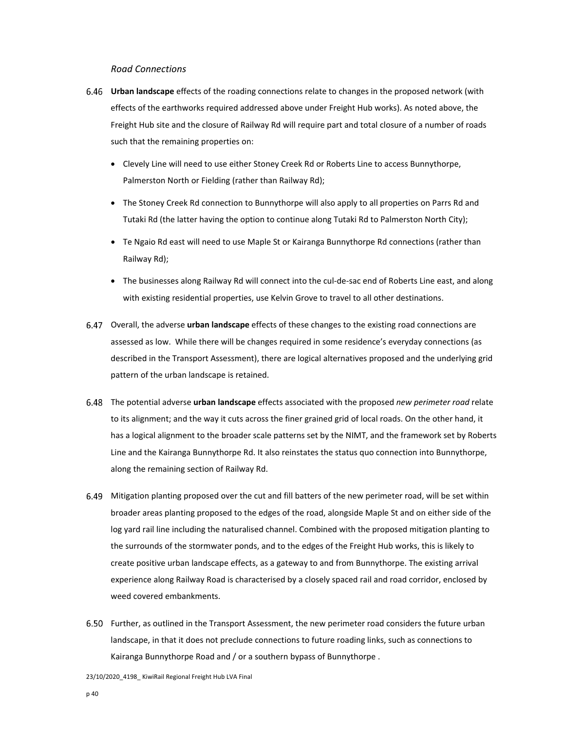*Road Connections*

6.46 **Urban landscape** effects of the roading connections relate to changes in the proposed network (with effects of the earthworks required addressed above under Freight Hub works). As noted above, the Freight Hub site and the closure of Railway Rd will require part and total closure of a number of roads such that the remaining properties on:

- Clevely Line will need to use either Stoney Creek Rd or Roberts Line to access Bunnythorpe, Palmerston North or Fielding (rather than Railway Rd);
- The Stoney Creek Rd connection to Bunnythorpe will also apply to all properties on Parrs Rd and Tutaki Rd (the latter having the option to continue along Tutaki Rd to Palmerston North City);
- Te Ngaio Rd east will need to use Maple St or Kairanga Bunnythorpe Rd connections (rather than Railway Rd);
- The businesses along Railway Rd will connect into the cul-de-sac end of Roberts Line east, and along with existing residential properties, use Kelvin Grove to travel to all other destinations.

6.47 Overall, the adverse **urban landscape** effects of these changes to the existing road connections are assessed as low. While there will be changes required in some residence's everyday connections (as described in the Transport Assessment), there are logical alternatives proposed and the underlying grid pattern of the urban landscape is retained.

6.48 The potential adverse **urban landscape** effects associated with the proposed *new perimeter road* relate to its alignment; and the way it cuts across the finer grained grid of local roads. On the other hand, it has a logical alignment to the broader scale patterns set by the NIMT, and the framework set by Roberts Line and the Kairanga Bunnythorpe Rd. It also reinstates the status quo connection into Bunnythorpe, along the remaining section of Railway Rd.

6.49 Mitigation planting proposed over the cut and fill batters of the new perimeter road, will be set within broader areas planting proposed to the edges of the road, alongside Maple St and on either side of the log yard rail line including the naturalised channel. Combined with the proposed mitigation planting to the surrounds of the stormwater ponds, and to the edges of the Freight Hub works, this is likely to create positive urban landscape effects, as a gateway to and from Bunnythorpe. The existing arrival experience along Railway Road is characterised by a closely spaced rail and road corridor, enclosed by weed covered embankments.

6.50 Further, as outlined in the Transport Assessment, the new perimeter road considers the future urban landscape, in that it does not preclude connections to future roading links, such as connections to Kairanga Bunnythorpe Road and / or a southern bypass of Bunnythorpe .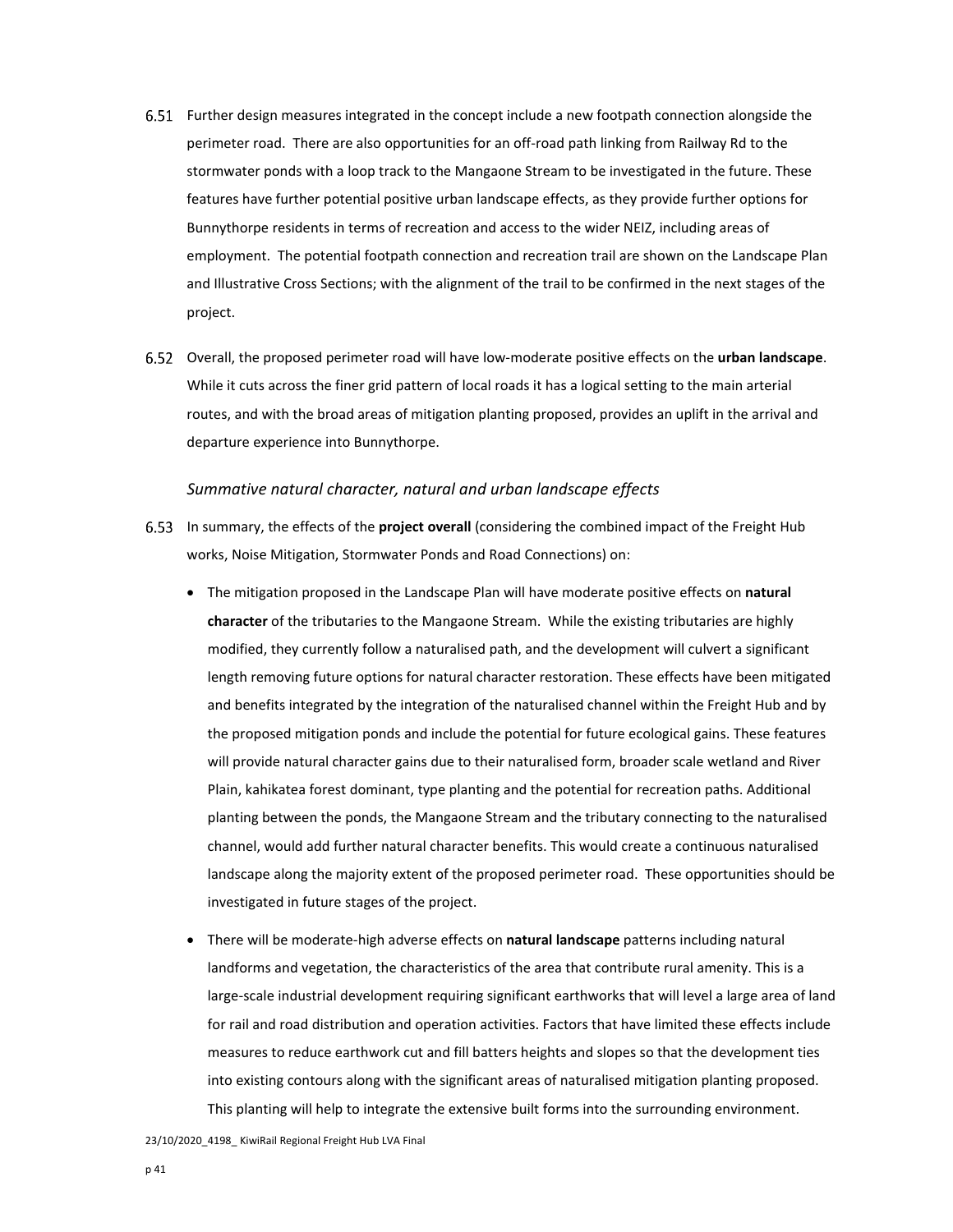6.51 Further design measures integrated in the concept include a new footpath connection alongside the perimeter road. There are also opportunities for an off-road path linking from Railway Rd to the stormwater ponds with a loop track to the Mangaone Stream to be investigated in the future. These features have further potential positive urban landscape effects, as they provide further options for Bunnythorpe residents in terms of recreation and access to the wider NEIZ, including areas of employment. The potential footpath connection and recreation trail are shown on the Landscape Plan and Illustrative Cross Sections; with the alignment of the trail to be confirmed in the next stages of the project.

6.52 Overall, the proposed perimeter road will have low-moderate positive effects on the **urban landscape**. While it cuts across the finer grid pattern of local roads it has a logical setting to the main arterial routes, and with the broad areas of mitigation planting proposed, provides an uplift in the arrival and departure experience into Bunnythorpe.

*Summative natural character, natural and urban landscape effects*

6.53 In summary, the effects of the **project overall** (considering the combined impact of the Freight Hub works, Noise Mitigation, Stormwater Ponds and Road Connections) on:

- The mitigation proposed in the Landscape Plan will have moderate positive effects on **natural character** of the tributaries to the Mangaone Stream. While the existing tributaries are highly modified, they currently follow a naturalised path, and the development will culvert a significant length removing future options for natural character restoration. These effects have been mitigated and benefits integrated by the integration of the naturalised channel within the Freight Hub and by the proposed mitigation ponds and include the potential for future ecological gains. These features will provide natural character gains due to their naturalised form, broader scale wetland and River Plain, kahikatea forest dominant, type planting and the potential for recreation paths. Additional planting between the ponds, the Mangaone Stream and the tributary connecting to the naturalised channel, would add further natural character benefits. This would create a continuous naturalised landscape along the majority extent of the proposed perimeter road. These opportunities should be investigated in future stages of the project.
- There will be moderate-high adverse effects on **natural landscape** patterns including natural landforms and vegetation, the characteristics of the area that contribute rural amenity. This is a large-scale industrial development requiring significant earthworks that will level a large area of land for rail and road distribution and operation activities. Factors that have limited these effects include measures to reduce earthwork cut and fill batters heights and slopes so that the development ties into existing contours along with the significant areas of naturalised mitigation planting proposed. This planting will help to integrate the extensive built forms into the surrounding environment.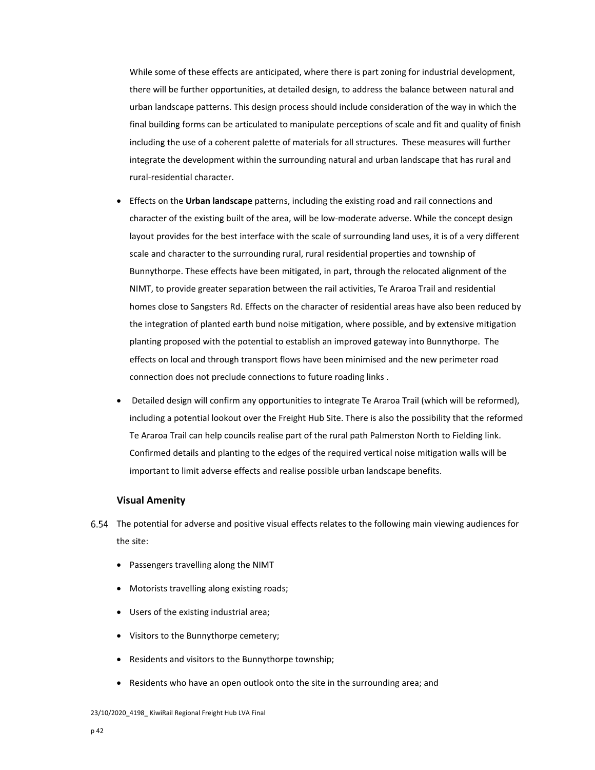While some of these effects are anticipated, where there is part zoning for industrial development, there will be further opportunities, at detailed design, to address the balance between natural and urban landscape patterns. This design process should include consideration of the way in which the final building forms can be articulated to manipulate perceptions of scale and fit and quality of finish including the use of a coherent palette of materials for all structures. These measures will further integrate the development within the surrounding natural and urban landscape that has rural and rural-residential character.

- Effects on the **Urban landscape** patterns, including the existing road and rail connections and character of the existing built of the area, will be low-moderate adverse. While the concept design layout provides for the best interface with the scale of surrounding land uses, it is of a very different scale and character to the surrounding rural, rural residential properties and township of Bunnythorpe. These effects have been mitigated, in part, through the relocated alignment of the NIMT, to provide greater separation between the rail activities, Te Araroa Trail and residential homes close to Sangsters Rd. Effects on the character of residential areas have also been reduced by the integration of planted earth bund noise mitigation, where possible, and by extensive mitigation planting proposed with the potential to establish an improved gateway into Bunnythorpe. The effects on local and through transport flows have been minimised and the new perimeter road connection does not preclude connections to future roading links .
- Detailed design will confirm any opportunities to integrate Te Araroa Trail (which will be reformed), including a potential lookout over the Freight Hub Site. There is also the possibility that the reformed Te Araroa Trail can help councils realise part of the rural path Palmerston North to Fielding link. Confirmed details and planting to the edges of the required vertical noise mitigation walls will be important to limit adverse effects and realise possible urban landscape benefits.

### Visual Amenity

6.54 The potential for adverse and positive visual effects relates to the following main viewing audiences for the site:

- Passengers travelling along the NIMT
- Motorists travelling along existing roads;
- Users of the existing industrial area;
- Visitors to the Bunnythorpe cemetery;
- Residents and visitors to the Bunnythorpe township;
- Residents who have an open outlook onto the site in the surrounding area; and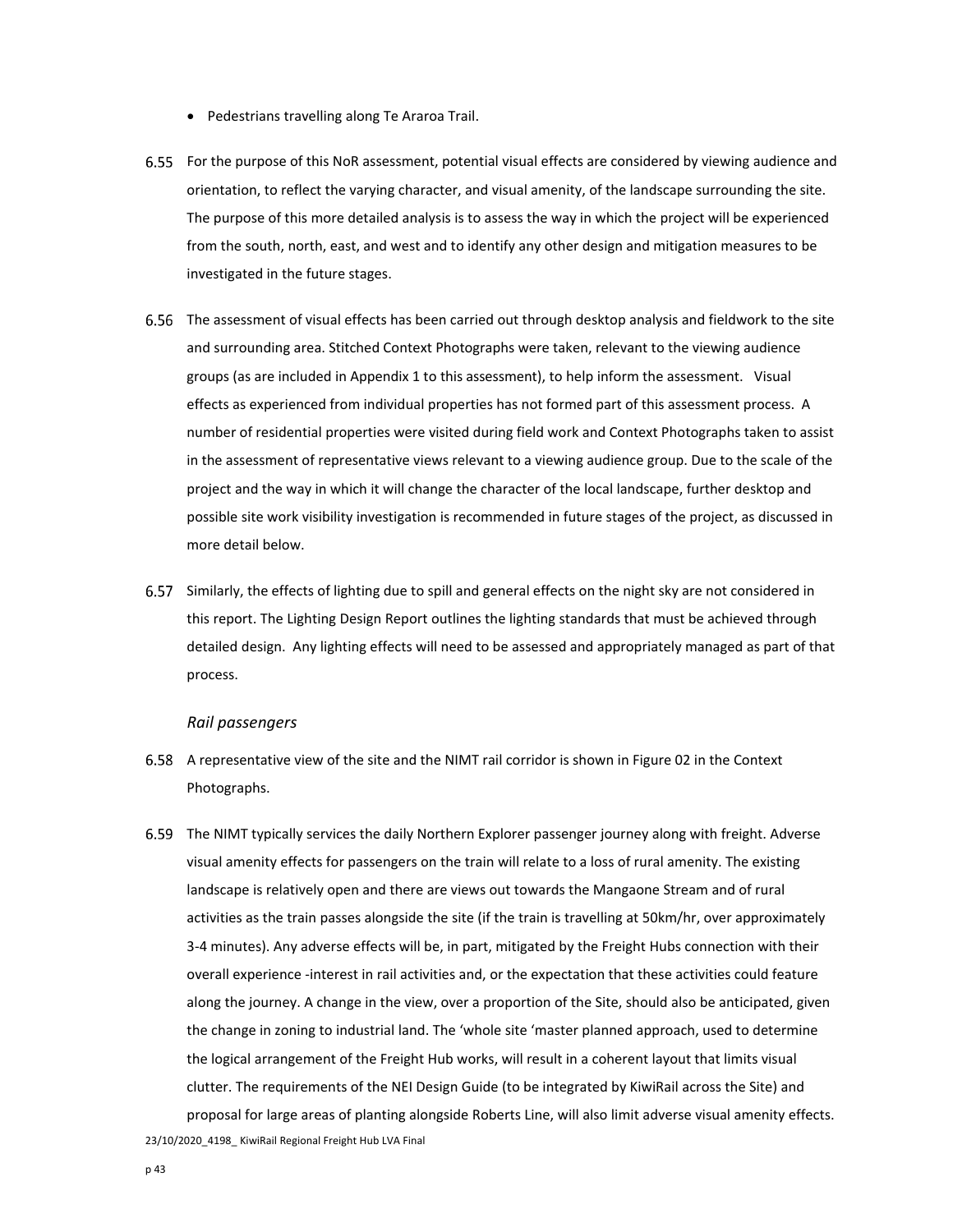- Pedestrians travelling along Te Araroa Trail.

6.55 For the purpose of this NoR assessment, potential visual effects are considered by viewing audience and orientation, to reflect the varying character, and visual amenity, of the landscape surrounding the site. The purpose of this more detailed analysis is to assess the way in which the project will be experienced from the south, north, east, and west and to identify any other design and mitigation measures to be investigated in the future stages.

6.56 The assessment of visual effects has been carried out through desktop analysis and fieldwork to the site and surrounding area. Stitched Context Photographs were taken, relevant to the viewing audience groups (as are included in Appendix 1 to this assessment), to help inform the assessment. Visual effects as experienced from individual properties has not formed part of this assessment process. A number of residential properties were visited during field work and Context Photographs taken to assist in the assessment of representative views relevant to a viewing audience group. Due to the scale of the project and the way in which it will change the character of the local landscape, further desktop and possible site work visibility investigation is recommended in future stages of the project, as discussed in more detail below.

6.57 Similarly, the effects of lighting due to spill and general effects on the night sky are not considered in this report. The Lighting Design Report outlines the lighting standards that must be achieved through detailed design. Any lighting effects will need to be assessed and appropriately managed as part of that process.

*Rail passengers*

6.58 A representative view of the site and the NIMT rail corridor is shown in Figure 02 in the Context Photographs.

6.59 The NIMT typically services the daily Northern Explorer passenger journey along with freight. Adverse visual amenity effects for passengers on the train will relate to a loss of rural amenity. The existing landscape is relatively open and there are views out towards the Mangaone Stream and of rural activities as the train passes alongside the site (if the train is travelling at 50km/hr, over approximately 3-4 minutes). Any adverse effects will be, in part, mitigated by the Freight Hubs connection with their overall experience -interest in rail activities and, or the expectation that these activities could feature along the journey. A change in the view, over a proportion of the Site, should also be anticipated, given the change in zoning to industrial land. The 'whole site 'master planned approach, used to determine the logical arrangement of the Freight Hub works, will result in a coherent layout that limits visual clutter. The requirements of the NEI Design Guide (to be integrated by KiwiRail across the Site) and proposal for large areas of planting alongside Roberts Line, will also limit adverse visual amenity effects.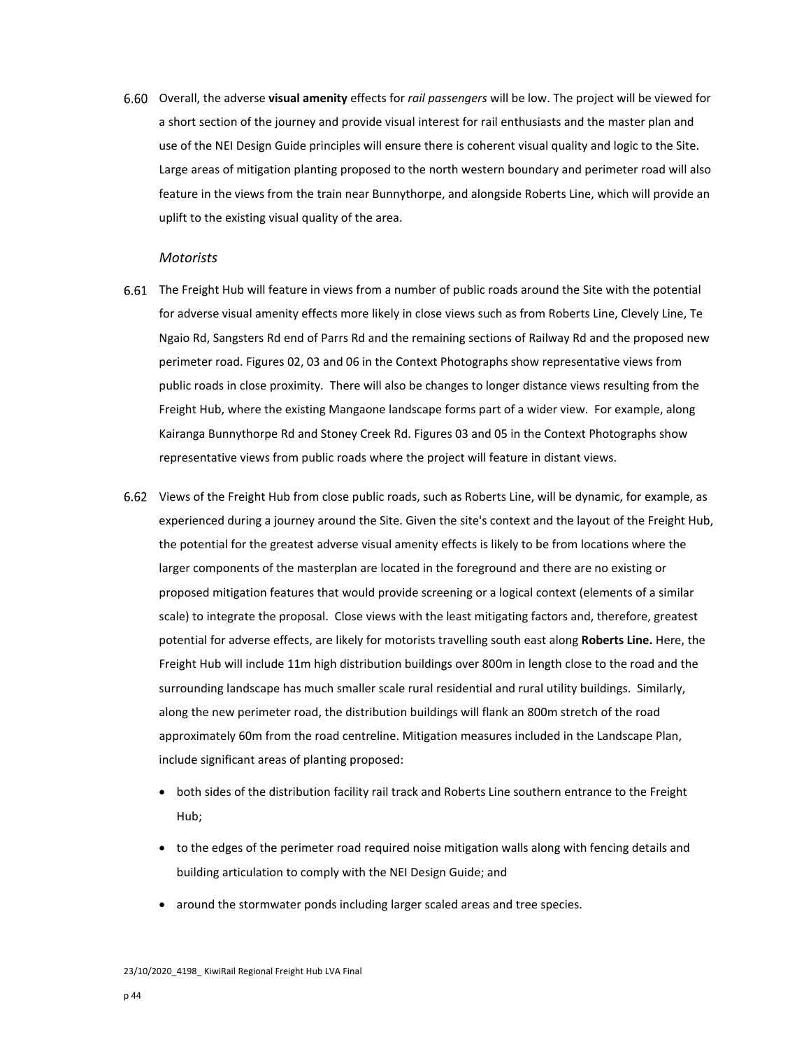6.60 Overall, the adverse **visual amenity** effects for *rail passengers* will be low. The project will be viewed for a short section of the journey and provide visual interest for rail enthusiasts and the master plan and use of the NEI Design Guide principles will ensure there is coherent visual quality and logic to the Site. Large areas of mitigation planting proposed to the north western boundary and perimeter road will also feature in the views from the train near Bunnythorpe, and alongside Roberts Line, which will provide an uplift to the existing visual quality of the area.

### *Motorists*

6.61 The Freight Hub will feature in views from a number of public roads around the Site with the potential for adverse visual amenity effects more likely in close views such as from Roberts Line, Clevely Line, Te Ngaio Rd, Sangsters Rd end of Parrs Rd and the remaining sections of Railway Rd and the proposed new perimeter road. Figures 02, 03 and 06 in the Context Photographs show representative views from public roads in close proximity. There will also be changes to longer distance views resulting from the Freight Hub, where the existing Mangaone landscape forms part of a wider view. For example, along Kairanga Bunnythorpe Rd and Stoney Creek Rd. Figures 03 and 05 in the Context Photographs show representative views from public roads where the project will feature in distant views.

6.62 Views of the Freight Hub from close public roads, such as Roberts Line, will be dynamic, for example, as experienced during a journey around the Site. Given the site's context and the layout of the Freight Hub, the potential for the greatest adverse visual amenity effects is likely to be from locations where the larger components of the masterplan are located in the foreground and there are no existing or proposed mitigation features that would provide screening or a logical context (elements of a similar scale) to integrate the proposal. Close views with the least mitigating factors and, therefore, greatest potential for adverse effects, are likely for motorists travelling south east along **Roberts Line.** Here, the Freight Hub will include 11m high distribution buildings over 800m in length close to the road and the surrounding landscape has much smaller scale rural residential and rural utility buildings. Similarly, along the new perimeter road, the distribution buildings will flank an 800m stretch of the road approximately 60m from the road centreline. Mitigation measures included in the Landscape Plan, include significant areas of planting proposed:

- both sides of the distribution facility rail track and Roberts Line southern entrance to the Freight Hub;
- to the edges of the perimeter road required noise mitigation walls along with fencing details and building articulation to comply with the NEI Design Guide; and
- around the stormwater ponds including larger scaled areas and tree species.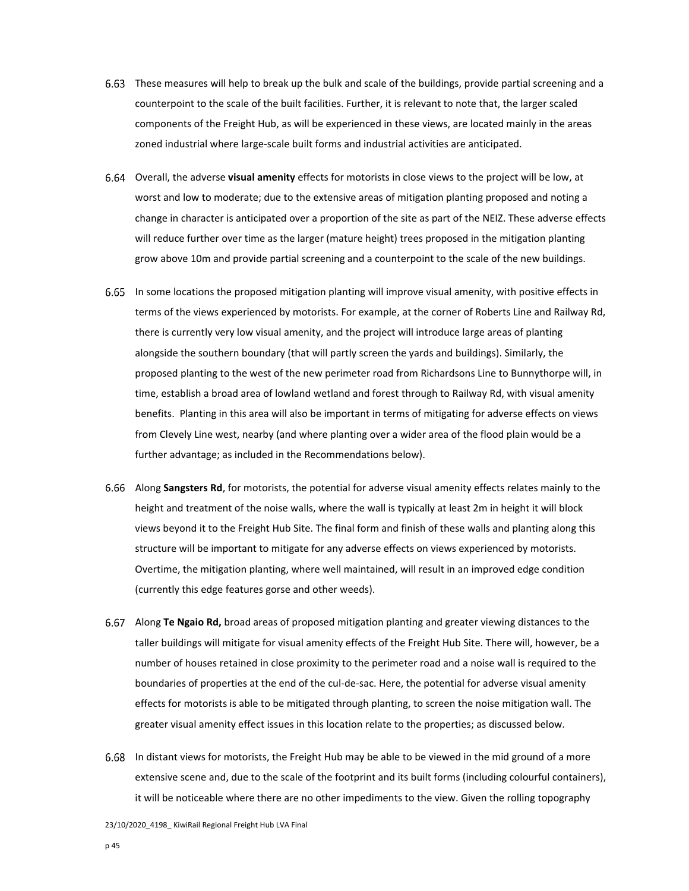6.63 These measures will help to break up the bulk and scale of the buildings, provide partial screening and a counterpoint to the scale of the built facilities. Further, it is relevant to note that, the larger scaled components of the Freight Hub, as will be experienced in these views, are located mainly in the areas zoned industrial where large-scale built forms and industrial activities are anticipated.

6.64 Overall, the adverse **visual amenity** effects for motorists in close views to the project will be low, at worst and low to moderate; due to the extensive areas of mitigation planting proposed and noting a change in character is anticipated over a proportion of the site as part of the NEIZ. These adverse effects will reduce further over time as the larger (mature height) trees proposed in the mitigation planting grow above 10m and provide partial screening and a counterpoint to the scale of the new buildings.

6.65 In some locations the proposed mitigation planting will improve visual amenity, with positive effects in terms of the views experienced by motorists. For example, at the corner of Roberts Line and Railway Rd, there is currently very low visual amenity, and the project will introduce large areas of planting alongside the southern boundary (that will partly screen the yards and buildings). Similarly, the proposed planting to the west of the new perimeter road from Richardsons Line to Bunnythorpe will, in time, establish a broad area of lowland wetland and forest through to Railway Rd, with visual amenity benefits. Planting in this area will also be important in terms of mitigating for adverse effects on views from Clevely Line west, nearby (and where planting over a wider area of the flood plain would be a further advantage; as included in the Recommendations below).

6.66 Along **Sangsters Rd**, for motorists, the potential for adverse visual amenity effects relates mainly to the height and treatment of the noise walls, where the wall is typically at least 2m in height it will block views beyond it to the Freight Hub Site. The final form and finish of these walls and planting along this structure will be important to mitigate for any adverse effects on views experienced by motorists. Overtime, the mitigation planting, where well maintained, will result in an improved edge condition (currently this edge features gorse and other weeds).

6.67 Along **Te Ngaio Rd,** broad areas of proposed mitigation planting and greater viewing distances to the taller buildings will mitigate for visual amenity effects of the Freight Hub Site. There will, however, be a number of houses retained in close proximity to the perimeter road and a noise wall is required to the boundaries of properties at the end of the cul-de-sac. Here, the potential for adverse visual amenity effects for motorists is able to be mitigated through planting, to screen the noise mitigation wall. The greater visual amenity effect issues in this location relate to the properties; as discussed below.

6.68 In distant views for motorists, the Freight Hub may be able to be viewed in the mid ground of a more extensive scene and, due to the scale of the footprint and its built forms (including colourful containers), it will be noticeable where there are no other impediments to the view. Given the rolling topography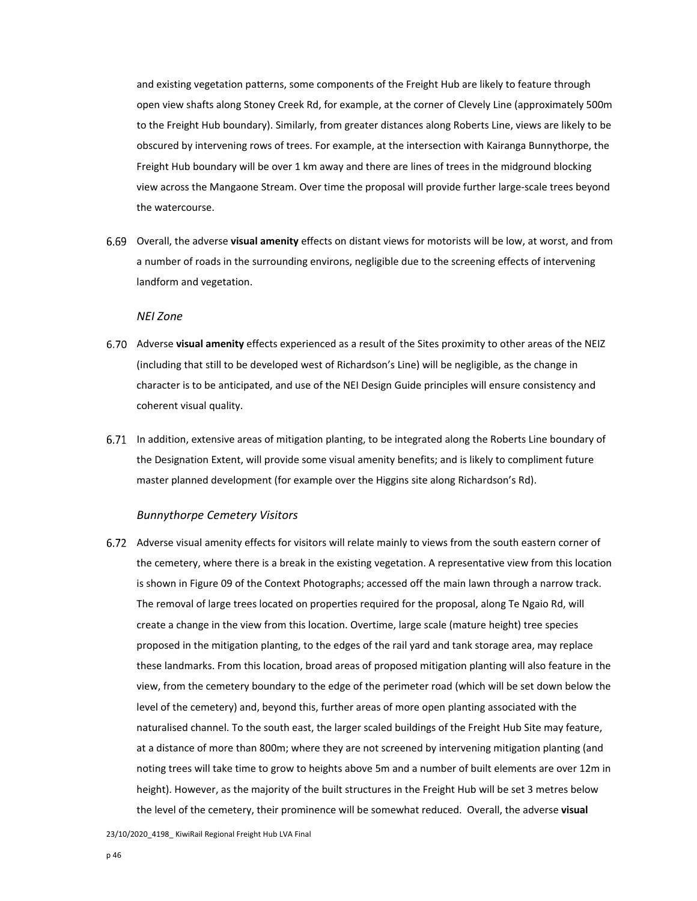and existing vegetation patterns, some components of the Freight Hub are likely to feature through open view shafts along Stoney Creek Rd, for example, at the corner of Clevely Line (approximately 500m to the Freight Hub boundary). Similarly, from greater distances along Roberts Line, views are likely to be obscured by intervening rows of trees. For example, at the intersection with Kairanga Bunnythorpe, the Freight Hub boundary will be over 1 km away and there are lines of trees in the midground blocking view across the Mangaone Stream. Over time the proposal will provide further large-scale trees beyond the watercourse.

6.69 Overall, the adverse **visual amenity** effects on distant views for motorists will be low, at worst, and from a number of roads in the surrounding environs, negligible due to the screening effects of intervening landform and vegetation.

*NEI Zone*

6.70 Adverse **visual amenity** effects experienced as a result of the Sites proximity to other areas of the NEIZ (including that still to be developed west of Richardson's Line) will be negligible, as the change in character is to be anticipated, and use of the NEI Design Guide principles will ensure consistency and coherent visual quality.

6.71 In addition, extensive areas of mitigation planting, to be integrated along the Roberts Line boundary of the Designation Extent, will provide some visual amenity benefits; and is likely to compliment future master planned development (for example over the Higgins site along Richardson's Rd).

*Bunnythorpe Cemetery Visitors*

6.72 Adverse visual amenity effects for visitors will relate mainly to views from the south eastern corner of the cemetery, where there is a break in the existing vegetation. A representative view from this location is shown in Figure 09 of the Context Photographs; accessed off the main lawn through a narrow track. The removal of large trees located on properties required for the proposal, along Te Ngaio Rd, will create a change in the view from this location. Overtime, large scale (mature height) tree species proposed in the mitigation planting, to the edges of the rail yard and tank storage area, may replace these landmarks. From this location, broad areas of proposed mitigation planting will also feature in the view, from the cemetery boundary to the edge of the perimeter road (which will be set down below the level of the cemetery) and, beyond this, further areas of more open planting associated with the naturalised channel. To the south east, the larger scaled buildings of the Freight Hub Site may feature, at a distance of more than 800m; where they are not screened by intervening mitigation planting (and noting trees will take time to grow to heights above 5m and a number of built elements are over 12m in height). However, as the majority of the built structures in the Freight Hub will be set 3 metres below the level of the cemetery, their prominence will be somewhat reduced. Overall, the adverse **visual**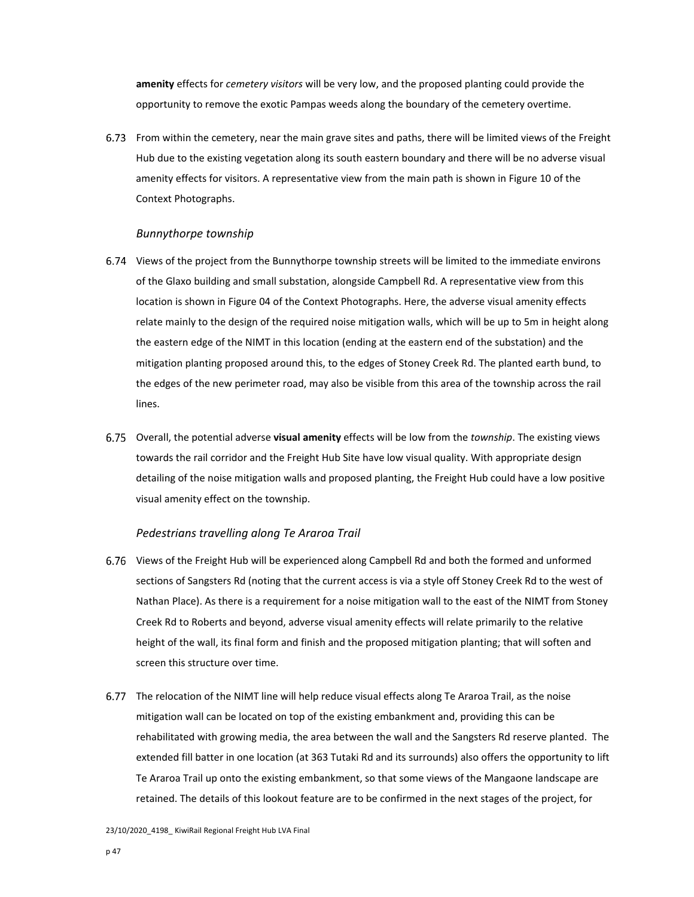**amenity** effects for *cemetery visitors* will be very low, and the proposed planting could provide the opportunity to remove the exotic Pampas weeds along the boundary of the cemetery overtime.

6.73 From within the cemetery, near the main grave sites and paths, there will be limited views of the Freight Hub due to the existing vegetation along its south eastern boundary and there will be no adverse visual amenity effects for visitors. A representative view from the main path is shown in Figure 10 of the Context Photographs.

### *Bunnythorpe township*

6.74 Views of the project from the Bunnythorpe township streets will be limited to the immediate environs of the Glaxo building and small substation, alongside Campbell Rd. A representative view from this location is shown in Figure 04 of the Context Photographs. Here, the adverse visual amenity effects relate mainly to the design of the required noise mitigation walls, which will be up to 5m in height along the eastern edge of the NIMT in this location (ending at the eastern end of the substation) and the mitigation planting proposed around this, to the edges of Stoney Creek Rd. The planted earth bund, to the edges of the new perimeter road, may also be visible from this area of the township across the rail lines.

6.75 Overall, the potential adverse **visual amenity** effects will be low from the *township*. The existing views towards the rail corridor and the Freight Hub Site have low visual quality. With appropriate design detailing of the noise mitigation walls and proposed planting, the Freight Hub could have a low positive visual amenity effect on the township.

### *Pedestrians travelling along Te Araroa Trail*

6.76 Views of the Freight Hub will be experienced along Campbell Rd and both the formed and unformed sections of Sangsters Rd (noting that the current access is via a style off Stoney Creek Rd to the west of Nathan Place). As there is a requirement for a noise mitigation wall to the east of the NIMT from Stoney Creek Rd to Roberts and beyond, adverse visual amenity effects will relate primarily to the relative height of the wall, its final form and finish and the proposed mitigation planting; that will soften and screen this structure over time.

6.77 The relocation of the NIMT line will help reduce visual effects along Te Araroa Trail, as the noise mitigation wall can be located on top of the existing embankment and, providing this can be rehabilitated with growing media, the area between the wall and the Sangsters Rd reserve planted. The extended fill batter in one location (at 363 Tutaki Rd and its surrounds) also offers the opportunity to lift Te Araroa Trail up onto the existing embankment, so that some views of the Mangaone landscape are retained. The details of this lookout feature are to be confirmed in the next stages of the project, for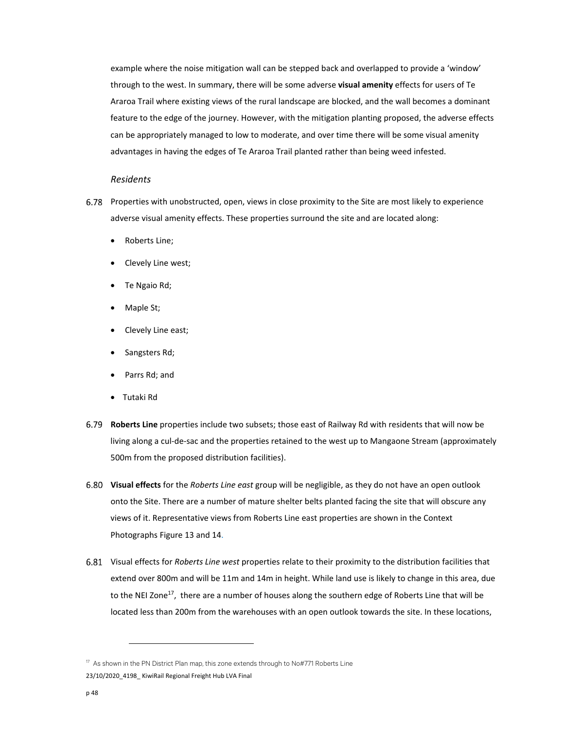example where the noise mitigation wall can be stepped back and overlapped to provide a 'window' through to the west. In summary, there will be some adverse **visual amenity** effects for users of Te Araroa Trail where existing views of the rural landscape are blocked, and the wall becomes a dominant feature to the edge of the journey. However, with the mitigation planting proposed, the adverse effects can be appropriately managed to low to moderate, and over time there will be some visual amenity advantages in having the edges of Te Araroa Trail planted rather than being weed infested.

*Residents*

6.78 Properties with unobstructed, open, views in close proximity to the Site are most likely to experience adverse visual amenity effects. These properties surround the site and are located along:

- Roberts Line;
- Clevely Line west;
- Te Ngaio Rd;
- Maple St;
- Clevely Line east;
- Sangsters Rd;
- Parrs Rd; and
- Tutaki Rd

6.79 **Roberts Line** properties include two subsets; those east of Railway Rd with residents that will now be living along a cul-de-sac and the properties retained to the west up to Mangaone Stream (approximately 500m from the proposed distribution facilities).

6.80 **Visual effects** for the *Roberts Line east* group will be negligible, as they do not have an open outlook onto the Site. There are a number of mature shelter belts planted facing the site that will obscure any views of it. Representative views from Roberts Line east properties are shown in the Context Photographs Figure 13 and 14.

6.81 Visual effects for *Roberts Line west* properties relate to their proximity to the distribution facilities that extend over 800m and will be 11m and 14m in height. While land use is likely to change in this area, due to the NEI Zone[17], there are a number of houses along the southern edge of Roberts Line that will be located less than 200m from the warehouses with an open outlook towards the site. In these locations,

[17] As shown in the PN District Plan map, this zone extends through to No#771 Roberts Line

23/10/2020_4198_ KiwiRail Regional Freight Hub LVA Final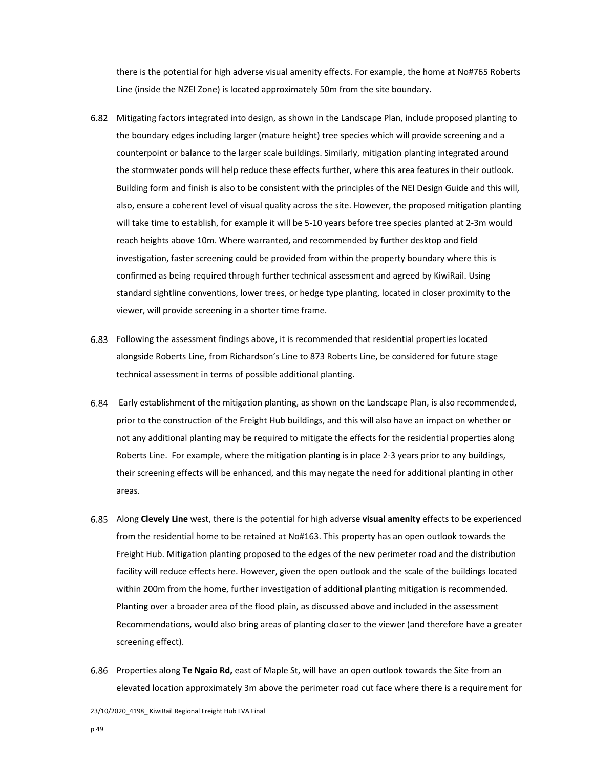there is the potential for high adverse visual amenity effects. For example, the home at No#765 Roberts Line (inside the NZEI Zone) is located approximately 50m from the site boundary.

6.82 Mitigating factors integrated into design, as shown in the Landscape Plan, include proposed planting to the boundary edges including larger (mature height) tree species which will provide screening and a counterpoint or balance to the larger scale buildings. Similarly, mitigation planting integrated around the stormwater ponds will help reduce these effects further, where this area features in their outlook. Building form and finish is also to be consistent with the principles of the NEI Design Guide and this will, also, ensure a coherent level of visual quality across the site. However, the proposed mitigation planting will take time to establish, for example it will be 5-10 years before tree species planted at 2-3m would reach heights above 10m. Where warranted, and recommended by further desktop and field investigation, faster screening could be provided from within the property boundary where this is confirmed as being required through further technical assessment and agreed by KiwiRail. Using standard sightline conventions, lower trees, or hedge type planting, located in closer proximity to the viewer, will provide screening in a shorter time frame.

6.83 Following the assessment findings above, it is recommended that residential properties located alongside Roberts Line, from Richardson's Line to 873 Roberts Line, be considered for future stage technical assessment in terms of possible additional planting.

6.84 Early establishment of the mitigation planting, as shown on the Landscape Plan, is also recommended, prior to the construction of the Freight Hub buildings, and this will also have an impact on whether or not any additional planting may be required to mitigate the effects for the residential properties along Roberts Line. For example, where the mitigation planting is in place 2-3 years prior to any buildings, their screening effects will be enhanced, and this may negate the need for additional planting in other areas.

6.85 Along **Clevely Line** west, there is the potential for high adverse **visual amenity** effects to be experienced from the residential home to be retained at No#163. This property has an open outlook towards the Freight Hub. Mitigation planting proposed to the edges of the new perimeter road and the distribution facility will reduce effects here. However, given the open outlook and the scale of the buildings located within 200m from the home, further investigation of additional planting mitigation is recommended. Planting over a broader area of the flood plain, as discussed above and included in the assessment Recommendations, would also bring areas of planting closer to the viewer (and therefore have a greater screening effect).

6.86 Properties along **Te Ngaio Rd,** east of Maple St, will have an open outlook towards the Site from an elevated location approximately 3m above the perimeter road cut face where there is a requirement for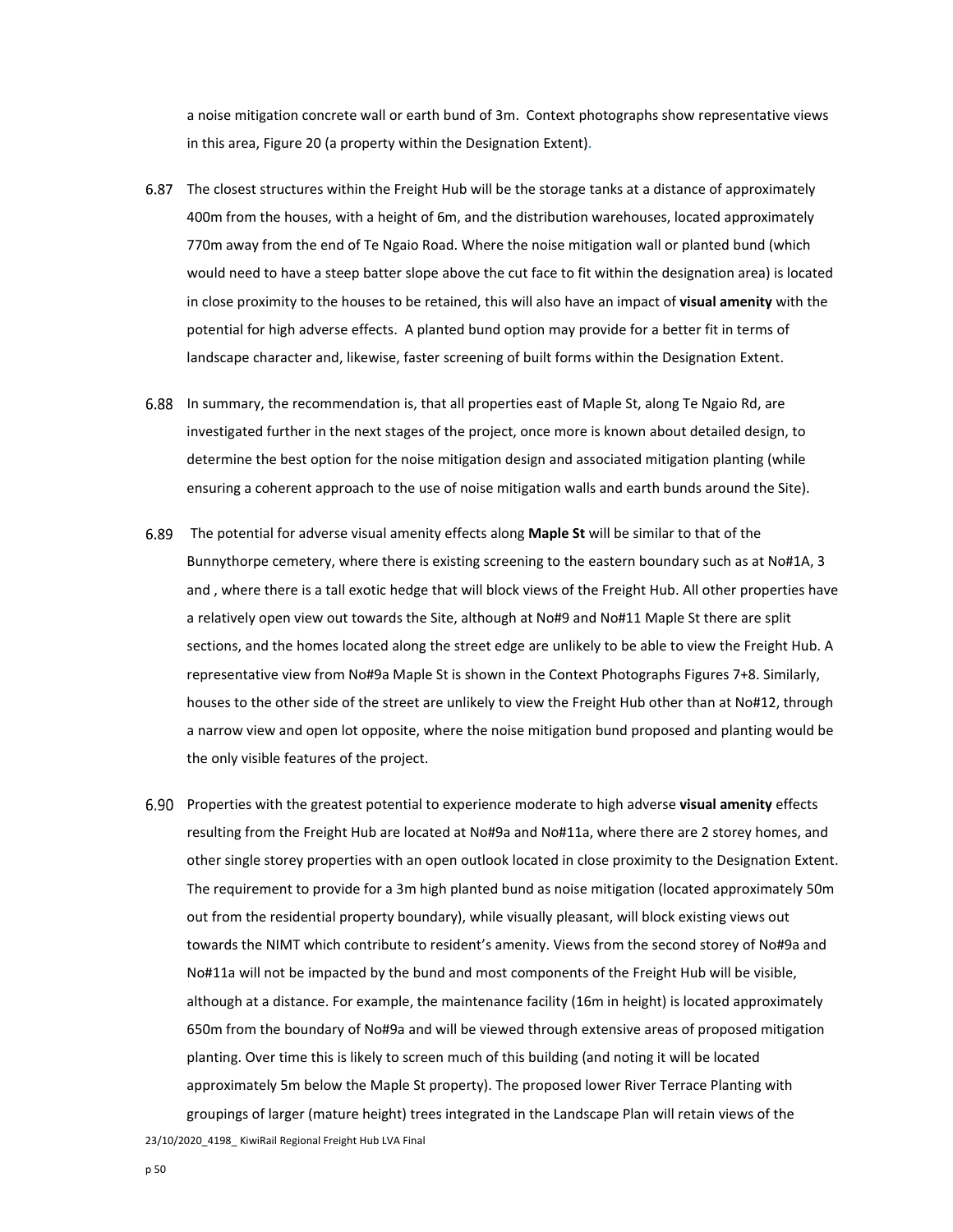a noise mitigation concrete wall or earth bund of 3m. Context photographs show representative views in this area, Figure 20 (a property within the Designation Extent).

6.87 The closest structures within the Freight Hub will be the storage tanks at a distance of approximately 400m from the houses, with a height of 6m, and the distribution warehouses, located approximately 770m away from the end of Te Ngaio Road. Where the noise mitigation wall or planted bund (which would need to have a steep batter slope above the cut face to fit within the designation area) is located in close proximity to the houses to be retained, this will also have an impact of **visual amenity** with the potential for high adverse effects. A planted bund option may provide for a better fit in terms of landscape character and, likewise, faster screening of built forms within the Designation Extent.

6.88 In summary, the recommendation is, that all properties east of Maple St, along Te Ngaio Rd, are investigated further in the next stages of the project, once more is known about detailed design, to determine the best option for the noise mitigation design and associated mitigation planting (while ensuring a coherent approach to the use of noise mitigation walls and earth bunds around the Site).

6.89 The potential for adverse visual amenity effects along **Maple St** will be similar to that of the Bunnythorpe cemetery, where there is existing screening to the eastern boundary such as at No#1A, 3 and , where there is a tall exotic hedge that will block views of the Freight Hub. All other properties have a relatively open view out towards the Site, although at No#9 and No#11 Maple St there are split sections, and the homes located along the street edge are unlikely to be able to view the Freight Hub. A representative view from No#9a Maple St is shown in the Context Photographs Figures 7+8. Similarly, houses to the other side of the street are unlikely to view the Freight Hub other than at No#12, through a narrow view and open lot opposite, where the noise mitigation bund proposed and planting would be the only visible features of the project.

6.90 Properties with the greatest potential to experience moderate to high adverse **visual amenity** effects resulting from the Freight Hub are located at No#9a and No#11a, where there are 2 storey homes, and other single storey properties with an open outlook located in close proximity to the Designation Extent. The requirement to provide for a 3m high planted bund as noise mitigation (located approximately 50m out from the residential property boundary), while visually pleasant, will block existing views out towards the NIMT which contribute to resident's amenity. Views from the second storey of No#9a and No#11a will not be impacted by the bund and most components of the Freight Hub will be visible, although at a distance. For example, the maintenance facility (16m in height) is located approximately 650m from the boundary of No#9a and will be viewed through extensive areas of proposed mitigation planting. Over time this is likely to screen much of this building (and noting it will be located approximately 5m below the Maple St property). The proposed lower River Terrace Planting with groupings of larger (mature height) trees integrated in the Landscape Plan will retain views of the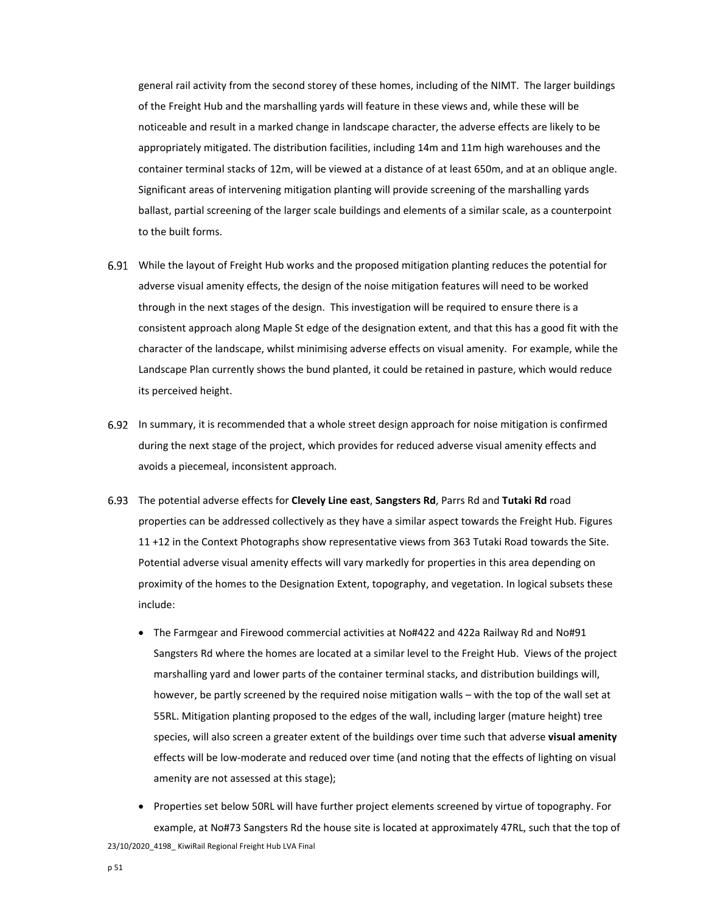general rail activity from the second storey of these homes, including of the NIMT. The larger buildings of the Freight Hub and the marshalling yards will feature in these views and, while these will be noticeable and result in a marked change in landscape character, the adverse effects are likely to be appropriately mitigated. The distribution facilities, including 14m and 11m high warehouses and the container terminal stacks of 12m, will be viewed at a distance of at least 650m, and at an oblique angle. Significant areas of intervening mitigation planting will provide screening of the marshalling yards ballast, partial screening of the larger scale buildings and elements of a similar scale, as a counterpoint to the built forms.

6.91 While the layout of Freight Hub works and the proposed mitigation planting reduces the potential for adverse visual amenity effects, the design of the noise mitigation features will need to be worked through in the next stages of the design. This investigation will be required to ensure there is a consistent approach along Maple St edge of the designation extent, and that this has a good fit with the character of the landscape, whilst minimising adverse effects on visual amenity. For example, while the Landscape Plan currently shows the bund planted, it could be retained in pasture, which would reduce its perceived height.

6.92 In summary, it is recommended that a whole street design approach for noise mitigation is confirmed during the next stage of the project, which provides for reduced adverse visual amenity effects and avoids a piecemeal, inconsistent approach.

6.93 The potential adverse effects for **Clevely Line east**, **Sangsters Rd**, Parrs Rd and **Tutaki Rd** road properties can be addressed collectively as they have a similar aspect towards the Freight Hub. Figures 11 +12 in the Context Photographs show representative views from 363 Tutaki Road towards the Site. Potential adverse visual amenity effects will vary markedly for properties in this area depending on proximity of the homes to the Designation Extent, topography, and vegetation. In logical subsets these include:

- The Farmgear and Firewood commercial activities at No#422 and 422a Railway Rd and No#91 Sangsters Rd where the homes are located at a similar level to the Freight Hub. Views of the project marshalling yard and lower parts of the container terminal stacks, and distribution buildings will, however, be partly screened by the required noise mitigation walls – with the top of the wall set at 55RL. Mitigation planting proposed to the edges of the wall, including larger (mature height) tree species, will also screen a greater extent of the buildings over time such that adverse **visual amenity** effects will be low-moderate and reduced over time (and noting that the effects of lighting on visual amenity are not assessed at this stage);
- Properties set below 50RL will have further project elements screened by virtue of topography. For example, at No#73 Sangsters Rd the house site is located at approximately 47RL, such that the top of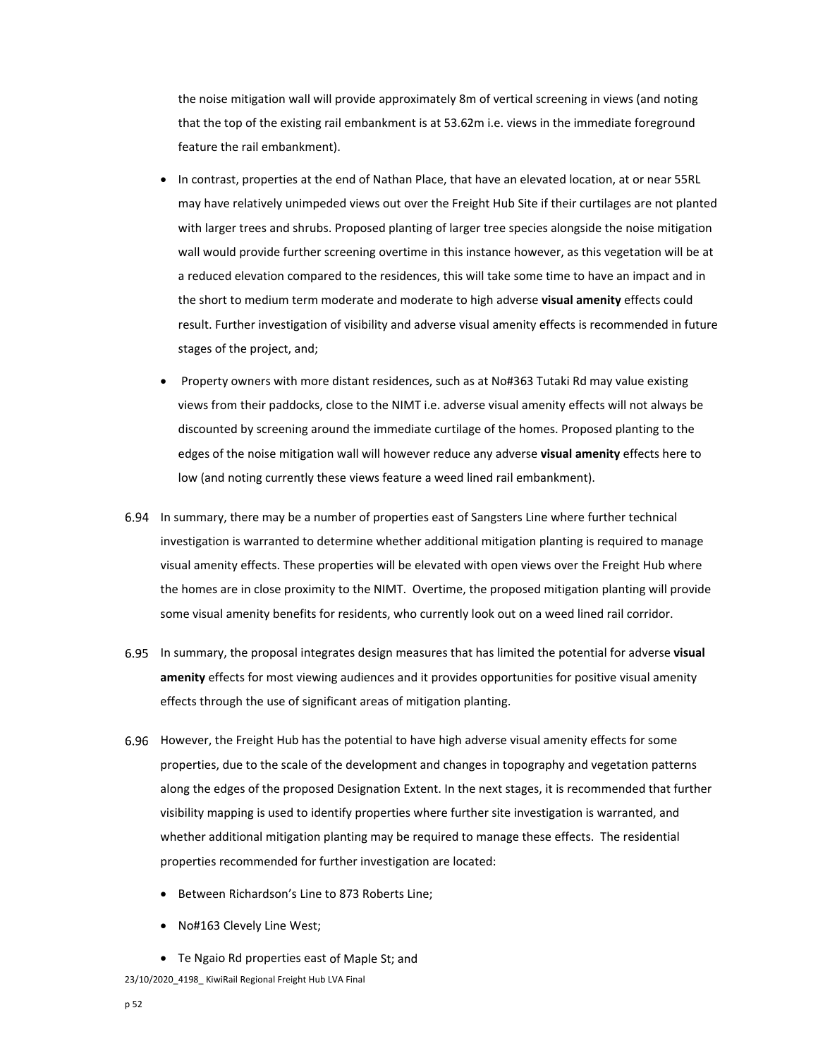the noise mitigation wall will provide approximately 8m of vertical screening in views (and noting that the top of the existing rail embankment is at 53.62m i.e. views in the immediate foreground feature the rail embankment).

- In contrast, properties at the end of Nathan Place, that have an elevated location, at or near 55RL may have relatively unimpeded views out over the Freight Hub Site if their curtilages are not planted with larger trees and shrubs. Proposed planting of larger tree species alongside the noise mitigation wall would provide further screening overtime in this instance however, as this vegetation will be at a reduced elevation compared to the residences, this will take some time to have an impact and in the short to medium term moderate and moderate to high adverse **visual amenity** effects could result. Further investigation of visibility and adverse visual amenity effects is recommended in future stages of the project, and;
- Property owners with more distant residences, such as at No#363 Tutaki Rd may value existing views from their paddocks, close to the NIMT i.e. adverse visual amenity effects will not always be discounted by screening around the immediate curtilage of the homes. Proposed planting to the edges of the noise mitigation wall will however reduce any adverse **visual amenity** effects here to low (and noting currently these views feature a weed lined rail embankment).

6.94 In summary, there may be a number of properties east of Sangsters Line where further technical investigation is warranted to determine whether additional mitigation planting is required to manage visual amenity effects. These properties will be elevated with open views over the Freight Hub where the homes are in close proximity to the NIMT. Overtime, the proposed mitigation planting will provide some visual amenity benefits for residents, who currently look out on a weed lined rail corridor.

6.95 In summary, the proposal integrates design measures that has limited the potential for adverse **visual amenity** effects for most viewing audiences and it provides opportunities for positive visual amenity effects through the use of significant areas of mitigation planting.

6.96 However, the Freight Hub has the potential to have high adverse visual amenity effects for some properties, due to the scale of the development and changes in topography and vegetation patterns along the edges of the proposed Designation Extent. In the next stages, it is recommended that further visibility mapping is used to identify properties where further site investigation is warranted, and whether additional mitigation planting may be required to manage these effects. The residential properties recommended for further investigation are located:

- Between Richardson's Line to 873 Roberts Line;
- No#163 Clevely Line West;
- Te Ngaio Rd properties east of Maple St; and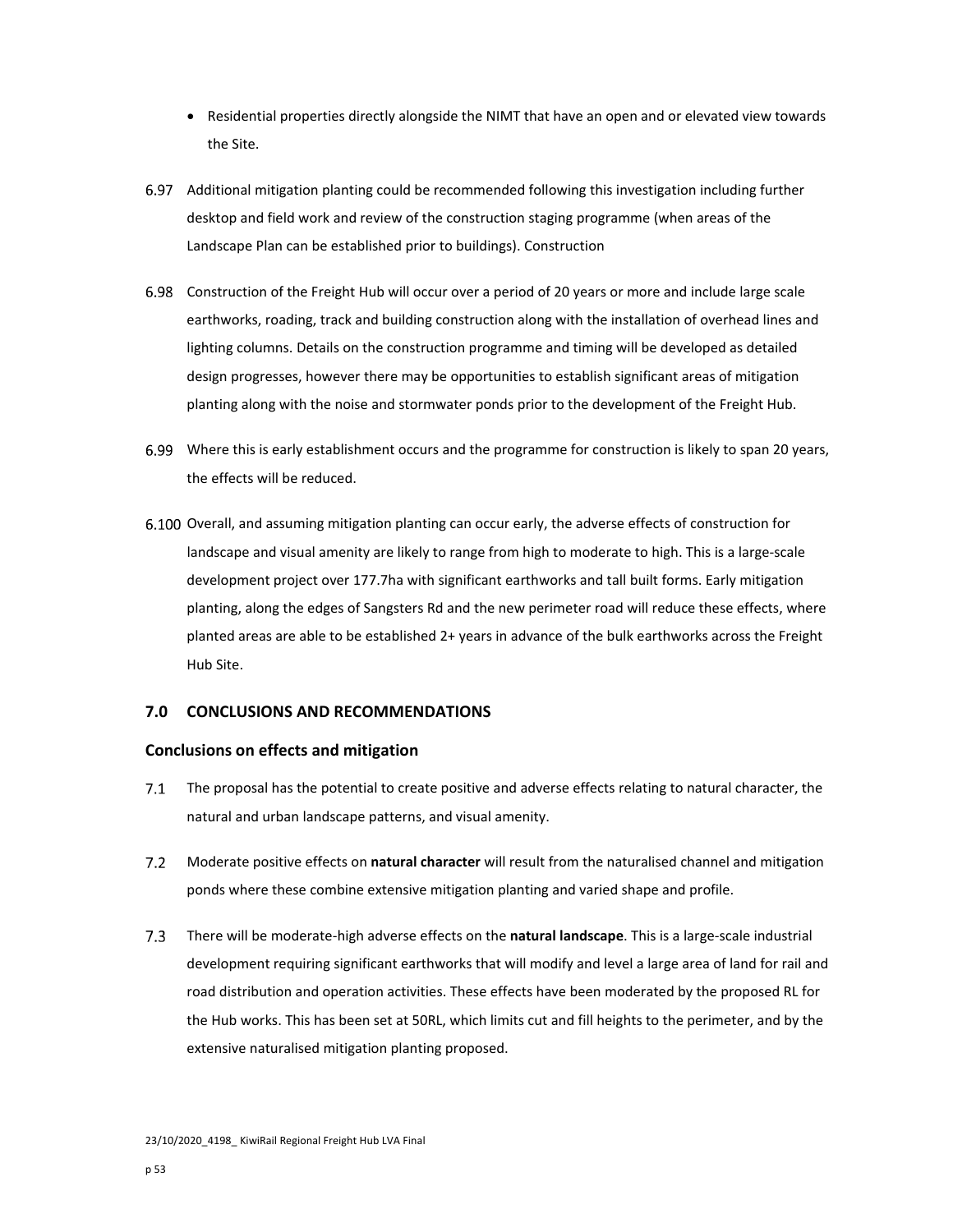- Residential properties directly alongside the NIMT that have an open and or elevated view towards the Site.

6.97 Additional mitigation planting could be recommended following this investigation including further desktop and field work and review of the construction staging programme (when areas of the Landscape Plan can be established prior to buildings). Construction

6.98 Construction of the Freight Hub will occur over a period of 20 years or more and include large scale earthworks, roading, track and building construction along with the installation of overhead lines and lighting columns. Details on the construction programme and timing will be developed as detailed design progresses, however there may be opportunities to establish significant areas of mitigation planting along with the noise and stormwater ponds prior to the development of the Freight Hub.

6.99 Where this is early establishment occurs and the programme for construction is likely to span 20 years, the effects will be reduced.

6.100 Overall, and assuming mitigation planting can occur early, the adverse effects of construction for landscape and visual amenity are likely to range from high to moderate to high. This is a large-scale development project over 177.7ha with significant earthworks and tall built forms. Early mitigation planting, along the edges of Sangsters Rd and the new perimeter road will reduce these effects, where planted areas are able to be established 2+ years in advance of the bulk earthworks across the Freight Hub Site.

## 7.0 CONCLUSIONS AND RECOMMENDATIONS

### Conclusions on effects and mitigation

7.1 The proposal has the potential to create positive and adverse effects relating to natural character, the natural and urban landscape patterns, and visual amenity.

7.2 Moderate positive effects on **natural character** will result from the naturalised channel and mitigation ponds where these combine extensive mitigation planting and varied shape and profile.

7.3 There will be moderate-high adverse effects on the **natural landscape**. This is a large-scale industrial development requiring significant earthworks that will modify and level a large area of land for rail and road distribution and operation activities. These effects have been moderated by the proposed RL for the Hub works. This has been set at 50RL, which limits cut and fill heights to the perimeter, and by the extensive naturalised mitigation planting proposed.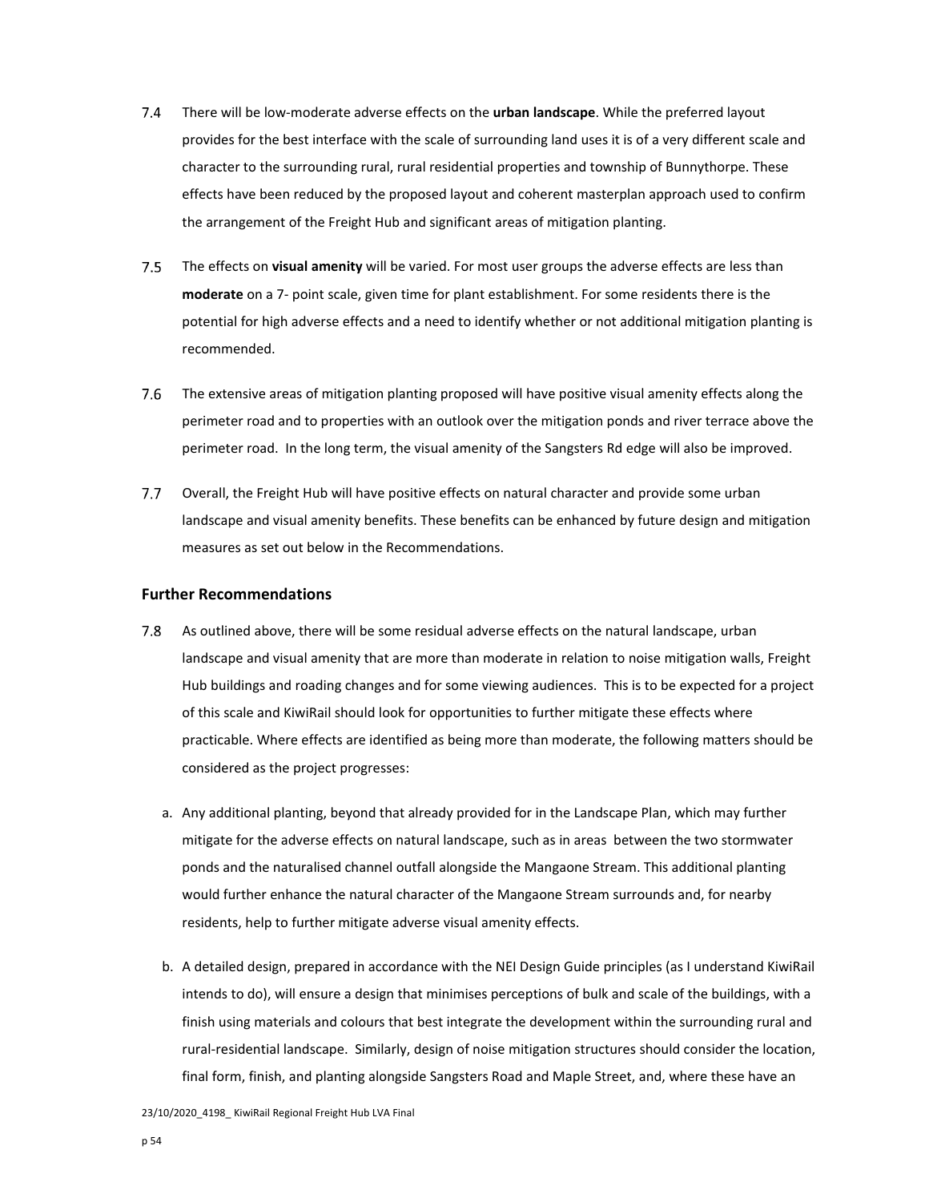7.4 There will be low-moderate adverse effects on the **urban landscape**. While the preferred layout provides for the best interface with the scale of surrounding land uses it is of a very different scale and character to the surrounding rural, rural residential properties and township of Bunnythorpe. These effects have been reduced by the proposed layout and coherent masterplan approach used to confirm the arrangement of the Freight Hub and significant areas of mitigation planting.

7.5 The effects on **visual amenity** will be varied. For most user groups the adverse effects are less than **moderate** on a 7- point scale, given time for plant establishment. For some residents there is the potential for high adverse effects and a need to identify whether or not additional mitigation planting is recommended.

7.6 The extensive areas of mitigation planting proposed will have positive visual amenity effects along the perimeter road and to properties with an outlook over the mitigation ponds and river terrace above the perimeter road. In the long term, the visual amenity of the Sangsters Rd edge will also be improved.

7.7 Overall, the Freight Hub will have positive effects on natural character and provide some urban landscape and visual amenity benefits. These benefits can be enhanced by future design and mitigation measures as set out below in the Recommendations.

### Further Recommendations

7.8 As outlined above, there will be some residual adverse effects on the natural landscape, urban landscape and visual amenity that are more than moderate in relation to noise mitigation walls, Freight Hub buildings and roading changes and for some viewing audiences. This is to be expected for a project of this scale and KiwiRail should look for opportunities to further mitigate these effects where practicable. Where effects are identified as being more than moderate, the following matters should be considered as the project progresses:

a. Any additional planting, beyond that already provided for in the Landscape Plan, which may further mitigate for the adverse effects on natural landscape, such as in areas between the two stormwater ponds and the naturalised channel outfall alongside the Mangaone Stream. This additional planting would further enhance the natural character of the Mangaone Stream surrounds and, for nearby residents, help to further mitigate adverse visual amenity effects.

b. A detailed design, prepared in accordance with the NEI Design Guide principles (as I understand KiwiRail intends to do), will ensure a design that minimises perceptions of bulk and scale of the buildings, with a finish using materials and colours that best integrate the development within the surrounding rural and rural-residential landscape. Similarly, design of noise mitigation structures should consider the location, final form, finish, and planting alongside Sangsters Road and Maple Street, and, where these have an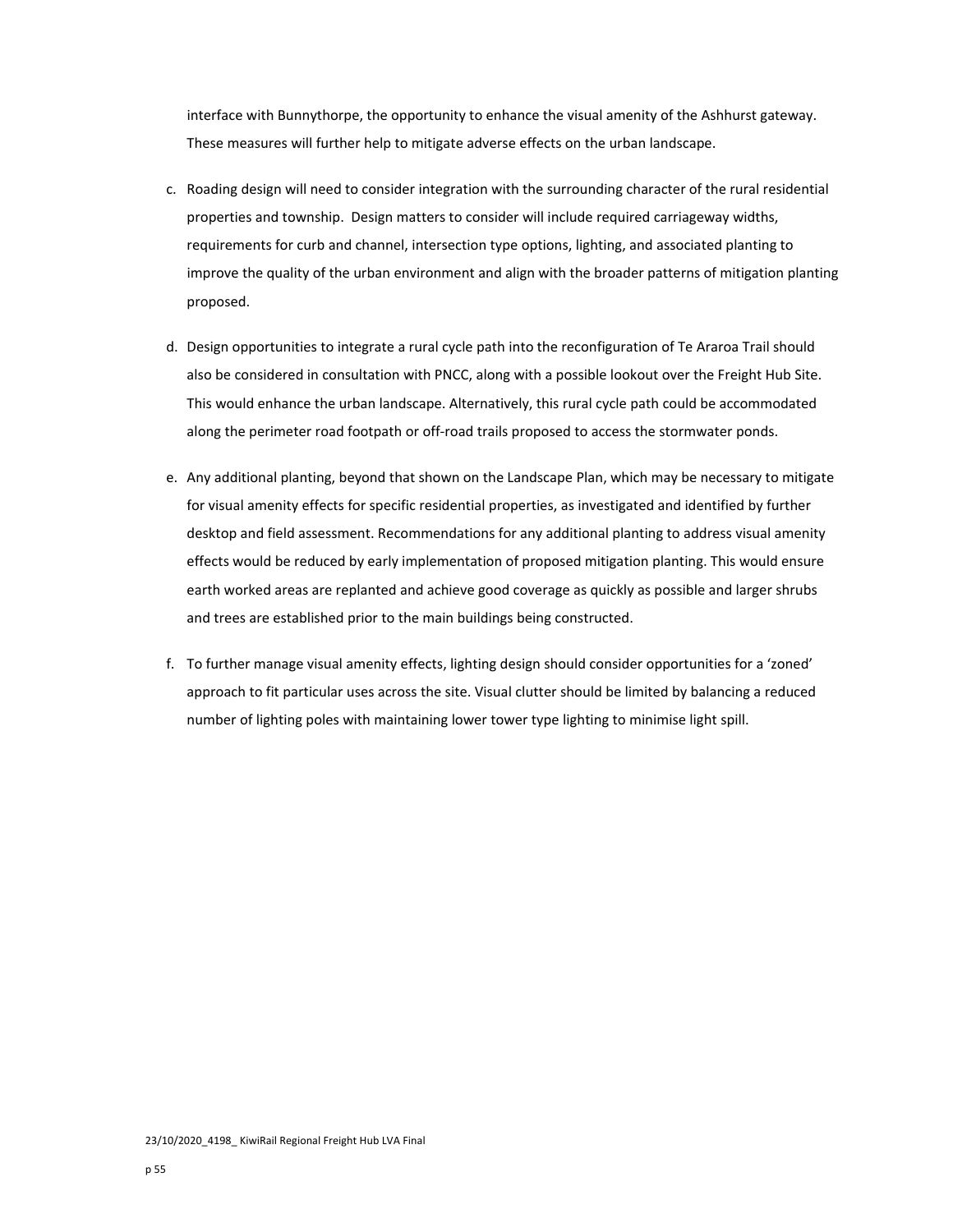interface with Bunnythorpe, the opportunity to enhance the visual amenity of the Ashhurst gateway. These measures will further help to mitigate adverse effects on the urban landscape.

c. Roading design will need to consider integration with the surrounding character of the rural residential properties and township. Design matters to consider will include required carriageway widths, requirements for curb and channel, intersection type options, lighting, and associated planting to improve the quality of the urban environment and align with the broader patterns of mitigation planting proposed.

d. Design opportunities to integrate a rural cycle path into the reconfiguration of Te Araroa Trail should also be considered in consultation with PNCC, along with a possible lookout over the Freight Hub Site. This would enhance the urban landscape. Alternatively, this rural cycle path could be accommodated along the perimeter road footpath or off-road trails proposed to access the stormwater ponds.

e. Any additional planting, beyond that shown on the Landscape Plan, which may be necessary to mitigate for visual amenity effects for specific residential properties, as investigated and identified by further desktop and field assessment. Recommendations for any additional planting to address visual amenity effects would be reduced by early implementation of proposed mitigation planting. This would ensure earth worked areas are replanted and achieve good coverage as quickly as possible and larger shrubs and trees are established prior to the main buildings being constructed.

f. To further manage visual amenity effects, lighting design should consider opportunities for a 'zoned' approach to fit particular uses across the site. Visual clutter should be limited by balancing a reduced number of lighting poles with maintaining lower tower type lighting to minimise light spill.